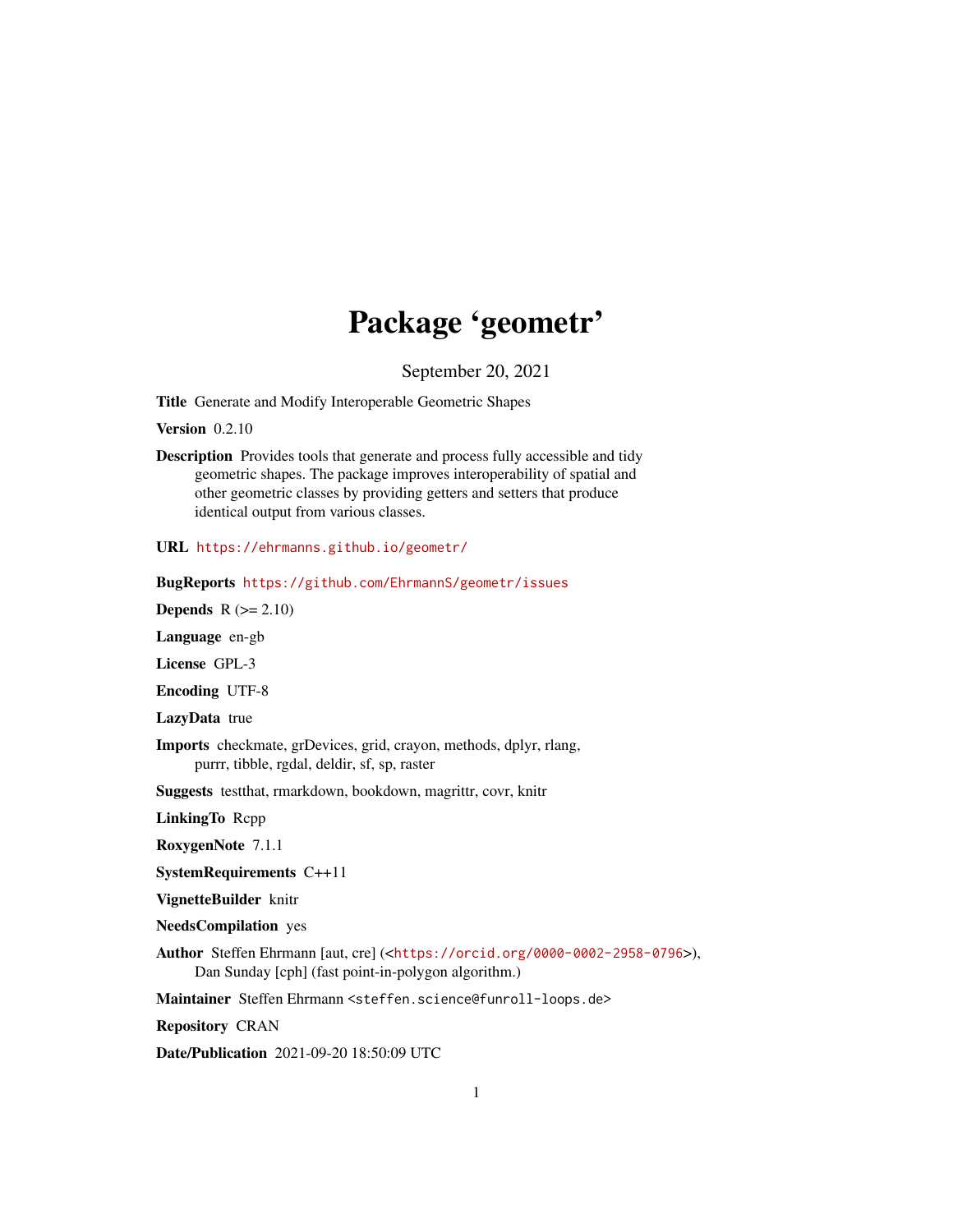# Package 'geometr'

September 20, 2021

**Title** Generate and Modify Interoperable Geometric Shapes

**Version** 0.2.10

**Description** Provides tools that generate and process fully accessible and tidy geometric shapes. The package improves interoperability of spatial and other geometric classes by providing getters and setters that produce identical output from various classes.

**URL** https://ehrmanns.github.io/geometr/

**BugReports** https://github.com/EhrmannS/geometr/issues

**Depends** R (>= 2.10)

**Language** en-gb

**License** GPL-3

**Encoding** UTF-8

**LazyData** true

**Imports** checkmate, grDevices, grid, crayon, methods, dplyr, rlang, purrr, tibble, rgdal, deldir, sf, sp, raster

**Suggests** testthat, rmarkdown, bookdown, magrittr, covr, knitr

**LinkingTo** Rcpp

**RoxygenNote** 7.1.1

**SystemRequirements** C++11

**VignetteBuilder** knitr

**NeedsCompilation** yes

**Author** Steffen Ehrmann [aut, cre] (<https://orcid.org/0000-0002-2958-0796>), Dan Sunday [cph] (fast point-in-polygon algorithm.)

**Maintainer** Steffen Ehrmann <steffen.science@funroll-loops.de>

**Repository** CRAN

**Date/Publication** 2021-09-20 18:50:09 UTC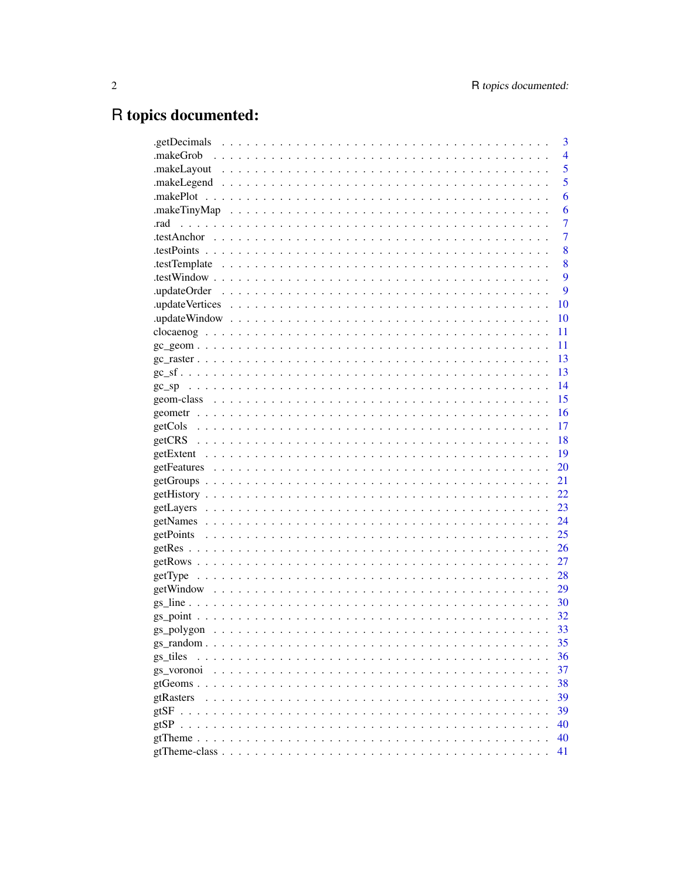# R topics documented:

| | |
|---|---|
| .getDecimals | 3 |
| .makeGrob | 4 |
| .makeLayout | 5 |
| .makeLegend | 5 |
| .makePlot | 6 |
| .makeTinyMap | 6 |
| .rad | 7 |
| .testAnchor | 7 |
| .testPoints | 8 |
| .testTemplate | 8 |
| .testWindow | 9 |
| .updateOrder | 9 |
| .updateVertices | 10 |
| .updateWindow | 10 |
| clocaenog | 11 |
| gc_geom | 11 |
| gc_raster | 13 |
| gc_sf | 13 |
| gc_sp | 14 |
| geom-class | 15 |
| geometr | 16 |
| getCols | 17 |
| getCRS | 18 |
| getExtent | 19 |
| getFeatures | 20 |
| getGroups | 21 |
| getHistory | 22 |
| getLayers | 23 |
| getNames | 24 |
| getPoints | 25 |
| getRes | 26 |
| getRows | 27 |
| getType | 28 |
| getWindow | 29 |
| gs_line | 30 |
| gs_point | 32 |
| gs_polygon | 33 |
| gs_random | 35 |
| gs_tiles | 36 |
| gs_voronoi | 37 |
| gtGeoms | 38 |
| gtRasters | 39 |
| gtSF | 39 |
| gtSP | 40 |
| gtTheme | 40 |
| gtTheme-class | 41 |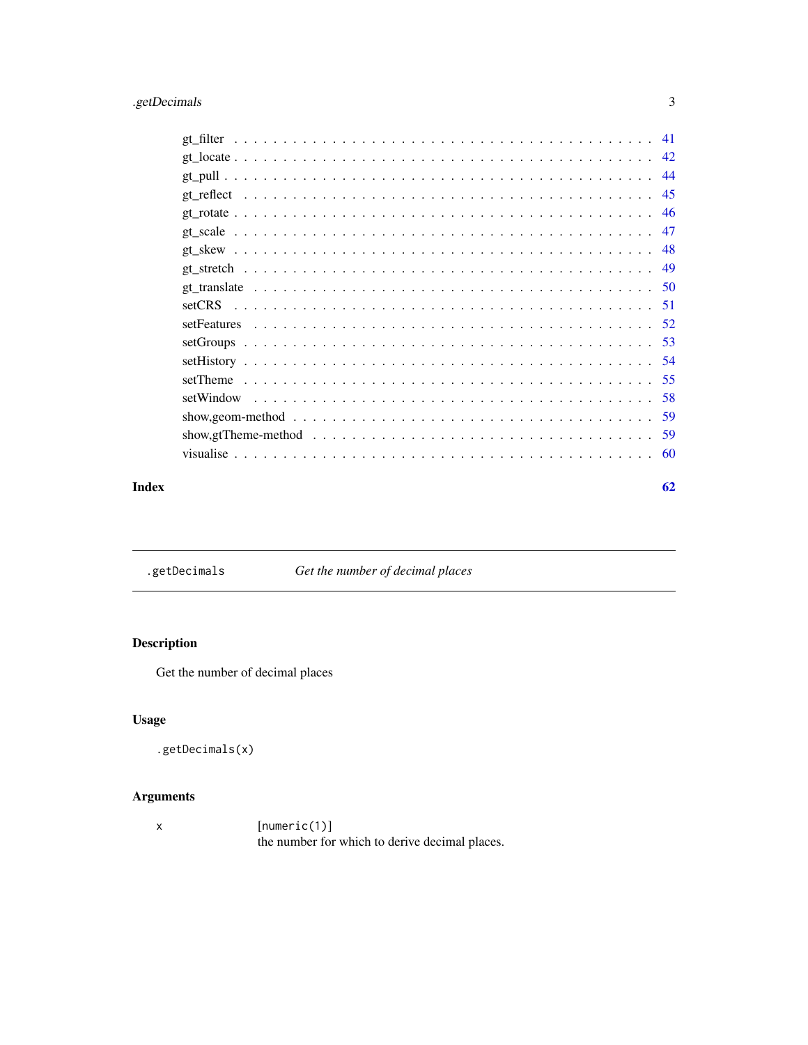gt_filter . . . . . . . . . . . . . . . . . . . . . . . . . . . . . . . . . . . . . . 41
gt_locate . . . . . . . . . . . . . . . . . . . . . . . . . . . . . . . . . . . . . . 42
gt_pull . . . . . . . . . . . . . . . . . . . . . . . . . . . . . . . . . . . . . . . 44
gt_reflect . . . . . . . . . . . . . . . . . . . . . . . . . . . . . . . . . . . . . 45
gt_rotate . . . . . . . . . . . . . . . . . . . . . . . . . . . . . . . . . . . . . . 46
gt_scale . . . . . . . . . . . . . . . . . . . . . . . . . . . . . . . . . . . . . . 47
gt_skew . . . . . . . . . . . . . . . . . . . . . . . . . . . . . . . . . . . . . . . 48
gt_stretch . . . . . . . . . . . . . . . . . . . . . . . . . . . . . . . . . . . . . 49
gt_translate . . . . . . . . . . . . . . . . . . . . . . . . . . . . . . . . . . . . 50
setCRS . . . . . . . . . . . . . . . . . . . . . . . . . . . . . . . . . . . . . . . 51
setFeatures . . . . . . . . . . . . . . . . . . . . . . . . . . . . . . . . . . . . 52
setGroups . . . . . . . . . . . . . . . . . . . . . . . . . . . . . . . . . . . . . 53
setHistory . . . . . . . . . . . . . . . . . . . . . . . . . . . . . . . . . . . . . 54
setTheme . . . . . . . . . . . . . . . . . . . . . . . . . . . . . . . . . . . . . . 55
setWindow . . . . . . . . . . . . . . . . . . . . . . . . . . . . . . . . . . . . . 58
show,geom-method . . . . . . . . . . . . . . . . . . . . . . . . . . . . . . . . . 59
show,gtTheme-method . . . . . . . . . . . . . . . . . . . . . . . . . . . . . . . 59
visualise . . . . . . . . . . . . . . . . . . . . . . . . . . . . . . . . . . . . . . 60

**Index** **62**

---

`.getDecimals` *Get the number of decimal places*

---

## Description

Get the number of decimal places

## Usage

```
.getDecimals(x)
```

## Arguments

| | |
|---|---|
| x | [numeric(1)] the number for which to derive decimal places. |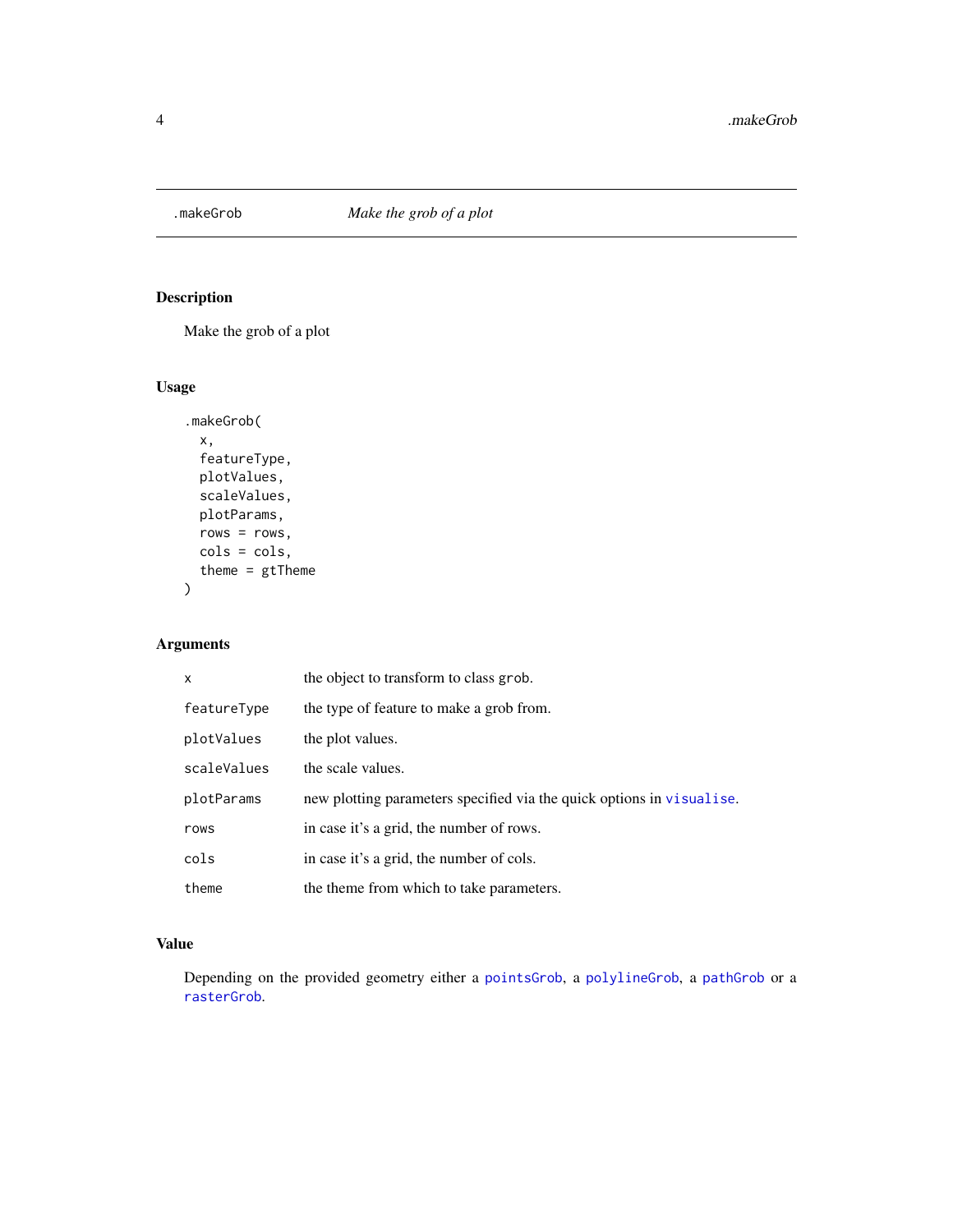## .makeGrob    *Make the grob of a plot*

### Description

Make the grob of a plot

### Usage

```
.makeGrob(
  x,
  featureType,
  plotValues,
  scaleValues,
  plotParams,
  rows = rows,
  cols = cols,
  theme = gtTheme
)
```

### Arguments

| | |
|---|---|
| `x` | the object to transform to class `grob`. |
| `featureType` | the type of feature to make a grob from. |
| `plotValues` | the plot values. |
| `scaleValues` | the scale values. |
| `plotParams` | new plotting parameters specified via the quick options in `visualise`. |
| `rows` | in case it's a grid, the number of rows. |
| `cols` | in case it's a grid, the number of cols. |
| `theme` | the theme from which to take parameters. |

### Value

Depending on the provided geometry either a `pointsGrob`, a `polylineGrob`, a `pathGrob` or a `rasterGrob`.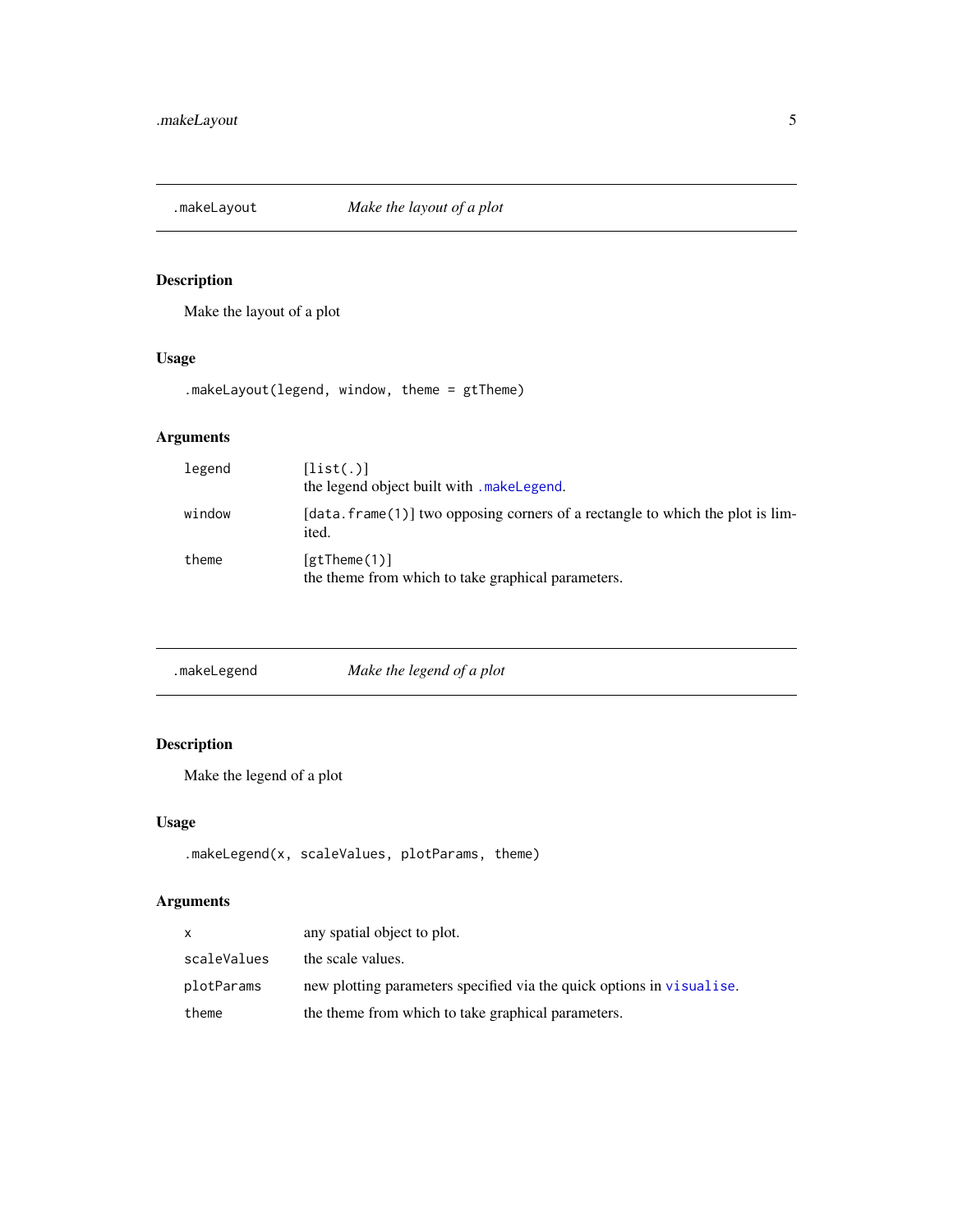## .makeLayout *Make the layout of a plot*

### Description

Make the layout of a plot

### Usage

```
.makeLayout(legend, window, theme = gtTheme)
```

### Arguments

| | |
|---|---|
| legend | [list(.)] the legend object built with .makeLegend. |
| window | [data.frame(1)] two opposing corners of a rectangle to which the plot is limited. |
| theme | [gtTheme(1)] the theme from which to take graphical parameters. |

## .makeLegend *Make the legend of a plot*

### Description

Make the legend of a plot

### Usage

```
.makeLegend(x, scaleValues, plotParams, theme)
```

### Arguments

| | |
|---|---|
| x | any spatial object to plot. |
| scaleValues | the scale values. |
| plotParams | new plotting parameters specified via the quick options in visualise. |
| theme | the theme from which to take graphical parameters. |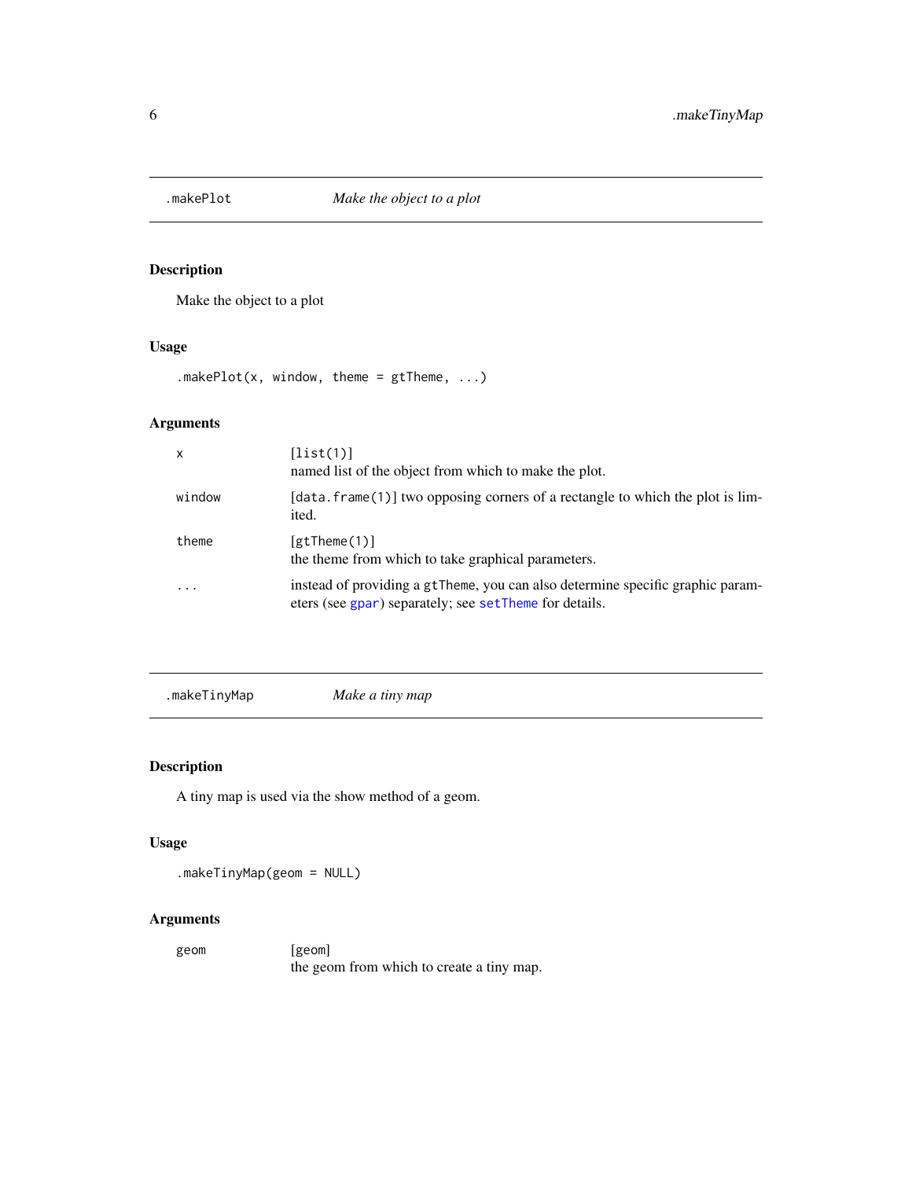## .makePlot — *Make the object to a plot*

### Description

Make the object to a plot

### Usage

```
.makePlot(x, window, theme = gtTheme, ...)
```

### Arguments

| | |
|---|---|
| `x` | `[list(1)]` named list of the object from which to make the plot. |
| `window` | `[data.frame(1)]` two opposing corners of a rectangle to which the plot is limited. |
| `theme` | `[gtTheme(1)]` the theme from which to take graphical parameters. |
| `...` | instead of providing a `gtTheme`, you can also determine specific graphic parameters (see `gpar`) separately; see `setTheme` for details. |

## .makeTinyMap — *Make a tiny map*

### Description

A tiny map is used via the show method of a geom.

### Usage

```
.makeTinyMap(geom = NULL)
```

### Arguments

| | |
|---|---|
| `geom` | `[geom]` the geom from which to create a tiny map. |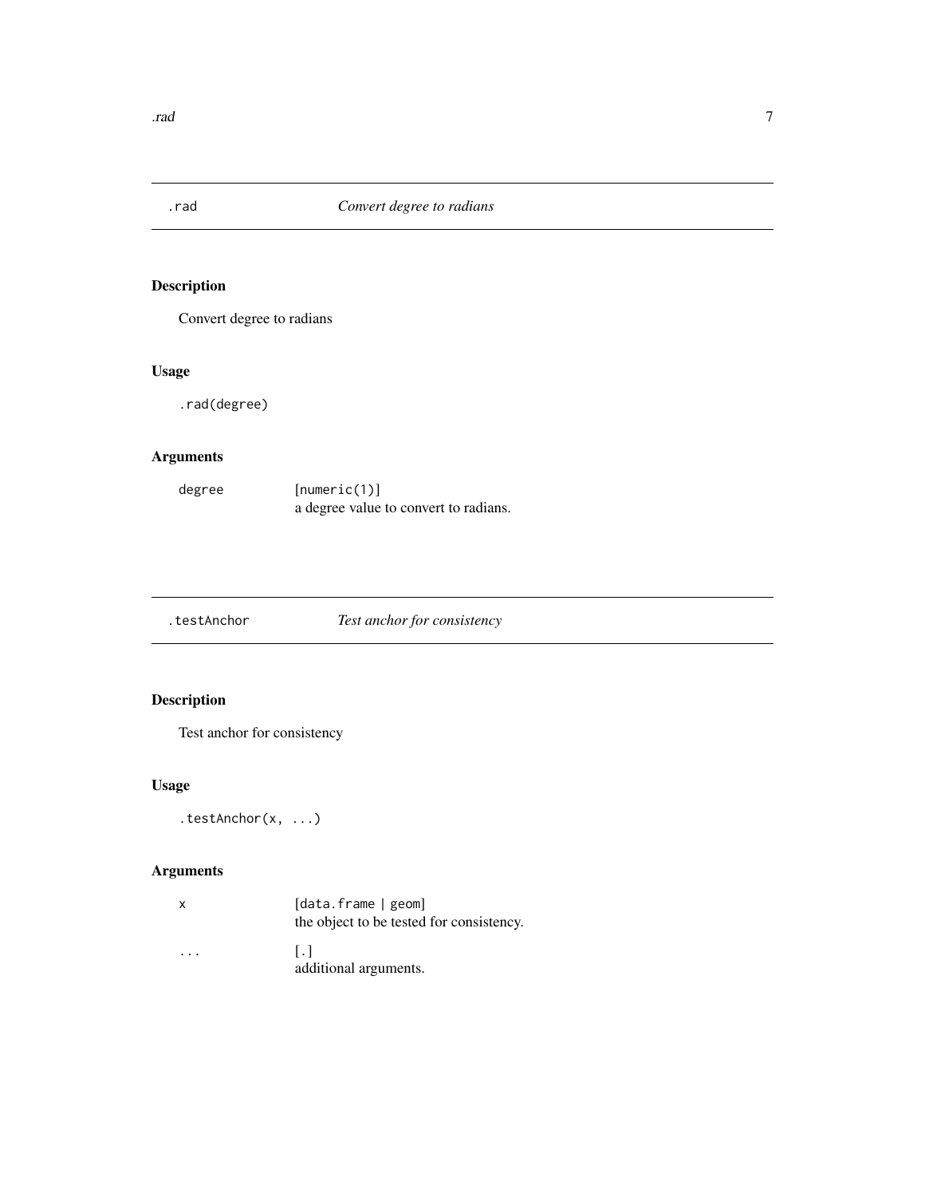## .rad — *Convert degree to radians*

### Description

Convert degree to radians

### Usage

```
.rad(degree)
```

### Arguments

| | |
|---|---|
| `degree` | `[numeric(1)]`<br>a degree value to convert to radians. |

## .testAnchor — *Test anchor for consistency*

### Description

Test anchor for consistency

### Usage

```
.testAnchor(x, ...)
```

### Arguments

| | |
|---|---|
| `x` | `[data.frame | geom]`<br>the object to be tested for consistency. |
| `...` | `[.]`<br>additional arguments. |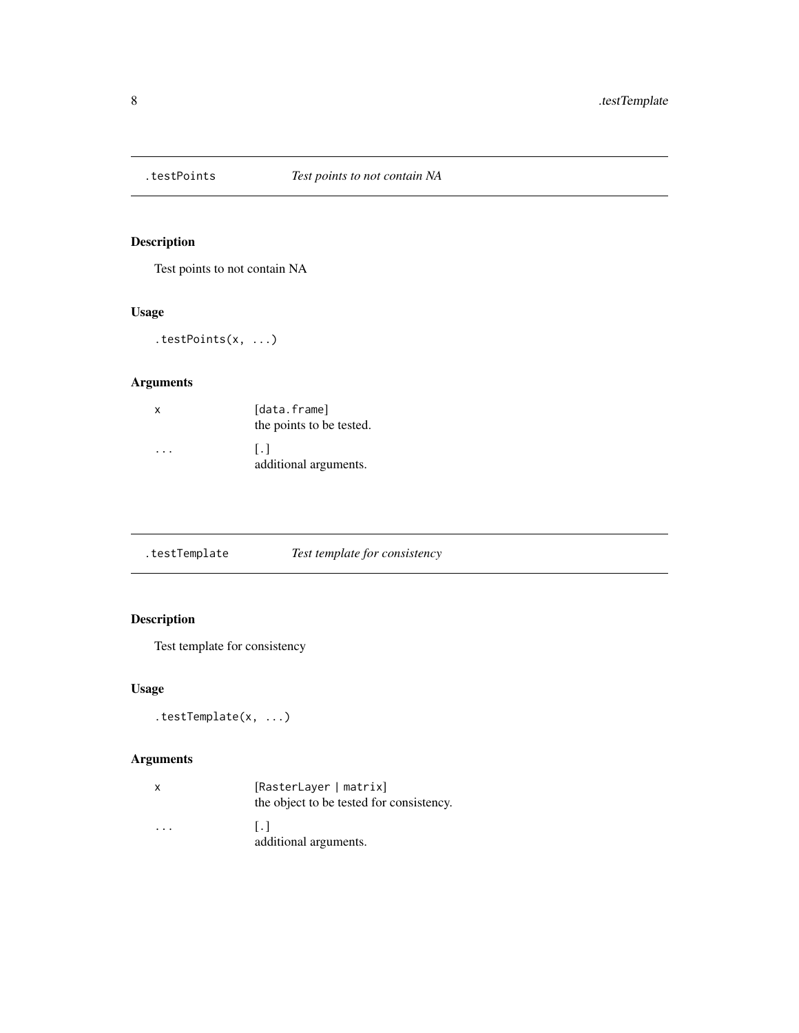## .testPoints *Test points to not contain NA*

### Description

Test points to not contain NA

### Usage

```
.testPoints(x, ...)
```

### Arguments

| | |
|---|---|
| x | [data.frame] the points to be tested. |
| ... | [.] additional arguments. |

## .testTemplate *Test template for consistency*

### Description

Test template for consistency

### Usage

```
.testTemplate(x, ...)
```

### Arguments

| | |
|---|---|
| x | [RasterLayer \| matrix] the object to be tested for consistency. |
| ... | [.] additional arguments. |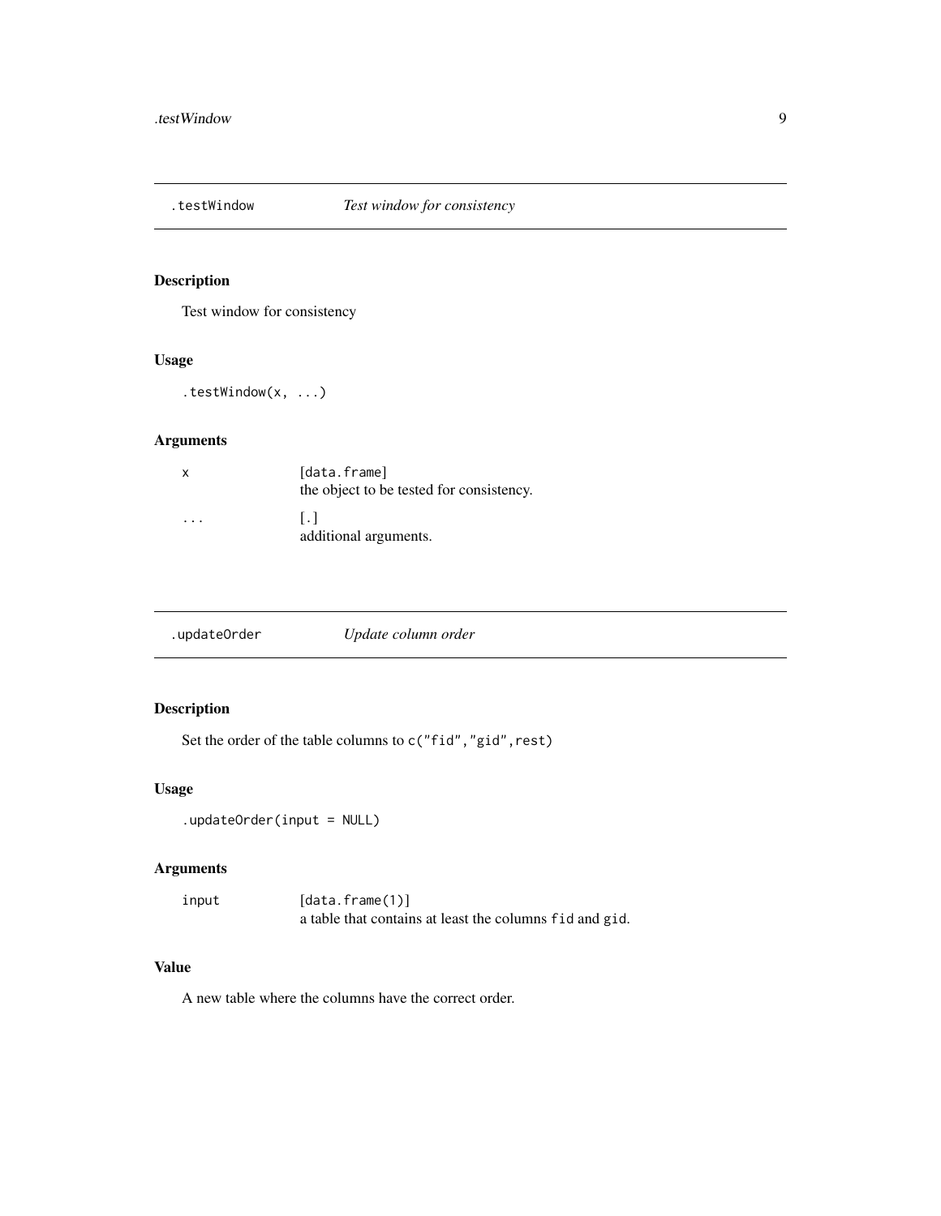## .testWindow    *Test window for consistency*

### Description

Test window for consistency

### Usage

```
.testWindow(x, ...)
```

### Arguments

| | |
|---|---|
| x | [data.frame]<br>the object to be tested for consistency. |
| ... | [.]<br>additional arguments. |

## .updateOrder    *Update column order*

### Description

Set the order of the table columns to `c("fid","gid",rest)`

### Usage

```
.updateOrder(input = NULL)
```

### Arguments

| | |
|---|---|
| input | [data.frame(1)]<br>a table that contains at least the columns `fid` and `gid`. |

### Value

A new table where the columns have the correct order.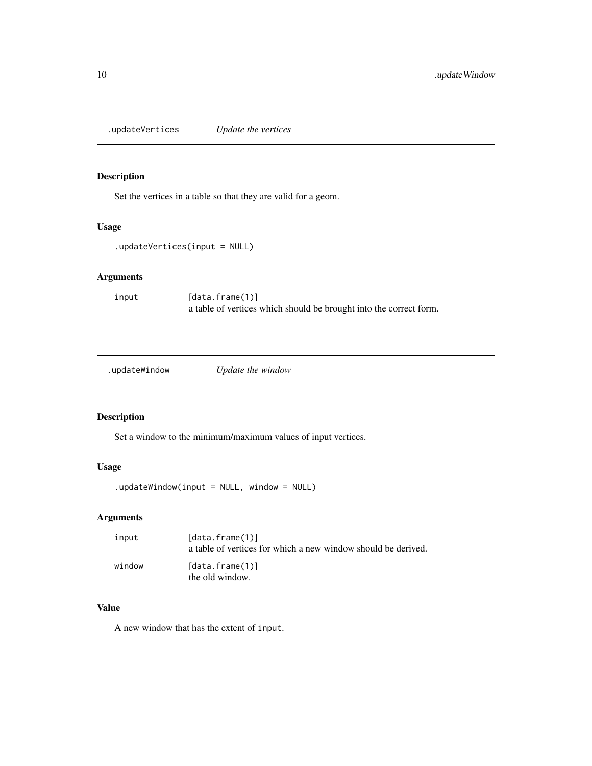## .updateVertices *Update the vertices*

### Description

Set the vertices in a table so that they are valid for a geom.

### Usage

```
.updateVertices(input = NULL)
```

### Arguments

| | |
|---|---|
| input | [data.frame(1)] a table of vertices which should be brought into the correct form. |

## .updateWindow *Update the window*

### Description

Set a window to the minimum/maximum values of input vertices.

### Usage

```
.updateWindow(input = NULL, window = NULL)
```

### Arguments

| | |
|---|---|
| input | [data.frame(1)] a table of vertices for which a new window should be derived. |
| window | [data.frame(1)] the old window. |

### Value

A new window that has the extent of `input`.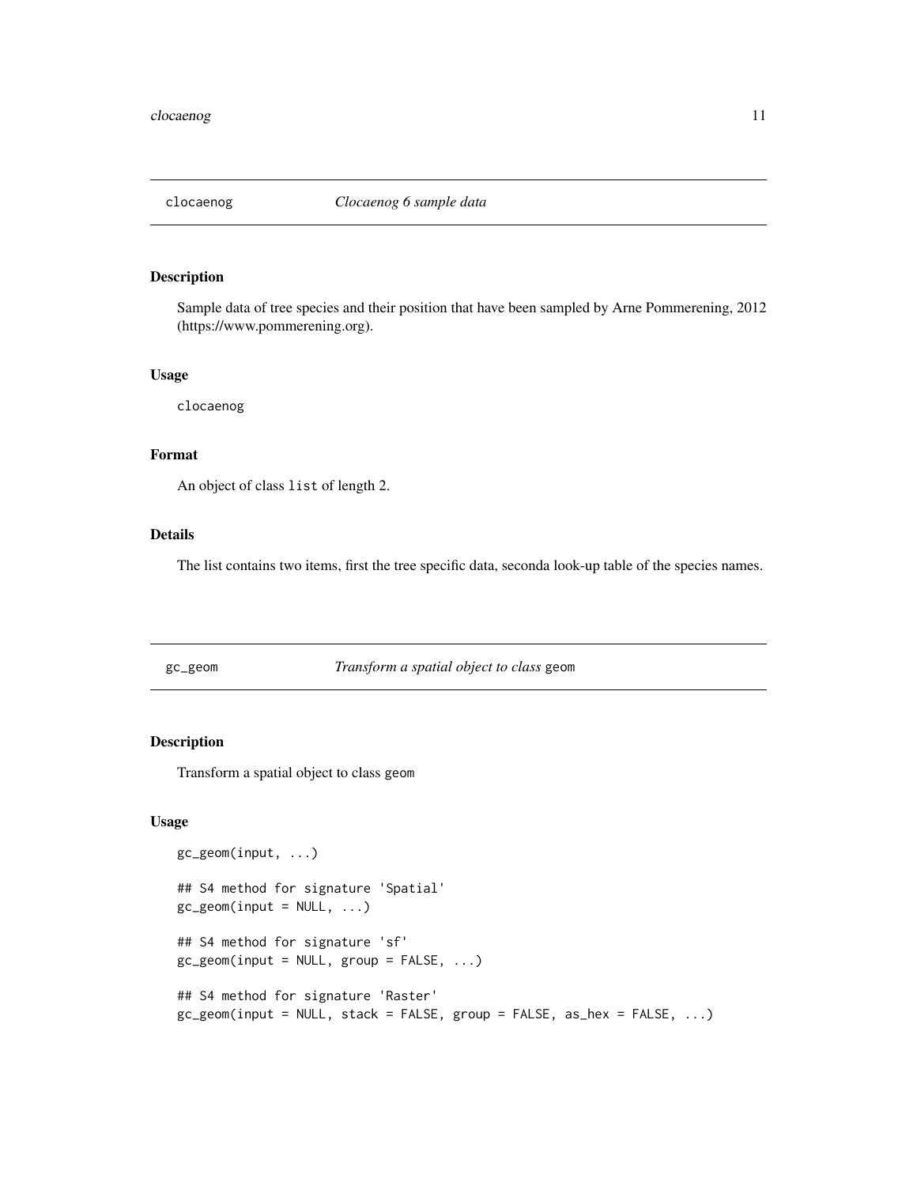## clocaenog — *Clocaenog 6 sample data*

### Description

Sample data of tree species and their position that have been sampled by Arne Pommerening, 2012 (https://www.pommerening.org).

### Usage

```
clocaenog
```

### Format

An object of class `list` of length 2.

### Details

The list contains two items, first the tree specific data, seconda look-up table of the species names.

## gc_geom — *Transform a spatial object to class* `geom`

### Description

Transform a spatial object to class `geom`

### Usage

```
gc_geom(input, ...)

## S4 method for signature 'Spatial'
gc_geom(input = NULL, ...)

## S4 method for signature 'sf'
gc_geom(input = NULL, group = FALSE, ...)

## S4 method for signature 'Raster'
gc_geom(input = NULL, stack = FALSE, group = FALSE, as_hex = FALSE, ...)
```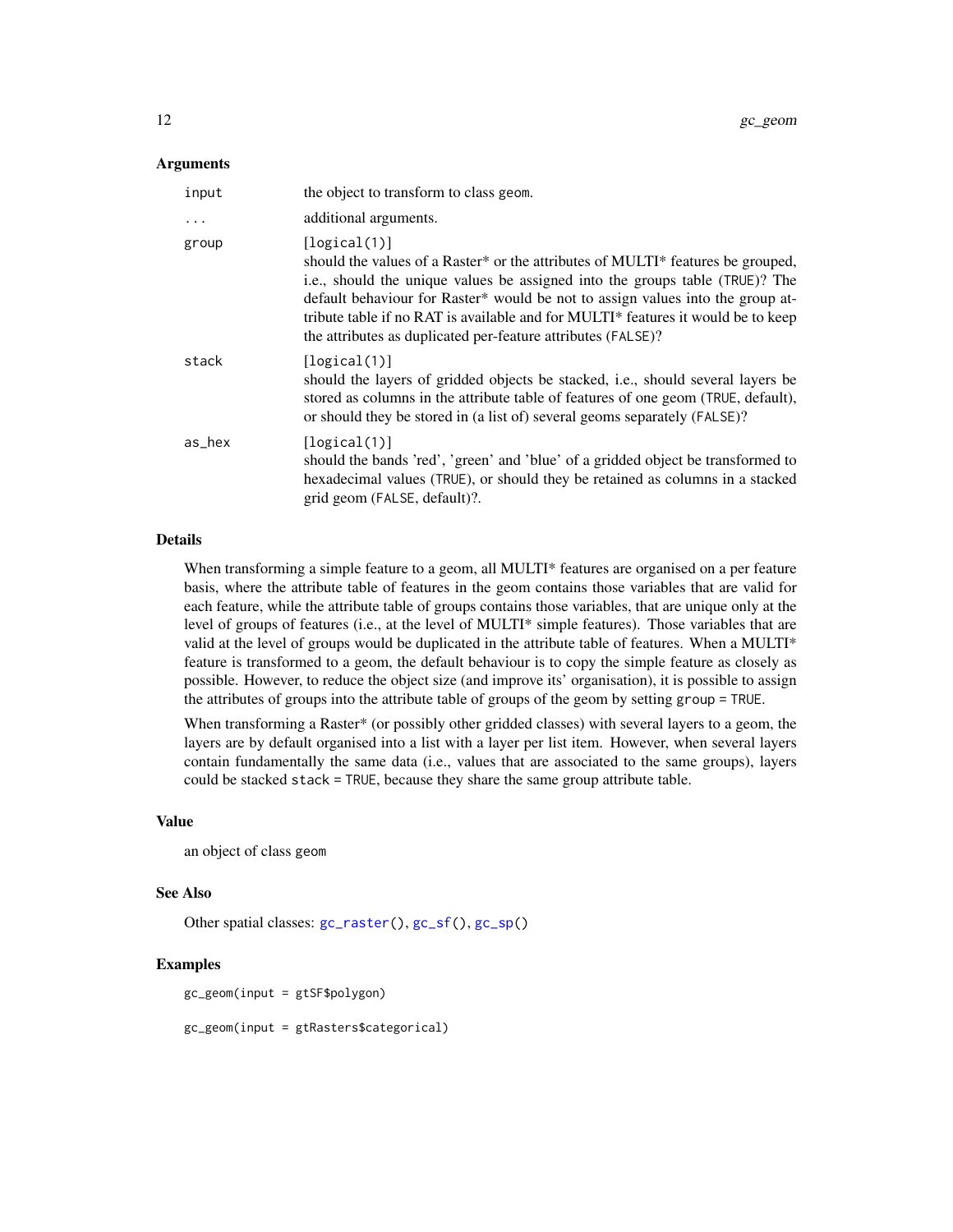## Arguments

| | |
|---|---|
| `input` | the object to transform to class `geom`. |
| `...` | additional arguments. |
| `group` | `[logical(1)]` should the values of a Raster* or the attributes of MULTI* features be grouped, i.e., should the unique values be assigned into the groups table (`TRUE`)? The default behaviour for Raster* would be not to assign values into the group attribute table if no RAT is available and for MULTI* features it would be to keep the attributes as duplicated per-feature attributes (`FALSE`)? |
| `stack` | `[logical(1)]` should the layers of gridded objects be stacked, i.e., should several layers be stored as columns in the attribute table of features of one geom (`TRUE`, default), or should they be stored in (a list of) several geoms separately (`FALSE`)? |
| `as_hex` | `[logical(1)]` should the bands 'red', 'green' and 'blue' of a gridded object be transformed to hexadecimal values (`TRUE`), or should they be retained as columns in a stacked grid geom (`FALSE`, default)?. |

## Details

When transforming a simple feature to a geom, all MULTI* features are organised on a per feature basis, where the attribute table of features in the geom contains those variables that are valid for each feature, while the attribute table of groups contains those variables, that are unique only at the level of groups of features (i.e., at the level of MULTI* simple features). Those variables that are valid at the level of groups would be duplicated in the attribute table of features. When a MULTI* feature is transformed to a geom, the default behaviour is to copy the simple feature as closely as possible. However, to reduce the object size (and improve its' organisation), it is possible to assign the attributes of groups into the attribute table of groups of the geom by setting `group = TRUE`.

When transforming a Raster* (or possibly other gridded classes) with several layers to a geom, the layers are by default organised into a list with a layer per list item. However, when several layers contain fundamentally the same data (i.e., values that are associated to the same groups), layers could be stacked `stack = TRUE`, because they share the same group attribute table.

## Value

an object of class `geom`

## See Also

Other spatial classes: `gc_raster()`, `gc_sf()`, `gc_sp()`

## Examples

```
gc_geom(input = gtSF$polygon)

gc_geom(input = gtRasters$categorical)
```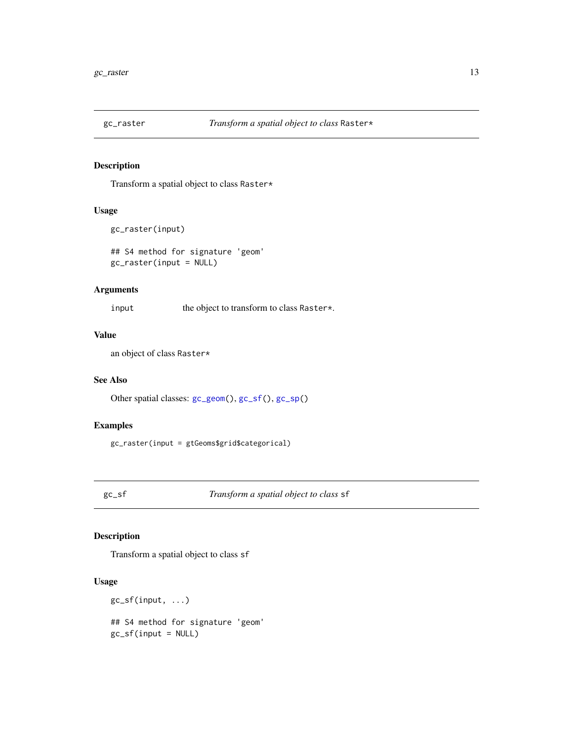## gc_raster — *Transform a spatial object to class* `Raster*`

### Description

Transform a spatial object to class `Raster*`

### Usage

```
gc_raster(input)

## S4 method for signature 'geom'
gc_raster(input = NULL)
```

### Arguments

| | |
|---|---|
| `input` | the object to transform to class `Raster*`. |

### Value

an object of class `Raster*`

### See Also

Other spatial classes: `gc_geom()`, `gc_sf()`, `gc_sp()`

### Examples

```
gc_raster(input = gtGeoms$grid$categorical)
```

## gc_sf — *Transform a spatial object to class* `sf`

### Description

Transform a spatial object to class `sf`

### Usage

```
gc_sf(input, ...)

## S4 method for signature 'geom'
gc_sf(input = NULL)
```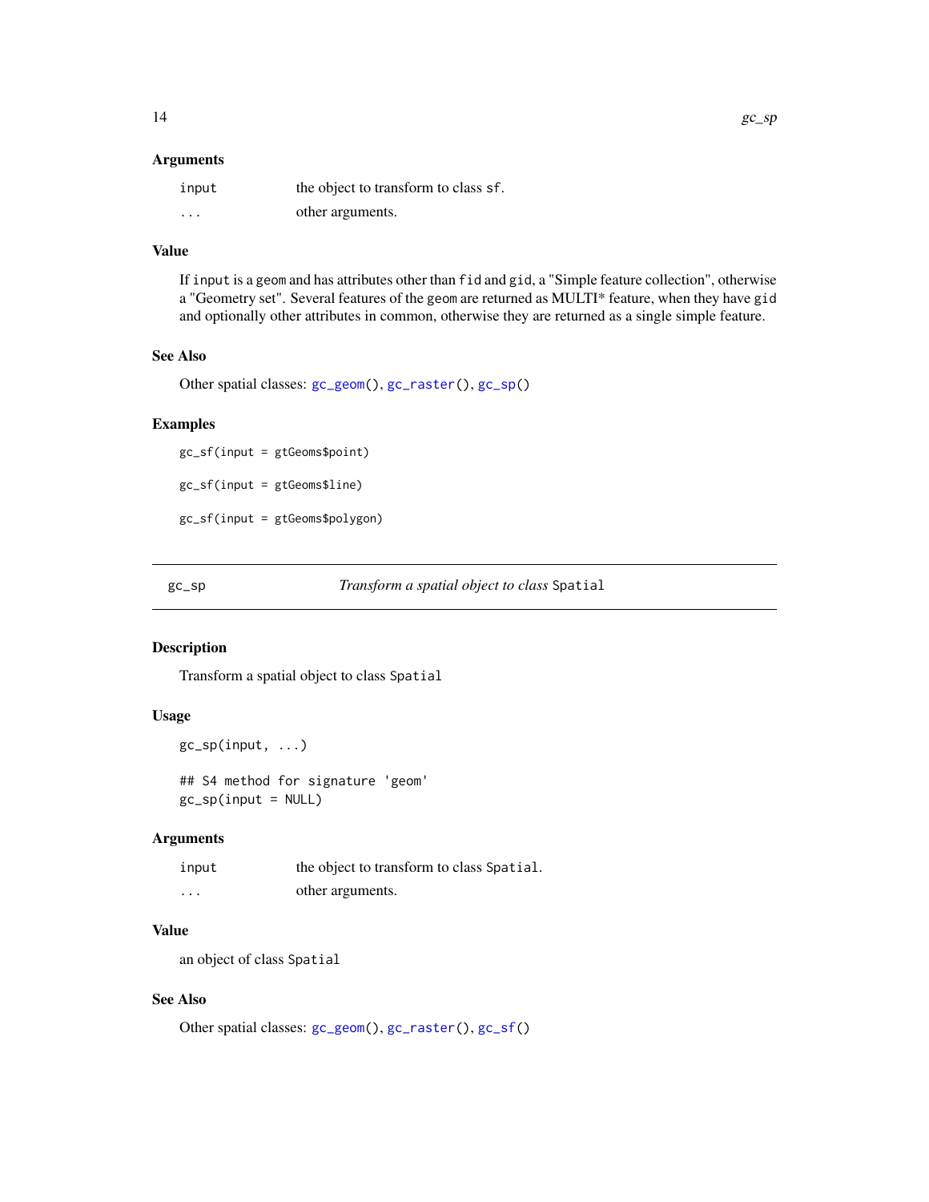### Arguments

| | |
|---|---|
| `input` | the object to transform to class `sf`. |
| `...` | other arguments. |

### Value

If `input` is a `geom` and has attributes other than `fid` and `gid`, a "Simple feature collection", otherwise a "Geometry set". Several features of the `geom` are returned as MULTI* feature, when they have `gid` and optionally other attributes in common, otherwise they are returned as a single simple feature.

### See Also

Other spatial classes: `gc_geom()`, `gc_raster()`, `gc_sp()`

### Examples

```
gc_sf(input = gtGeoms$point)

gc_sf(input = gtGeoms$line)

gc_sf(input = gtGeoms$polygon)
```

---

## gc_sp — *Transform a spatial object to class* `Spatial`

### Description

Transform a spatial object to class `Spatial`

### Usage

```
gc_sp(input, ...)

## S4 method for signature 'geom'
gc_sp(input = NULL)
```

### Arguments

| | |
|---|---|
| `input` | the object to transform to class `Spatial`. |
| `...` | other arguments. |

### Value

an object of class `Spatial`

### See Also

Other spatial classes: `gc_geom()`, `gc_raster()`, `gc_sf()`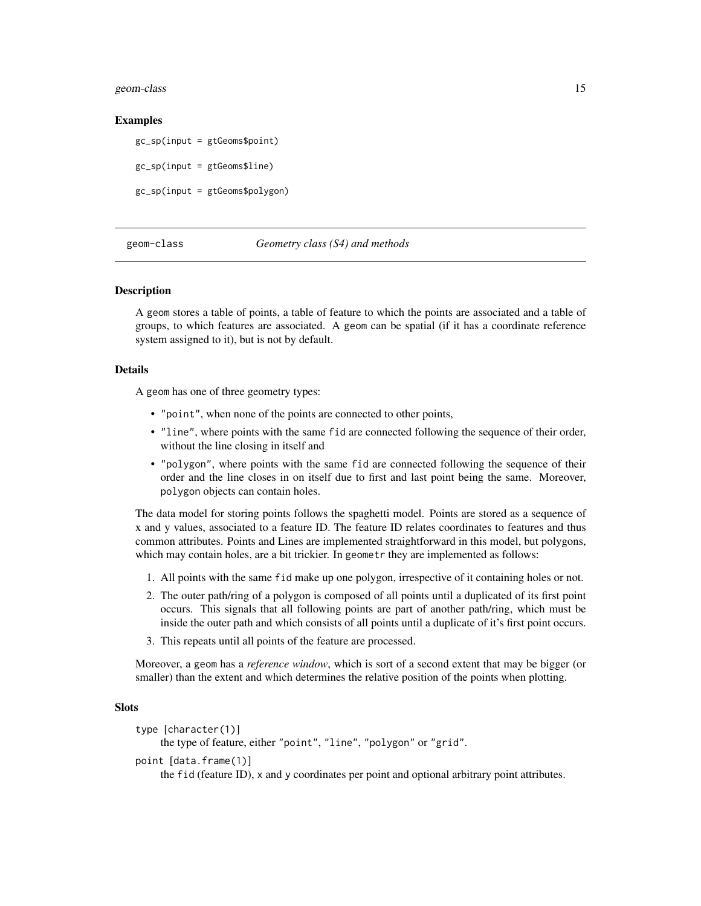### Examples

```
gc_sp(input = gtGeoms$point)

gc_sp(input = gtGeoms$line)

gc_sp(input = gtGeoms$polygon)
```

---

## geom-class *Geometry class (S4) and methods*

### Description

A geom stores a table of points, a table of feature to which the points are associated and a table of groups, to which features are associated. A geom can be spatial (if it has a coordinate reference system assigned to it), but is not by default.

### Details

A geom has one of three geometry types:

- "point", when none of the points are connected to other points,
- "line", where points with the same fid are connected following the sequence of their order, without the line closing in itself and
- "polygon", where points with the same fid are connected following the sequence of their order and the line closes in on itself due to first and last point being the same. Moreover, polygon objects can contain holes.

The data model for storing points follows the spaghetti model. Points are stored as a sequence of x and y values, associated to a feature ID. The feature ID relates coordinates to features and thus common attributes. Points and Lines are implemented straightforward in this model, but polygons, which may contain holes, are a bit trickier. In geometr they are implemented as follows:

1. All points with the same fid make up one polygon, irrespective of it containing holes or not.
2. The outer path/ring of a polygon is composed of all points until a duplicated of its first point occurs. This signals that all following points are part of another path/ring, which must be inside the outer path and which consists of all points until a duplicate of it's first point occurs.
3. This repeats until all points of the feature are processed.

Moreover, a geom has a *reference window*, which is sort of a second extent that may be bigger (or smaller) than the extent and which determines the relative position of the points when plotting.

### Slots

type [character(1)]
: the type of feature, either "point", "line", "polygon" or "grid".

point [data.frame(1)]
: the fid (feature ID), x and y coordinates per point and optional arbitrary point attributes.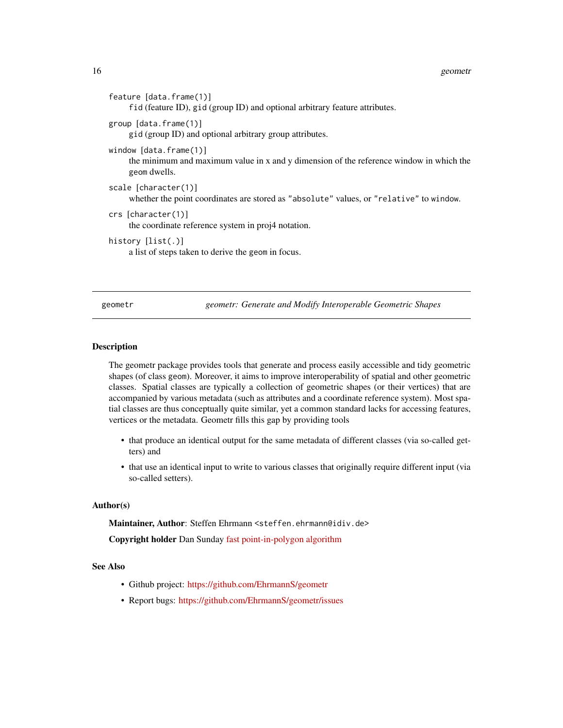feature [data.frame(1)]
: fid (feature ID), gid (group ID) and optional arbitrary feature attributes.

group [data.frame(1)]
: gid (group ID) and optional arbitrary group attributes.

window [data.frame(1)]
: the minimum and maximum value in x and y dimension of the reference window in which the geom dwells.

scale [character(1)]
: whether the point coordinates are stored as "absolute" values, or "relative" to window.

crs [character(1)]
: the coordinate reference system in proj4 notation.

history [list(.)]
: a list of steps taken to derive the geom in focus.

---

geometr — *geometr: Generate and Modify Interoperable Geometric Shapes*

---

## Description

The geometr package provides tools that generate and process easily accessible and tidy geometric shapes (of class geom). Moreover, it aims to improve interoperability of spatial and other geometric classes. Spatial classes are typically a collection of geometric shapes (or their vertices) that are accompanied by various metadata (such as attributes and a coordinate reference system). Most spatial classes are thus conceptually quite similar, yet a common standard lacks for accessing features, vertices or the metadata. Geometr fills this gap by providing tools

- that produce an identical output for the same metadata of different classes (via so-called getters) and
- that use an identical input to write to various classes that originally require different input (via so-called setters).

## Author(s)

**Maintainer, Author**: Steffen Ehrmann <steffen.ehrmann@idiv.de>

**Copyright holder** Dan Sunday fast point-in-polygon algorithm

## See Also

- Github project: https://github.com/EhrmannS/geometr
- Report bugs: https://github.com/EhrmannS/geometr/issues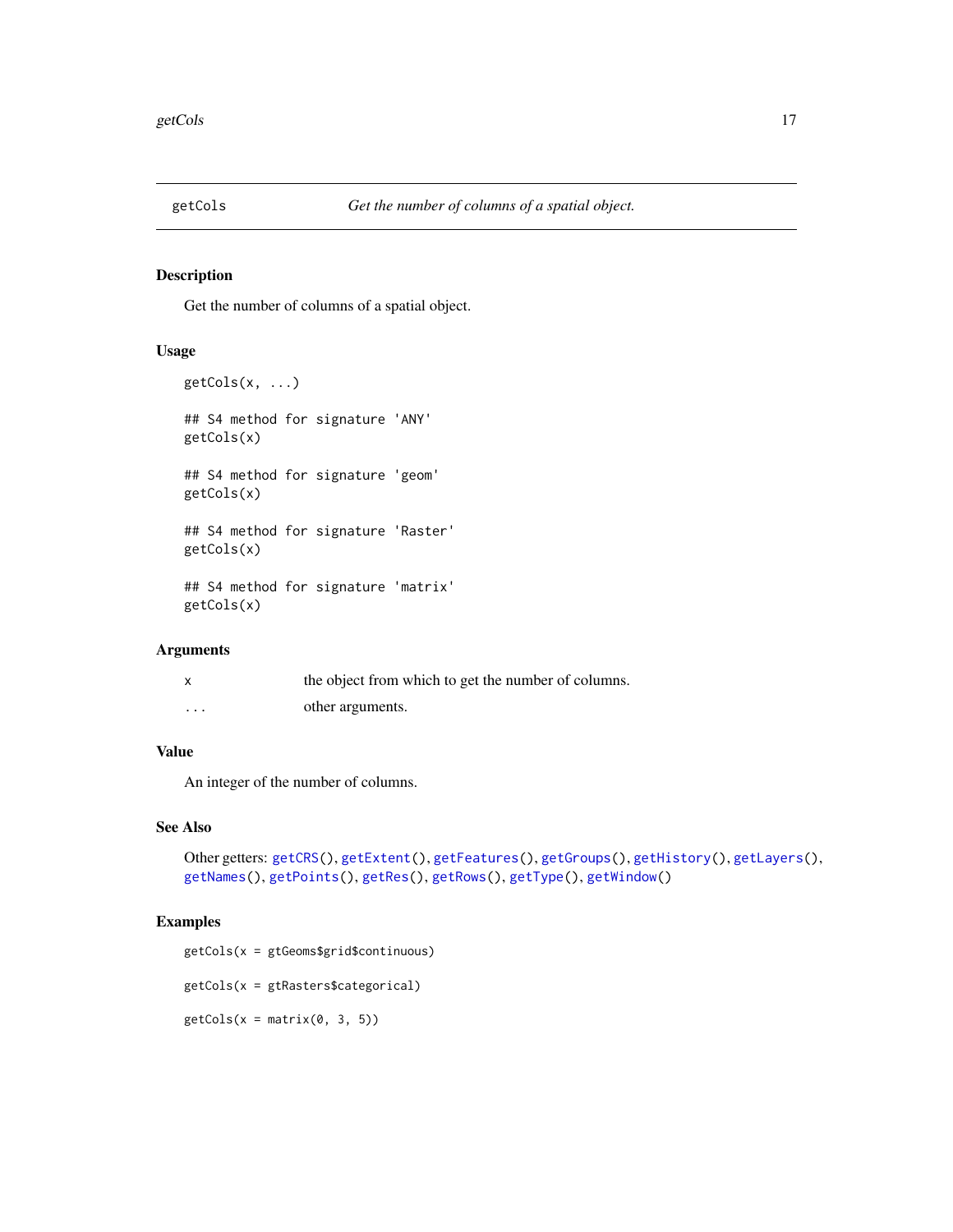# getCols — *Get the number of columns of a spatial object.*

## Description

Get the number of columns of a spatial object.

## Usage

```
getCols(x, ...)

## S4 method for signature 'ANY'
getCols(x)

## S4 method for signature 'geom'
getCols(x)

## S4 method for signature 'Raster'
getCols(x)

## S4 method for signature 'matrix'
getCols(x)
```

## Arguments

| | |
|---|---|
| x | the object from which to get the number of columns. |
| ... | other arguments. |

## Value

An integer of the number of columns.

## See Also

Other getters: getCRS(), getExtent(), getFeatures(), getGroups(), getHistory(), getLayers(), getNames(), getPoints(), getRes(), getRows(), getType(), getWindow()

## Examples

```
getCols(x = gtGeoms$grid$continuous)

getCols(x = gtRasters$categorical)

getCols(x = matrix(0, 3, 5))
```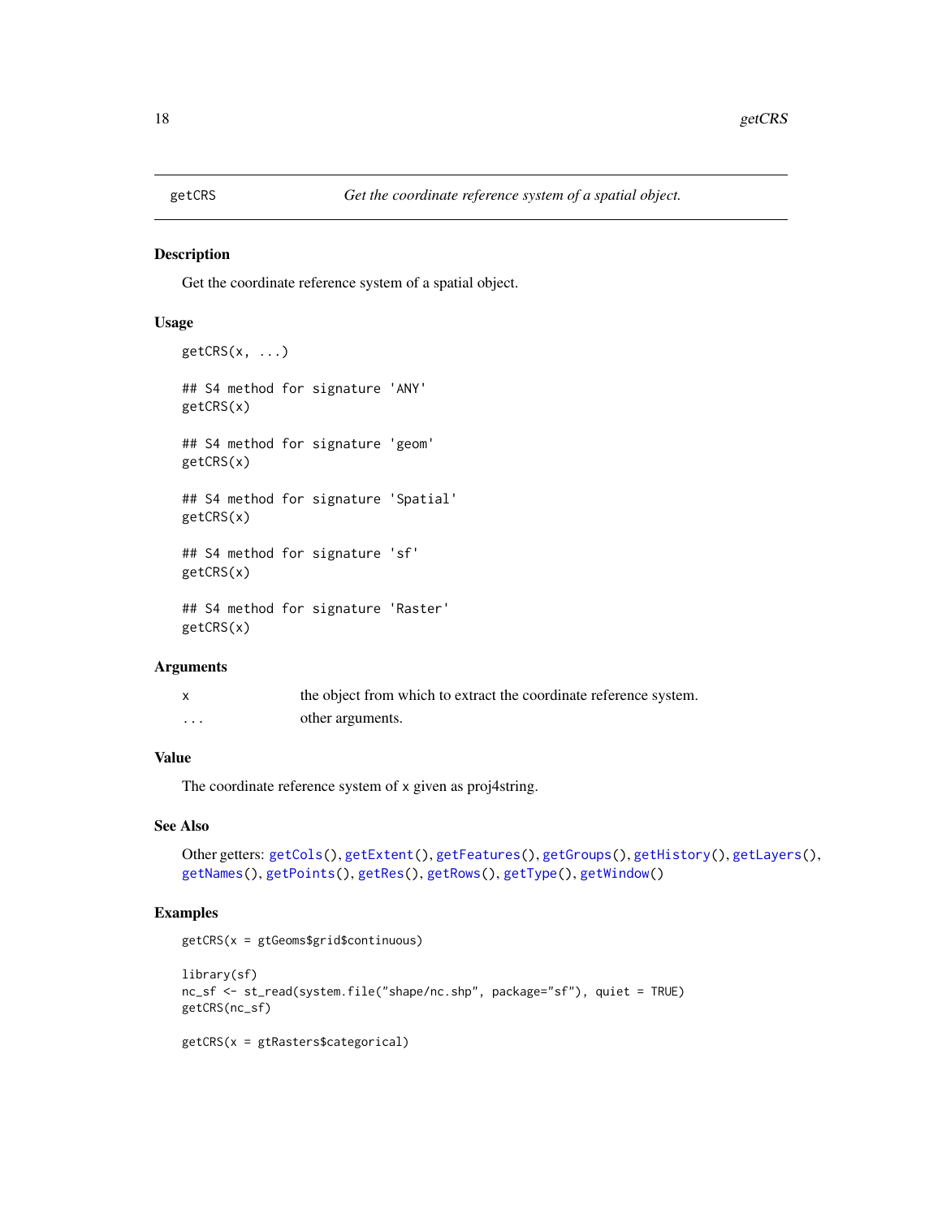# getCRS

*Get the coordinate reference system of a spatial object.*

## Description

Get the coordinate reference system of a spatial object.

## Usage

```
getCRS(x, ...)

## S4 method for signature 'ANY'
getCRS(x)

## S4 method for signature 'geom'
getCRS(x)

## S4 method for signature 'Spatial'
getCRS(x)

## S4 method for signature 'sf'
getCRS(x)

## S4 method for signature 'Raster'
getCRS(x)
```

## Arguments

| | |
|---|---|
| x | the object from which to extract the coordinate reference system. |
| ... | other arguments. |

## Value

The coordinate reference system of x given as proj4string.

## See Also

Other getters: getCols(), getExtent(), getFeatures(), getGroups(), getHistory(), getLayers(), getNames(), getPoints(), getRes(), getRows(), getType(), getWindow()

## Examples

```
getCRS(x = gtGeoms$grid$continuous)

library(sf)
nc_sf <- st_read(system.file("shape/nc.shp", package="sf"), quiet = TRUE)
getCRS(nc_sf)

getCRS(x = gtRasters$categorical)
```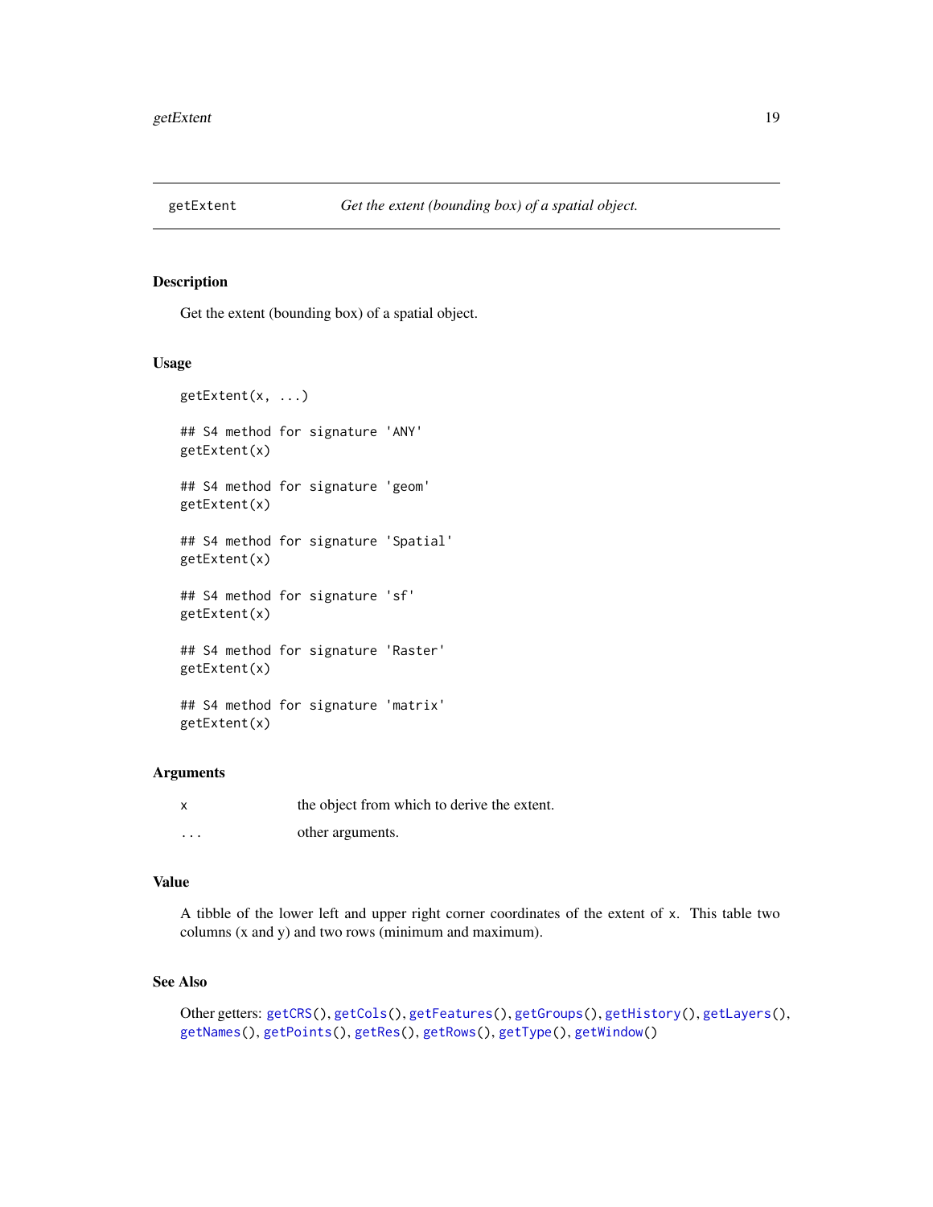## getExtent — *Get the extent (bounding box) of a spatial object.*

### Description

Get the extent (bounding box) of a spatial object.

### Usage

```
getExtent(x, ...)

## S4 method for signature 'ANY'
getExtent(x)

## S4 method for signature 'geom'
getExtent(x)

## S4 method for signature 'Spatial'
getExtent(x)

## S4 method for signature 'sf'
getExtent(x)

## S4 method for signature 'Raster'
getExtent(x)

## S4 method for signature 'matrix'
getExtent(x)
```

### Arguments

| | |
|---|---|
| x | the object from which to derive the extent. |
| ... | other arguments. |

### Value

A tibble of the lower left and upper right corner coordinates of the extent of x. This table two columns (x and y) and two rows (minimum and maximum).

### See Also

Other getters: getCRS(), getCols(), getFeatures(), getGroups(), getHistory(), getLayers(), getNames(), getPoints(), getRes(), getRows(), getType(), getWindow()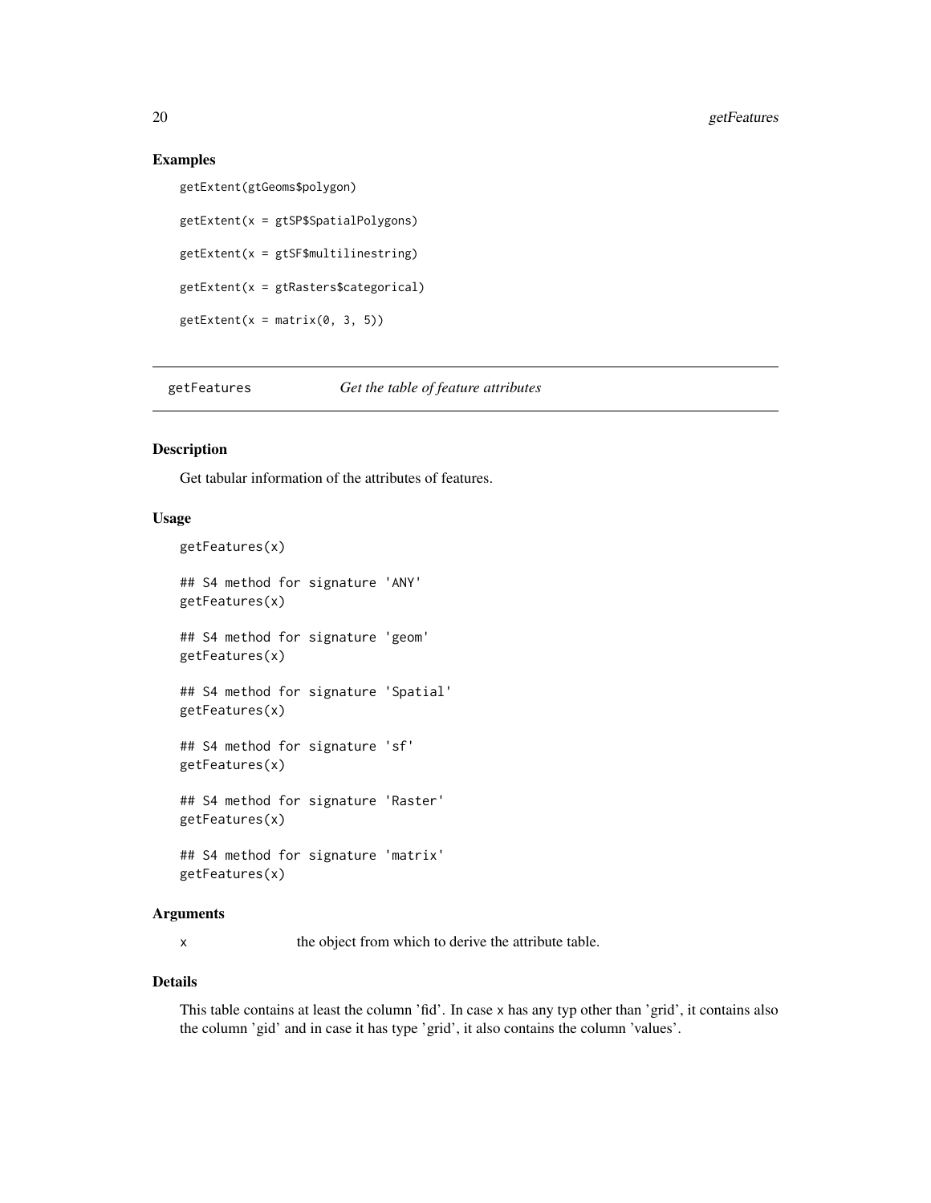## Examples

```
getExtent(gtGeoms$polygon)

getExtent(x = gtSP$SpatialPolygons)

getExtent(x = gtSF$multilinestring)

getExtent(x = gtRasters$categorical)

getExtent(x = matrix(0, 3, 5))
```

---

# getFeatures *Get the table of feature attributes*

---

## Description

Get tabular information of the attributes of features.

## Usage

```
getFeatures(x)

## S4 method for signature 'ANY'
getFeatures(x)

## S4 method for signature 'geom'
getFeatures(x)

## S4 method for signature 'Spatial'
getFeatures(x)

## S4 method for signature 'sf'
getFeatures(x)

## S4 method for signature 'Raster'
getFeatures(x)

## S4 method for signature 'matrix'
getFeatures(x)
```

## Arguments

| | |
|---|---|
| x | the object from which to derive the attribute table. |

## Details

This table contains at least the column 'fid'. In case x has any typ other than 'grid', it contains also the column 'gid' and in case it has type 'grid', it also contains the column 'values'.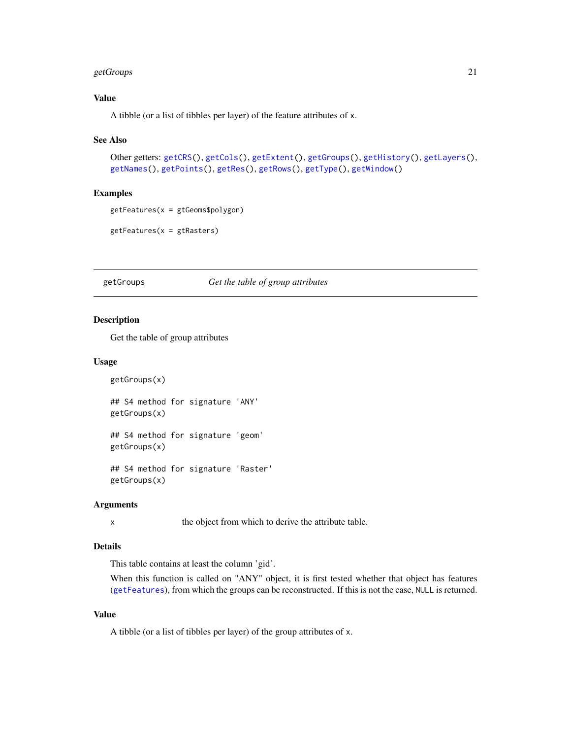## Value

A tibble (or a list of tibbles per layer) of the feature attributes of x.

## See Also

Other getters: getCRS(), getCols(), getExtent(), getGroups(), getHistory(), getLayers(), getNames(), getPoints(), getRes(), getRows(), getType(), getWindow()

## Examples

```
getFeatures(x = gtGeoms$polygon)

getFeatures(x = gtRasters)
```

---

# getGroups — *Get the table of group attributes*

## Description

Get the table of group attributes

## Usage

```
getGroups(x)

## S4 method for signature 'ANY'
getGroups(x)

## S4 method for signature 'geom'
getGroups(x)

## S4 method for signature 'Raster'
getGroups(x)
```

## Arguments

| | |
|---|---|
| x | the object from which to derive the attribute table. |

## Details

This table contains at least the column 'gid'.

When this function is called on "ANY" object, it is first tested whether that object has features (getFeatures), from which the groups can be reconstructed. If this is not the case, NULL is returned.

## Value

A tibble (or a list of tibbles per layer) of the group attributes of x.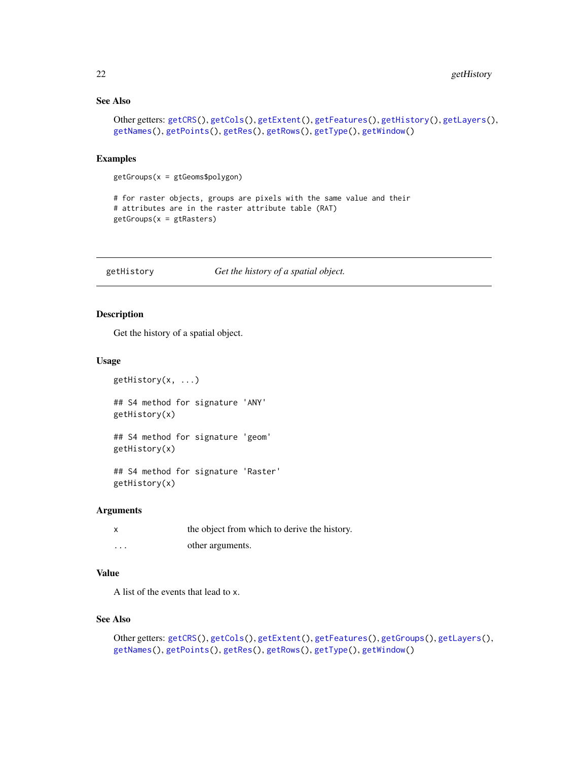### See Also

Other getters: getCRS(), getCols(), getExtent(), getFeatures(), getHistory(), getLayers(), getNames(), getPoints(), getRes(), getRows(), getType(), getWindow()

### Examples

```
getGroups(x = gtGeoms$polygon)

# for raster objects, groups are pixels with the same value and their
# attributes are in the raster attribute table (RAT)
getGroups(x = gtRasters)
```

---

## getHistory *Get the history of a spatial object.*

---

### Description

Get the history of a spatial object.

### Usage

```
getHistory(x, ...)

## S4 method for signature 'ANY'
getHistory(x)

## S4 method for signature 'geom'
getHistory(x)

## S4 method for signature 'Raster'
getHistory(x)
```

### Arguments

| | |
|---|---|
| x | the object from which to derive the history. |
| ... | other arguments. |

### Value

A list of the events that lead to x.

### See Also

Other getters: getCRS(), getCols(), getExtent(), getFeatures(), getGroups(), getLayers(), getNames(), getPoints(), getRes(), getRows(), getType(), getWindow()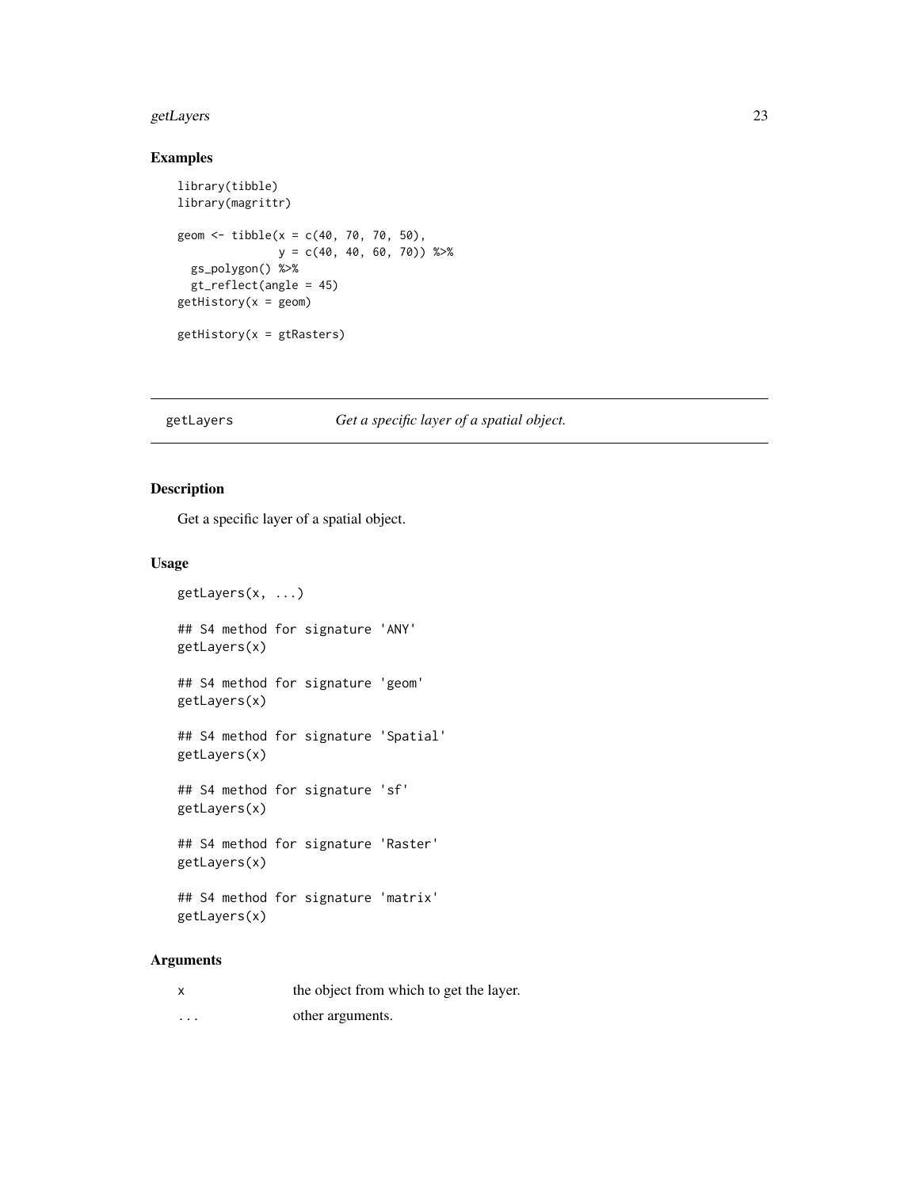## Examples

```
library(tibble)
library(magrittr)

geom <- tibble(x = c(40, 70, 70, 50),
               y = c(40, 40, 60, 70)) %>%
  gs_polygon() %>%
  gt_reflect(angle = 45)
getHistory(x = geom)

getHistory(x = gtRasters)
```

---

# getLayers — *Get a specific layer of a spatial object.*

---

## Description

Get a specific layer of a spatial object.

## Usage

```
getLayers(x, ...)

## S4 method for signature 'ANY'
getLayers(x)

## S4 method for signature 'geom'
getLayers(x)

## S4 method for signature 'Spatial'
getLayers(x)

## S4 method for signature 'sf'
getLayers(x)

## S4 method for signature 'Raster'
getLayers(x)

## S4 method for signature 'matrix'
getLayers(x)
```

## Arguments

| | |
|---|---|
| x | the object from which to get the layer. |
| ... | other arguments. |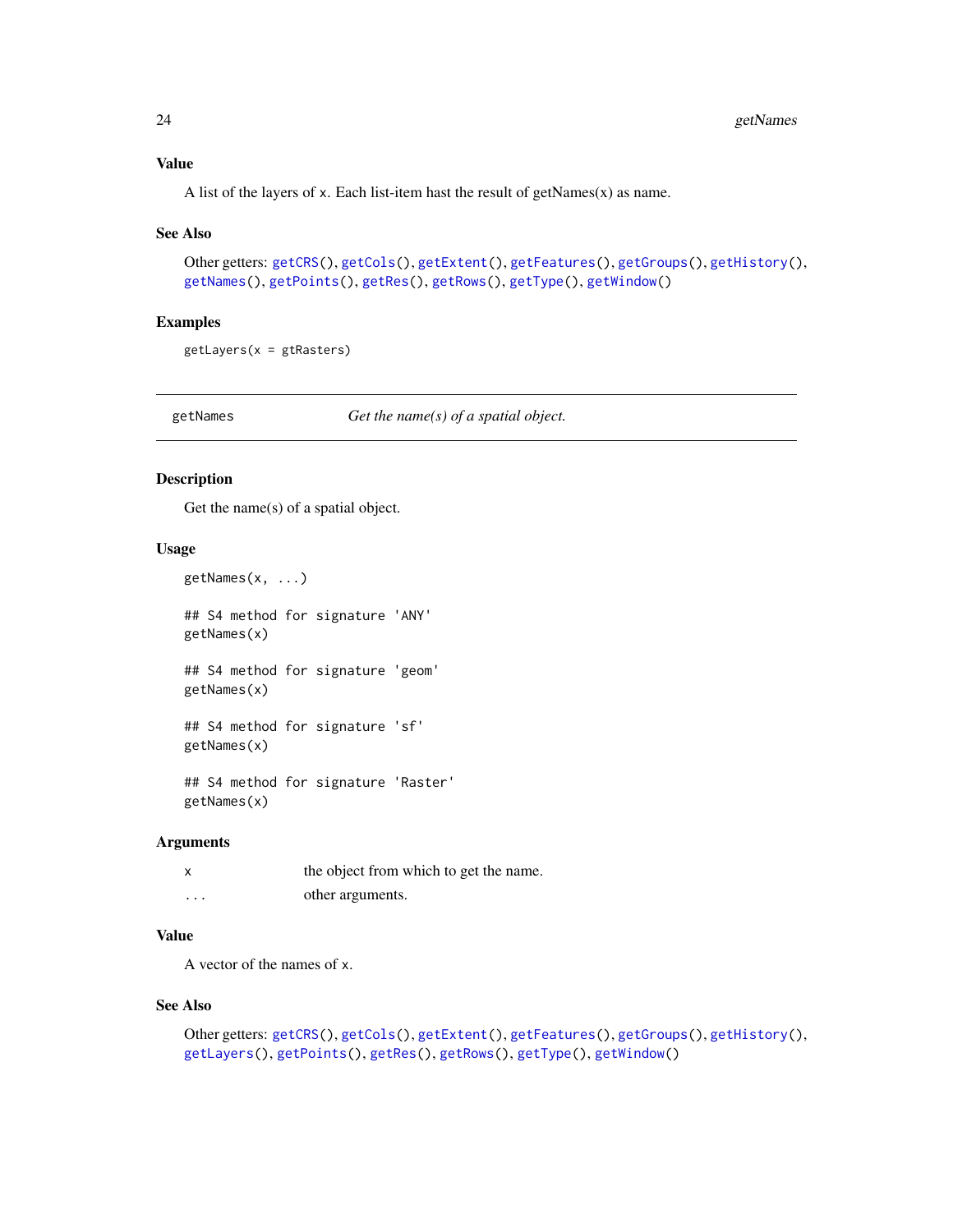### Value

A list of the layers of x. Each list-item hast the result of getNames(x) as name.

### See Also

Other getters: getCRS(), getCols(), getExtent(), getFeatures(), getGroups(), getHistory(), getNames(), getPoints(), getRes(), getRows(), getType(), getWindow()

### Examples

```
getLayers(x = gtRasters)
```

---

## getNames — *Get the name(s) of a spatial object.*

---

### Description

Get the name(s) of a spatial object.

### Usage

```
getNames(x, ...)

## S4 method for signature 'ANY'
getNames(x)

## S4 method for signature 'geom'
getNames(x)

## S4 method for signature 'sf'
getNames(x)

## S4 method for signature 'Raster'
getNames(x)
```

### Arguments

| | |
|---|---|
| x | the object from which to get the name. |
| ... | other arguments. |

### Value

A vector of the names of x.

### See Also

Other getters: getCRS(), getCols(), getExtent(), getFeatures(), getGroups(), getHistory(), getLayers(), getPoints(), getRes(), getRows(), getType(), getWindow()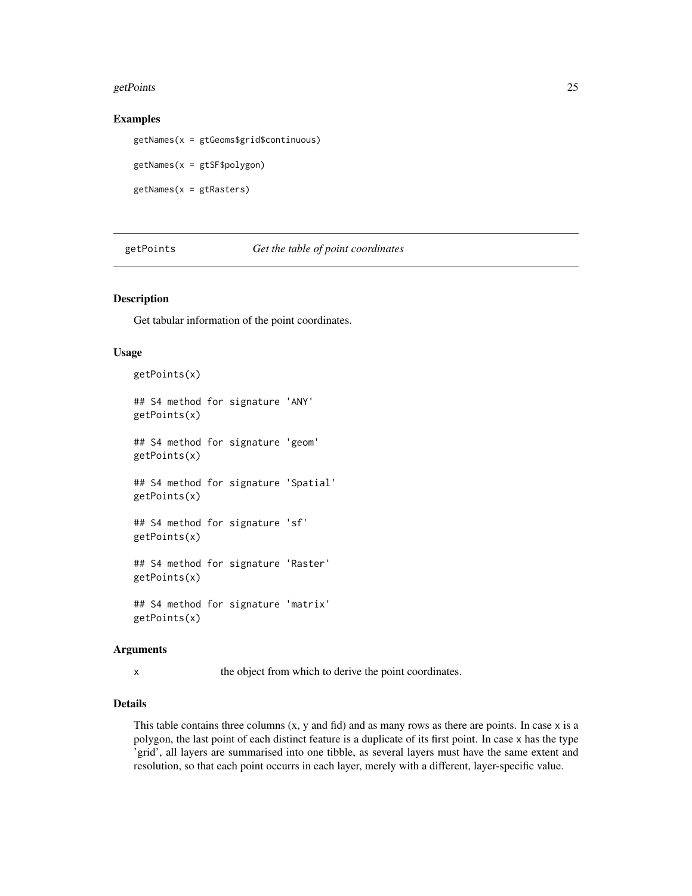### Examples

```
getNames(x = gtGeoms$grid$continuous)

getNames(x = gtSF$polygon)

getNames(x = gtRasters)
```

## getPoints *Get the table of point coordinates*

### Description

Get tabular information of the point coordinates.

### Usage

```
getPoints(x)

## S4 method for signature 'ANY'
getPoints(x)

## S4 method for signature 'geom'
getPoints(x)

## S4 method for signature 'Spatial'
getPoints(x)

## S4 method for signature 'sf'
getPoints(x)

## S4 method for signature 'Raster'
getPoints(x)

## S4 method for signature 'matrix'
getPoints(x)
```

### Arguments

| | |
|---|---|
| x | the object from which to derive the point coordinates. |

### Details

This table contains three columns (x, y and fid) and as many rows as there are points. In case `x` is a polygon, the last point of each distinct feature is a duplicate of its first point. In case `x` has the type 'grid', all layers are summarised into one tibble, as several layers must have the same extent and resolution, so that each point occurrs in each layer, merely with a different, layer-specific value.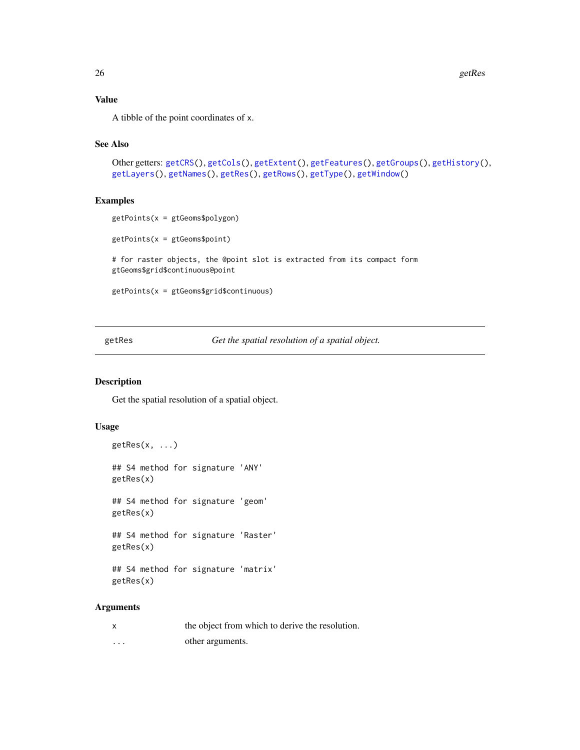## Value

A tibble of the point coordinates of x.

## See Also

Other getters: getCRS(), getCols(), getExtent(), getFeatures(), getGroups(), getHistory(), getLayers(), getNames(), getRes(), getRows(), getType(), getWindow()

## Examples

```
getPoints(x = gtGeoms$polygon)

getPoints(x = gtGeoms$point)

# for raster objects, the @point slot is extracted from its compact form
gtGeoms$grid$continuous@point

getPoints(x = gtGeoms$grid$continuous)
```

---

# getRes — *Get the spatial resolution of a spatial object.*

## Description

Get the spatial resolution of a spatial object.

## Usage

```
getRes(x, ...)

## S4 method for signature 'ANY'
getRes(x)

## S4 method for signature 'geom'
getRes(x)

## S4 method for signature 'Raster'
getRes(x)

## S4 method for signature 'matrix'
getRes(x)
```

## Arguments

| | |
|---|---|
| x | the object from which to derive the resolution. |
| ... | other arguments. |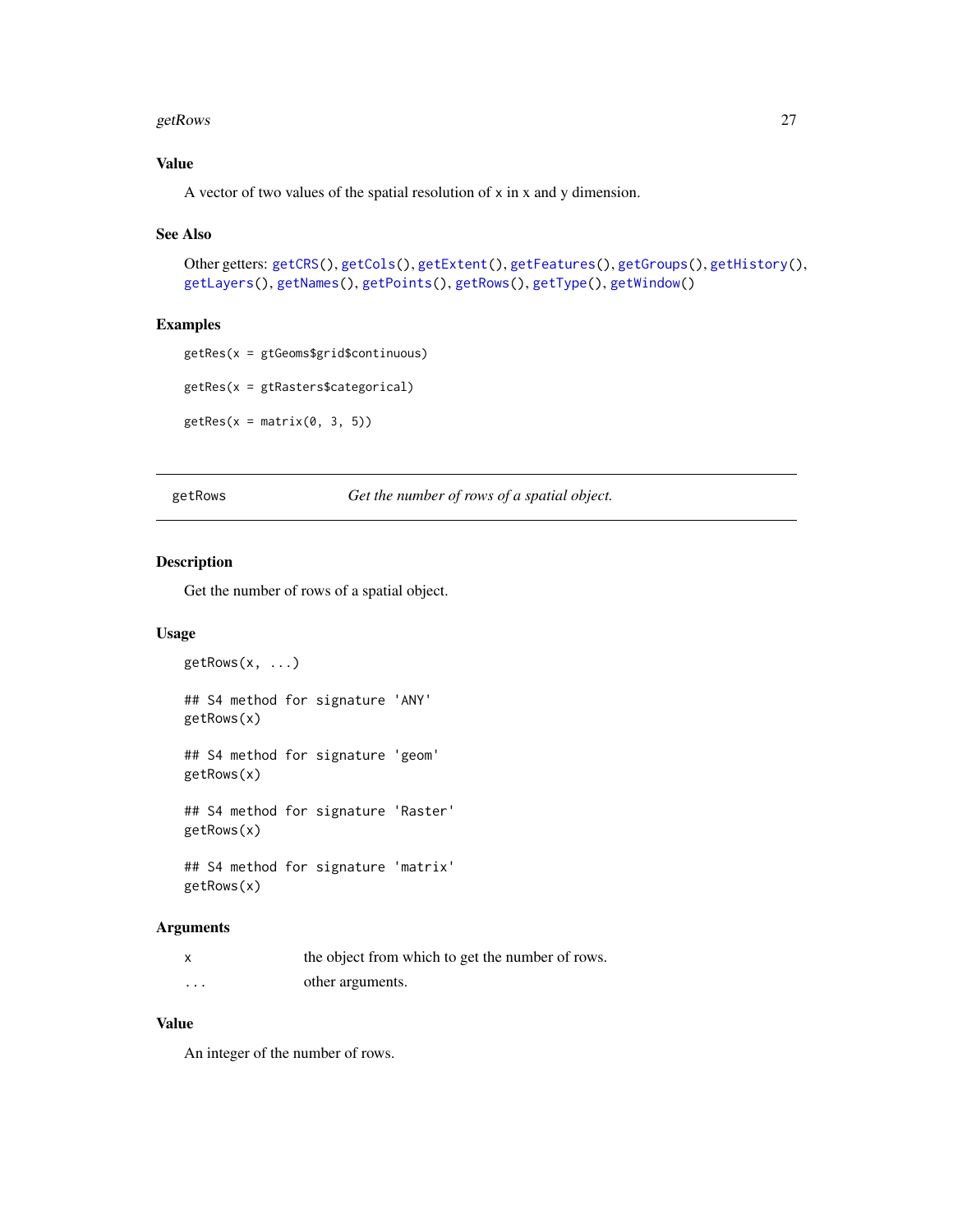### Value

A vector of two values of the spatial resolution of x in x and y dimension.

### See Also

Other getters: getCRS(), getCols(), getExtent(), getFeatures(), getGroups(), getHistory(), getLayers(), getNames(), getPoints(), getRows(), getType(), getWindow()

### Examples

```
getRes(x = gtGeoms$grid$continuous)

getRes(x = gtRasters$categorical)

getRes(x = matrix(0, 3, 5))
```

---

## getRows — *Get the number of rows of a spatial object.*

---

### Description

Get the number of rows of a spatial object.

### Usage

```
getRows(x, ...)

## S4 method for signature 'ANY'
getRows(x)

## S4 method for signature 'geom'
getRows(x)

## S4 method for signature 'Raster'
getRows(x)

## S4 method for signature 'matrix'
getRows(x)
```

### Arguments

| | |
|---|---|
| x | the object from which to get the number of rows. |
| ... | other arguments. |

### Value

An integer of the number of rows.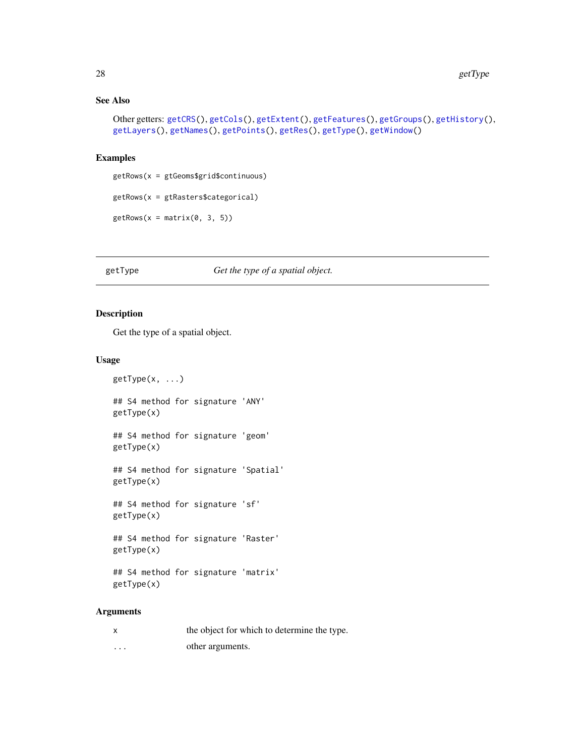## See Also

Other getters: getCRS(), getCols(), getExtent(), getFeatures(), getGroups(), getHistory(), getLayers(), getNames(), getPoints(), getRes(), getType(), getWindow()

## Examples

```
getRows(x = gtGeoms$grid$continuous)

getRows(x = gtRasters$categorical)

getRows(x = matrix(0, 3, 5))
```

---

# getType — *Get the type of a spatial object.*

---

## Description

Get the type of a spatial object.

## Usage

```
getType(x, ...)

## S4 method for signature 'ANY'
getType(x)

## S4 method for signature 'geom'
getType(x)

## S4 method for signature 'Spatial'
getType(x)

## S4 method for signature 'sf'
getType(x)

## S4 method for signature 'Raster'
getType(x)

## S4 method for signature 'matrix'
getType(x)
```

## Arguments

| | |
|---|---|
| x | the object for which to determine the type. |
| ... | other arguments. |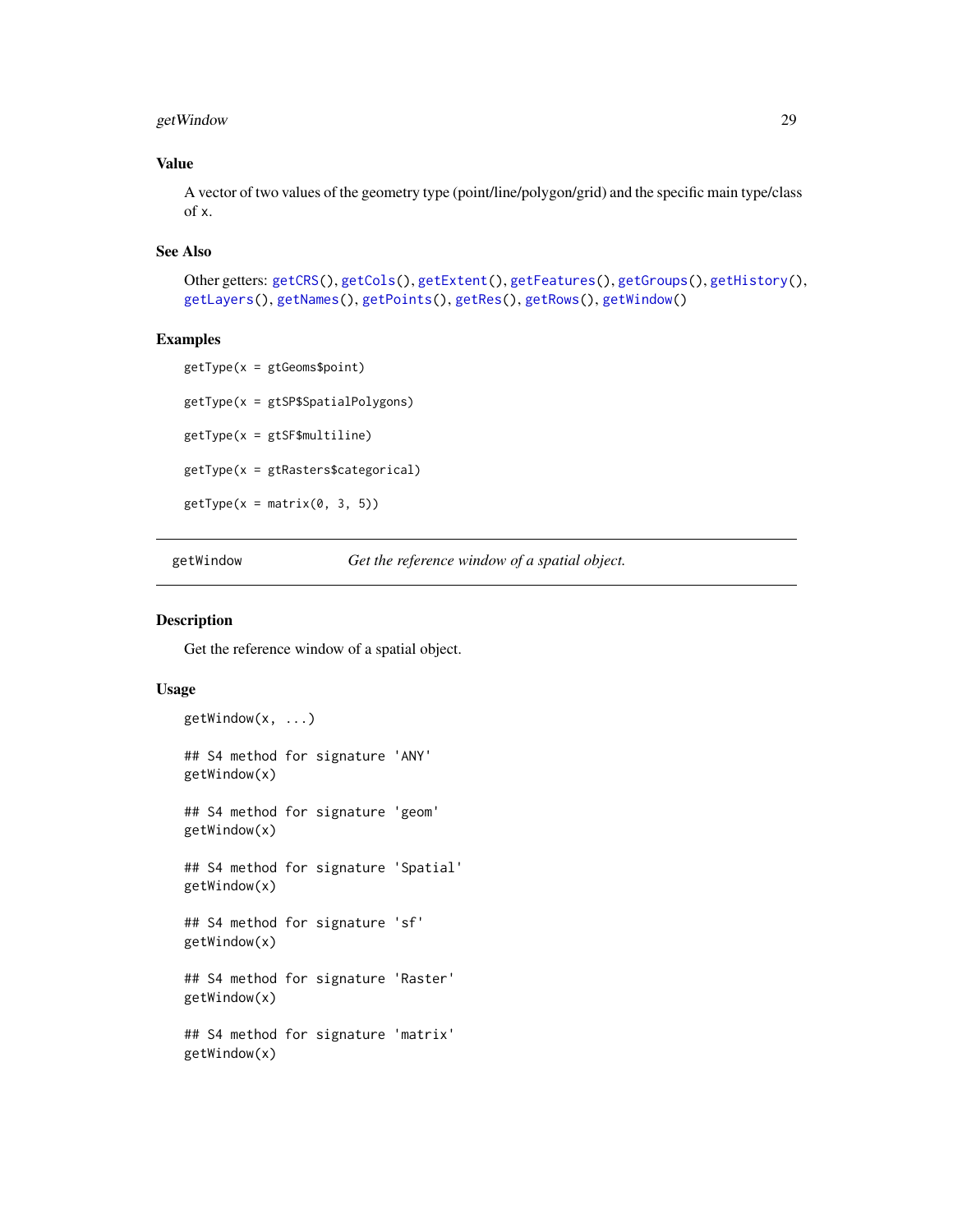### Value

A vector of two values of the geometry type (point/line/polygon/grid) and the specific main type/class of x.

### See Also

Other getters: getCRS(), getCols(), getExtent(), getFeatures(), getGroups(), getHistory(), getLayers(), getNames(), getPoints(), getRes(), getRows(), getWindow()

### Examples

```
getType(x = gtGeoms$point)

getType(x = gtSP$SpatialPolygons)

getType(x = gtSF$multiline)

getType(x = gtRasters$categorical)

getType(x = matrix(0, 3, 5))
```

---

## getWindow — *Get the reference window of a spatial object.*

### Description

Get the reference window of a spatial object.

### Usage

```
getWindow(x, ...)

## S4 method for signature 'ANY'
getWindow(x)

## S4 method for signature 'geom'
getWindow(x)

## S4 method for signature 'Spatial'
getWindow(x)

## S4 method for signature 'sf'
getWindow(x)

## S4 method for signature 'Raster'
getWindow(x)

## S4 method for signature 'matrix'
getWindow(x)
```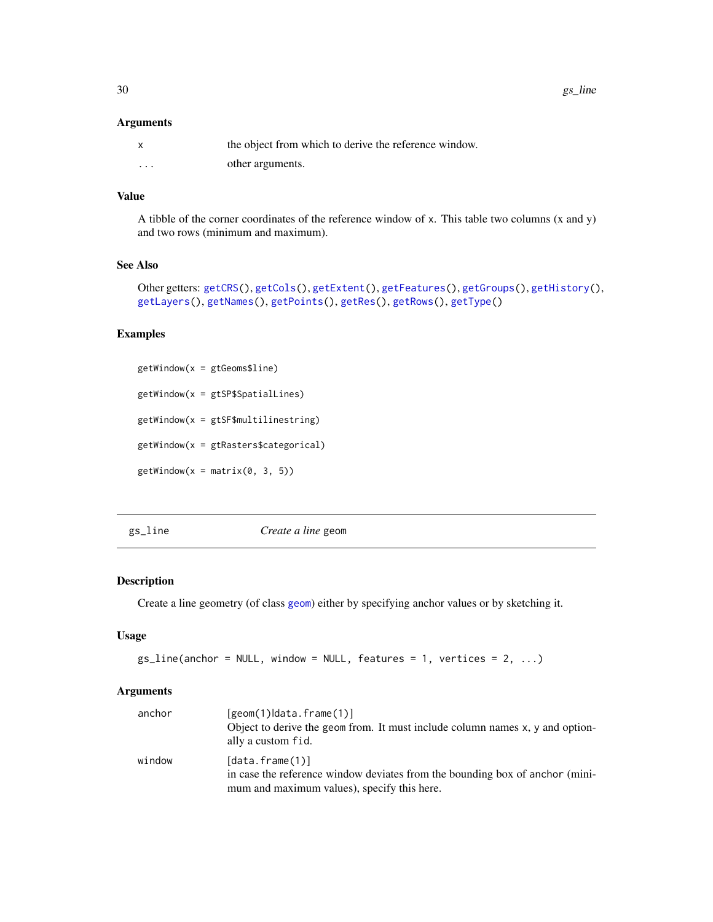### Arguments

| | |
|---|---|
| `x` | the object from which to derive the reference window. |
| `...` | other arguments. |

### Value

A tibble of the corner coordinates of the reference window of `x`. This table two columns (x and y) and two rows (minimum and maximum).

### See Also

Other getters: `getCRS()`, `getCols()`, `getExtent()`, `getFeatures()`, `getGroups()`, `getHistory()`, `getLayers()`, `getNames()`, `getPoints()`, `getRes()`, `getRows()`, `getType()`

### Examples

```
getWindow(x = gtGeoms$line)

getWindow(x = gtSP$SpatialLines)

getWindow(x = gtSF$multilinestring)

getWindow(x = gtRasters$categorical)

getWindow(x = matrix(0, 3, 5))
```

---

## gs_line — *Create a line* `geom`

### Description

Create a line geometry (of class `geom`) either by specifying anchor values or by sketching it.

### Usage

```
gs_line(anchor = NULL, window = NULL, features = 1, vertices = 2, ...)
```

### Arguments

| | |
|---|---|
| `anchor` | `[geom(1)|data.frame(1)]` <br> Object to derive the `geom` from. It must include column names `x`, `y` and optionally a custom `fid`. |
| `window` | `[data.frame(1)]` <br> in case the reference window deviates from the bounding box of `anchor` (minimum and maximum values), specify this here. |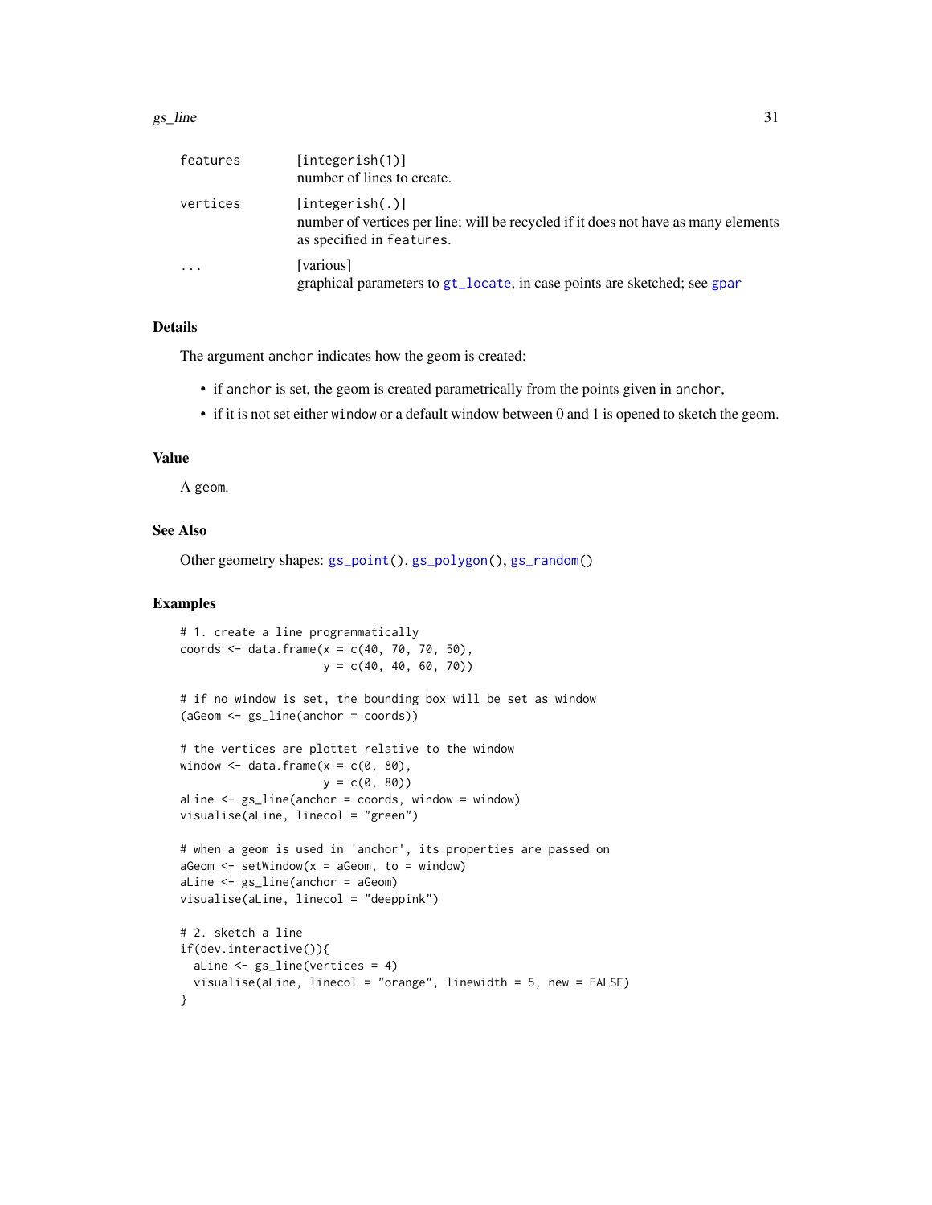| | |
|---|---|
| features | [integerish(1)]<br>number of lines to create. |
| vertices | [integerish(.)]<br>number of vertices per line; will be recycled if it does not have as many elements as specified in features. |
| ... | [various]<br>graphical parameters to gt_locate, in case points are sketched; see gpar |

## Details

The argument anchor indicates how the geom is created:

- if anchor is set, the geom is created parametrically from the points given in anchor,
- if it is not set either window or a default window between 0 and 1 is opened to sketch the geom.

## Value

A geom.

## See Also

Other geometry shapes: gs_point(), gs_polygon(), gs_random()

## Examples

```
# 1. create a line programmatically
coords <- data.frame(x = c(40, 70, 70, 50),
                     y = c(40, 40, 60, 70))

# if no window is set, the bounding box will be set as window
(aGeom <- gs_line(anchor = coords))

# the vertices are plottet relative to the window
window <- data.frame(x = c(0, 80),
                     y = c(0, 80))
aLine <- gs_line(anchor = coords, window = window)
visualise(aLine, linecol = "green")

# when a geom is used in 'anchor', its properties are passed on
aGeom <- setWindow(x = aGeom, to = window)
aLine <- gs_line(anchor = aGeom)
visualise(aLine, linecol = "deeppink")

# 2. sketch a line
if(dev.interactive()){
  aLine <- gs_line(vertices = 4)
  visualise(aLine, linecol = "orange", linewidth = 5, new = FALSE)
}
```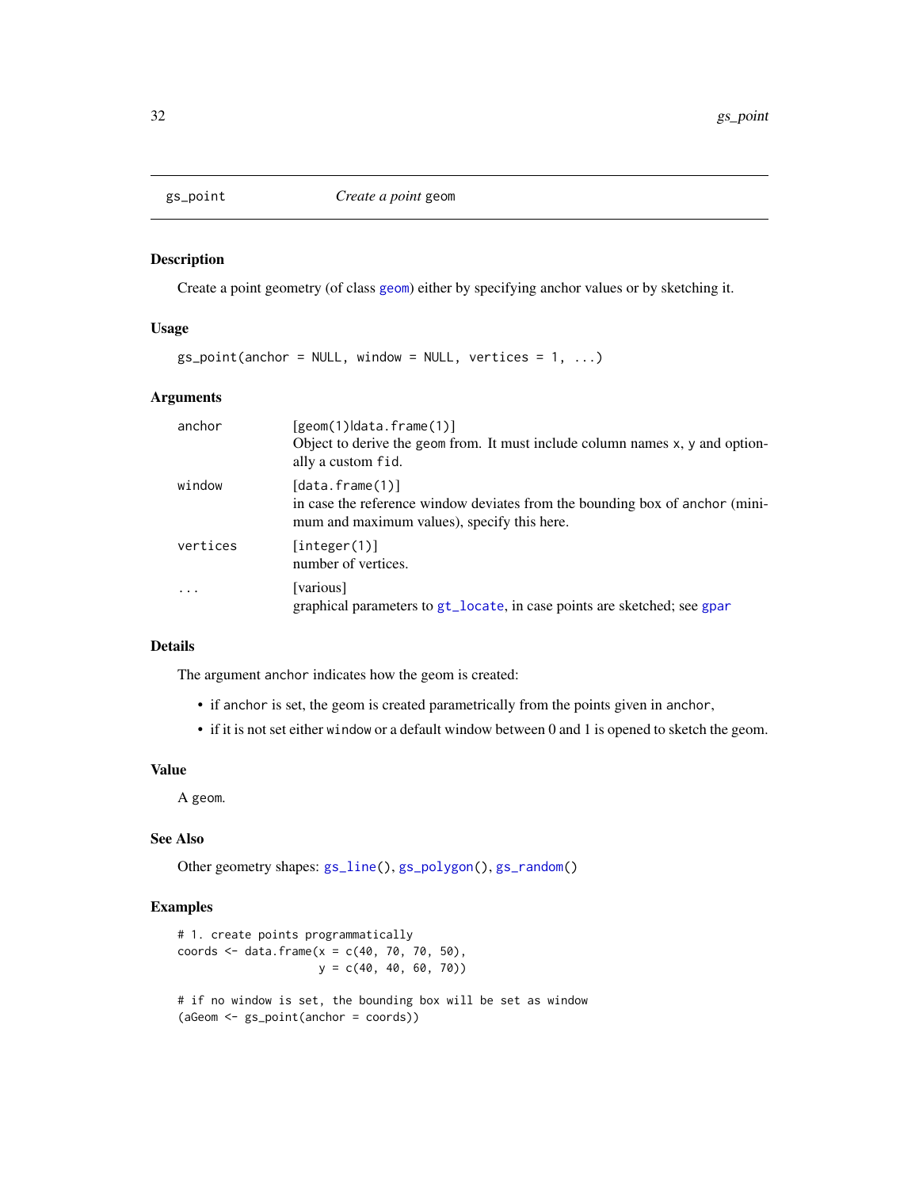## gs_point — *Create a point* geom

### Description

Create a point geometry (of class geom) either by specifying anchor values or by sketching it.

### Usage

```
gs_point(anchor = NULL, window = NULL, vertices = 1, ...)
```

### Arguments

| | |
|---|---|
| anchor | [geom(1)\|data.frame(1)]<br>Object to derive the geom from. It must include column names x, y and optionally a custom fid. |
| window | [data.frame(1)]<br>in case the reference window deviates from the bounding box of anchor (minimum and maximum values), specify this here. |
| vertices | [integer(1)]<br>number of vertices. |
| ... | [various]<br>graphical parameters to gt_locate, in case points are sketched; see gpar |

### Details

The argument anchor indicates how the geom is created:

- if anchor is set, the geom is created parametrically from the points given in anchor,
- if it is not set either window or a default window between 0 and 1 is opened to sketch the geom.

### Value

A geom.

### See Also

Other geometry shapes: gs_line(), gs_polygon(), gs_random()

### Examples

```
# 1. create points programmatically
coords <- data.frame(x = c(40, 70, 70, 50),
                     y = c(40, 40, 60, 70))

# if no window is set, the bounding box will be set as window
(aGeom <- gs_point(anchor = coords))
```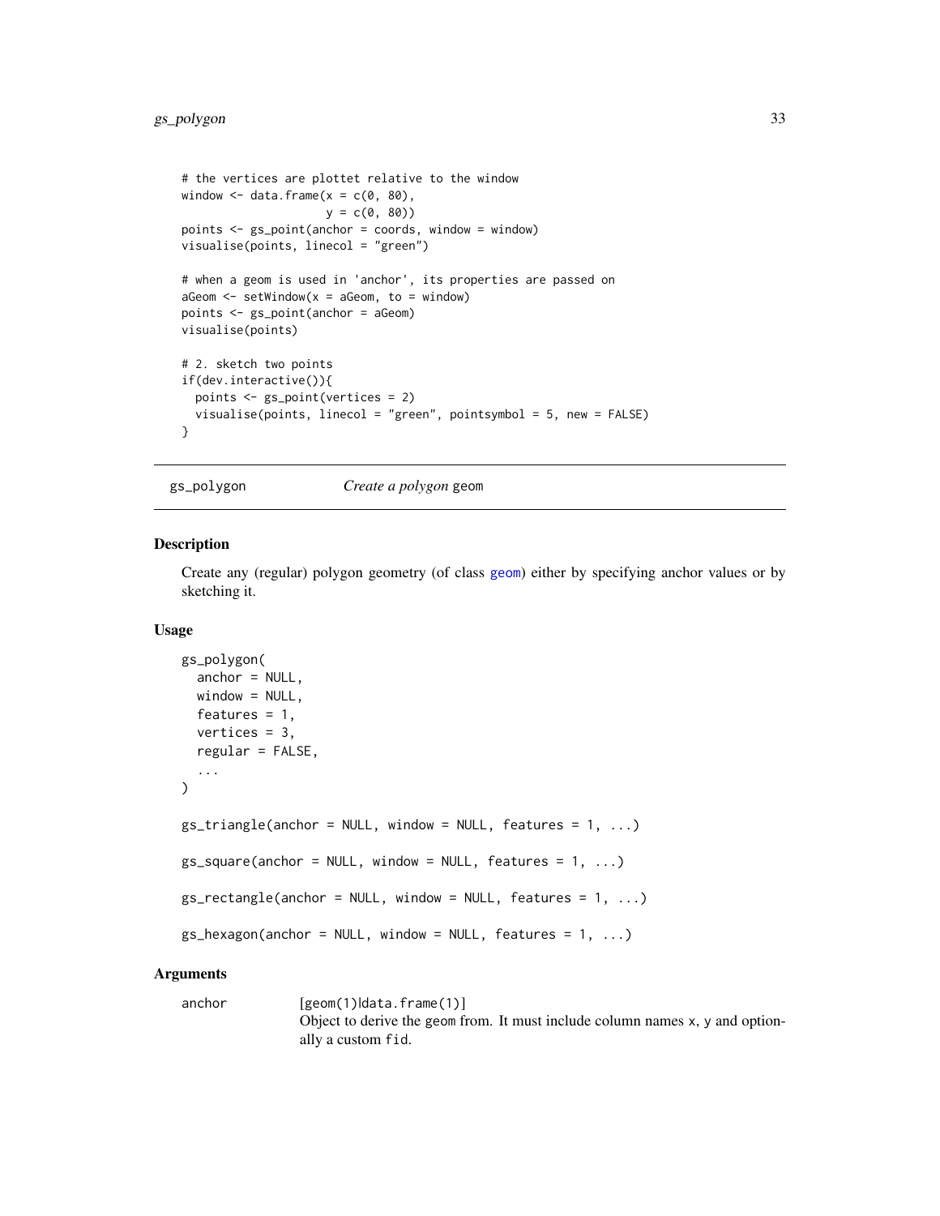```
# the vertices are plottet relative to the window
window <- data.frame(x = c(0, 80),
                     y = c(0, 80))
points <- gs_point(anchor = coords, window = window)
visualise(points, linecol = "green")

# when a geom is used in 'anchor', its properties are passed on
aGeom <- setWindow(x = aGeom, to = window)
points <- gs_point(anchor = aGeom)
visualise(points)

# 2. sketch two points
if(dev.interactive()){
  points <- gs_point(vertices = 2)
  visualise(points, linecol = "green", pointsymbol = 5, new = FALSE)
}
```

## gs_polygon — *Create a polygon* geom

### Description

Create any (regular) polygon geometry (of class geom) either by specifying anchor values or by sketching it.

### Usage

```
gs_polygon(
  anchor = NULL,
  window = NULL,
  features = 1,
  vertices = 3,
  regular = FALSE,
  ...
)

gs_triangle(anchor = NULL, window = NULL, features = 1, ...)

gs_square(anchor = NULL, window = NULL, features = 1, ...)

gs_rectangle(anchor = NULL, window = NULL, features = 1, ...)

gs_hexagon(anchor = NULL, window = NULL, features = 1, ...)
```

### Arguments

`anchor` [geom(1)|data.frame(1)]
Object to derive the geom from. It must include column names x, y and optionally a custom fid.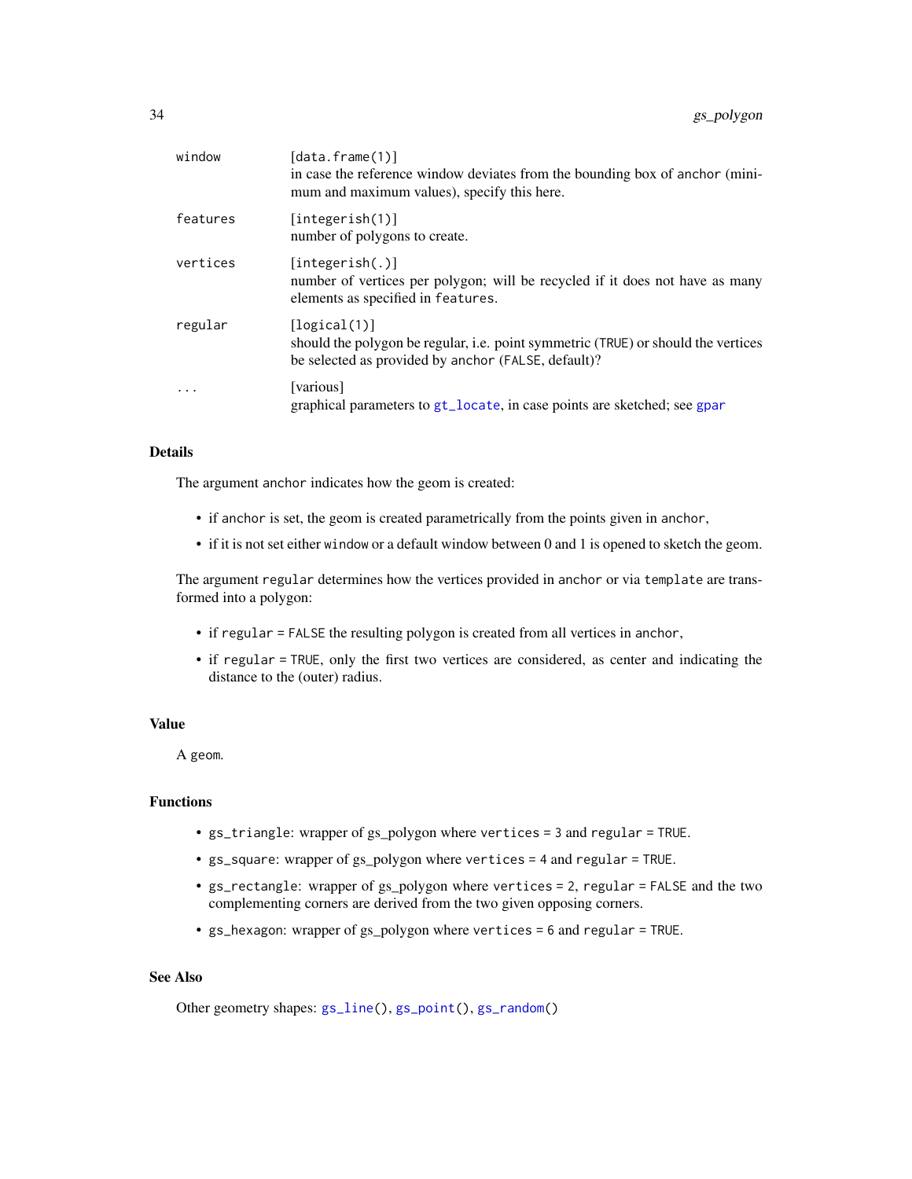| | |
|---|---|
| window | [data.frame(1)]<br>in case the reference window deviates from the bounding box of anchor (minimum and maximum values), specify this here. |
| features | [integerish(1)]<br>number of polygons to create. |
| vertices | [integerish(.)]<br>number of vertices per polygon; will be recycled if it does not have as many elements as specified in features. |
| regular | [logical(1)]<br>should the polygon be regular, i.e. point symmetric (TRUE) or should the vertices be selected as provided by anchor (FALSE, default)? |
| ... | [various]<br>graphical parameters to gt_locate, in case points are sketched; see gpar |

### Details

The argument anchor indicates how the geom is created:

- if anchor is set, the geom is created parametrically from the points given in anchor,
- if it is not set either window or a default window between 0 and 1 is opened to sketch the geom.

The argument regular determines how the vertices provided in anchor or via template are transformed into a polygon:

- if regular = FALSE the resulting polygon is created from all vertices in anchor,
- if regular = TRUE, only the first two vertices are considered, as center and indicating the distance to the (outer) radius.

### Value

A geom.

### Functions

- gs_triangle: wrapper of gs_polygon where vertices = 3 and regular = TRUE.
- gs_square: wrapper of gs_polygon where vertices = 4 and regular = TRUE.
- gs_rectangle: wrapper of gs_polygon where vertices = 2, regular = FALSE and the two complementing corners are derived from the two given opposing corners.
- gs_hexagon: wrapper of gs_polygon where vertices = 6 and regular = TRUE.

### See Also

Other geometry shapes: gs_line(), gs_point(), gs_random()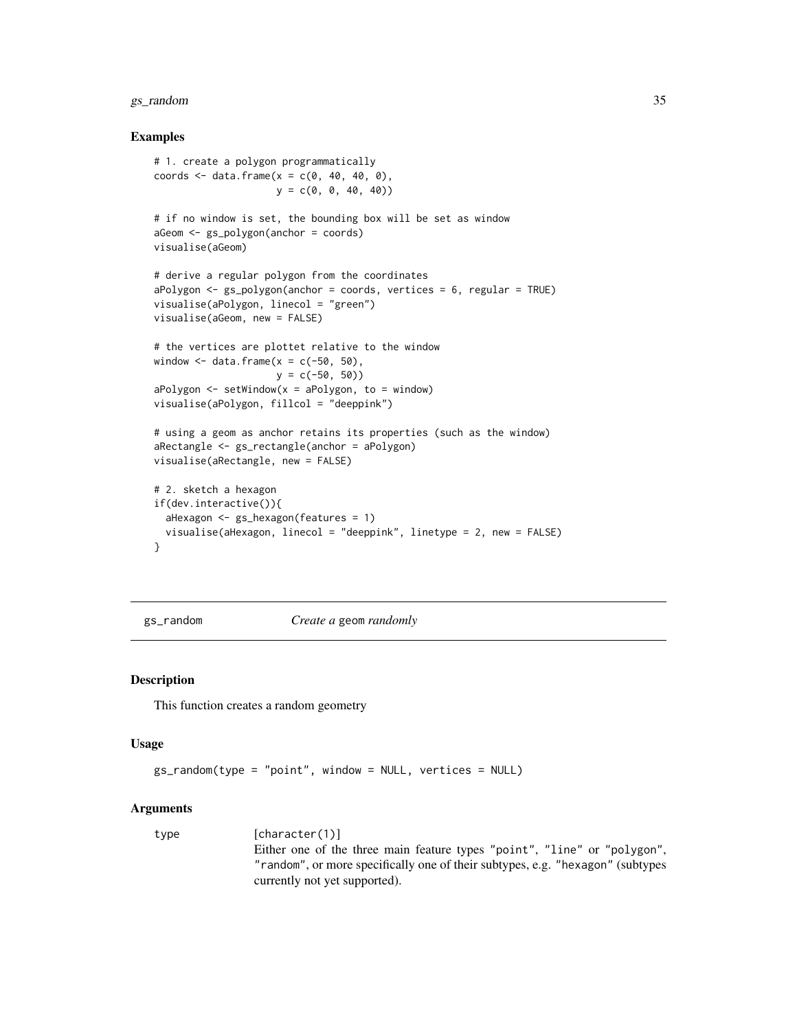## Examples

```
# 1. create a polygon programmatically
coords <- data.frame(x = c(0, 40, 40, 0),
                     y = c(0, 0, 40, 40))

# if no window is set, the bounding box will be set as window
aGeom <- gs_polygon(anchor = coords)
visualise(aGeom)

# derive a regular polygon from the coordinates
aPolygon <- gs_polygon(anchor = coords, vertices = 6, regular = TRUE)
visualise(aPolygon, linecol = "green")
visualise(aGeom, new = FALSE)

# the vertices are plottet relative to the window
window <- data.frame(x = c(-50, 50),
                     y = c(-50, 50))
aPolygon <- setWindow(x = aPolygon, to = window)
visualise(aPolygon, fillcol = "deeppink")

# using a geom as anchor retains its properties (such as the window)
aRectangle <- gs_rectangle(anchor = aPolygon)
visualise(aRectangle, new = FALSE)

# 2. sketch a hexagon
if(dev.interactive()){
  aHexagon <- gs_hexagon(features = 1)
  visualise(aHexagon, linecol = "deeppink", linetype = 2, new = FALSE)
}
```

---

# gs_random — *Create a* geom *randomly*

## Description

This function creates a random geometry

## Usage

```
gs_random(type = "point", window = NULL, vertices = NULL)
```

## Arguments

| | |
|---|---|
| type | [character(1)] Either one of the three main feature types "point", "line" or "polygon", "random", or more specifically one of their subtypes, e.g. "hexagon" (subtypes currently not yet supported). |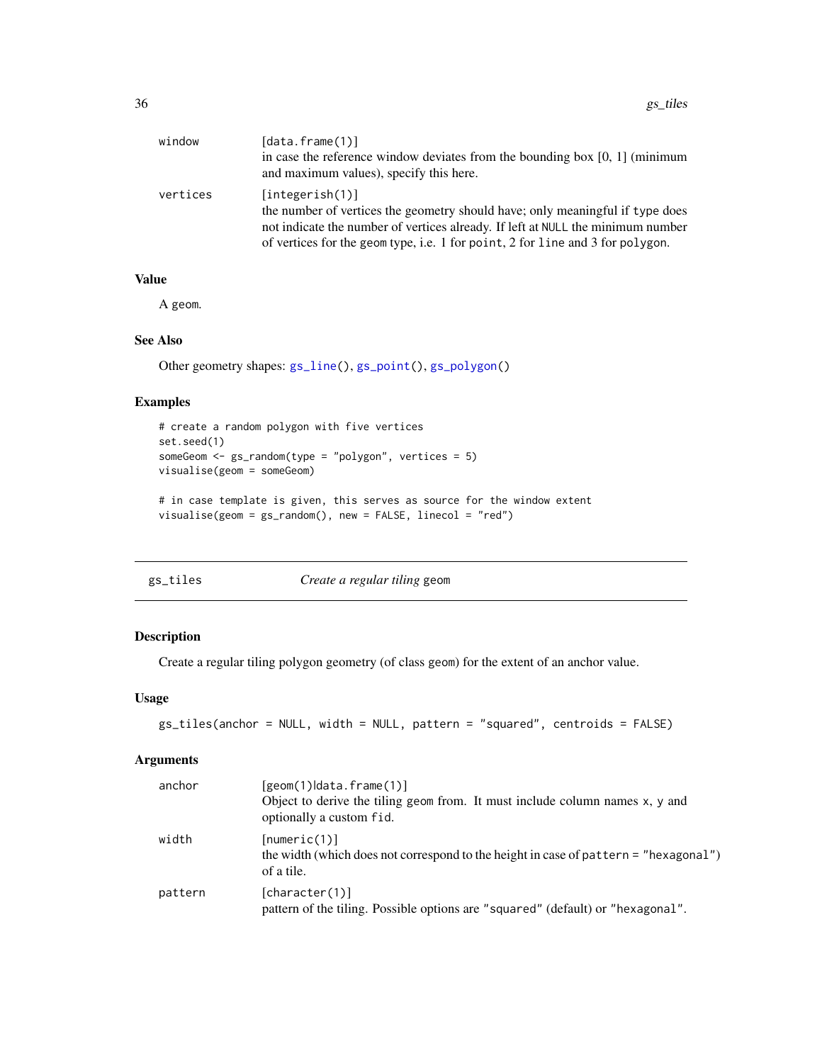| | |
|---|---|
| window | [data.frame(1)]<br>in case the reference window deviates from the bounding box [0, 1] (minimum and maximum values), specify this here. |
| vertices | [integerish(1)]<br>the number of vertices the geometry should have; only meaningful if type does not indicate the number of vertices already. If left at NULL the minimum number of vertices for the geom type, i.e. 1 for point, 2 for line and 3 for polygon. |

### Value

A geom.

### See Also

Other geometry shapes: gs_line(), gs_point(), gs_polygon()

### Examples

```
# create a random polygon with five vertices
set.seed(1)
someGeom <- gs_random(type = "polygon", vertices = 5)
visualise(geom = someGeom)

# in case template is given, this serves as source for the window extent
visualise(geom = gs_random(), new = FALSE, linecol = "red")
```

---

## gs_tiles — *Create a regular tiling* geom

### Description

Create a regular tiling polygon geometry (of class geom) for the extent of an anchor value.

### Usage

```
gs_tiles(anchor = NULL, width = NULL, pattern = "squared", centroids = FALSE)
```

### Arguments

| | |
|---|---|
| anchor | [geom(1)\|data.frame(1)]<br>Object to derive the tiling geom from. It must include column names x, y and optionally a custom fid. |
| width | [numeric(1)]<br>the width (which does not correspond to the height in case of pattern = "hexagonal") of a tile. |
| pattern | [character(1)]<br>pattern of the tiling. Possible options are "squared" (default) or "hexagonal". |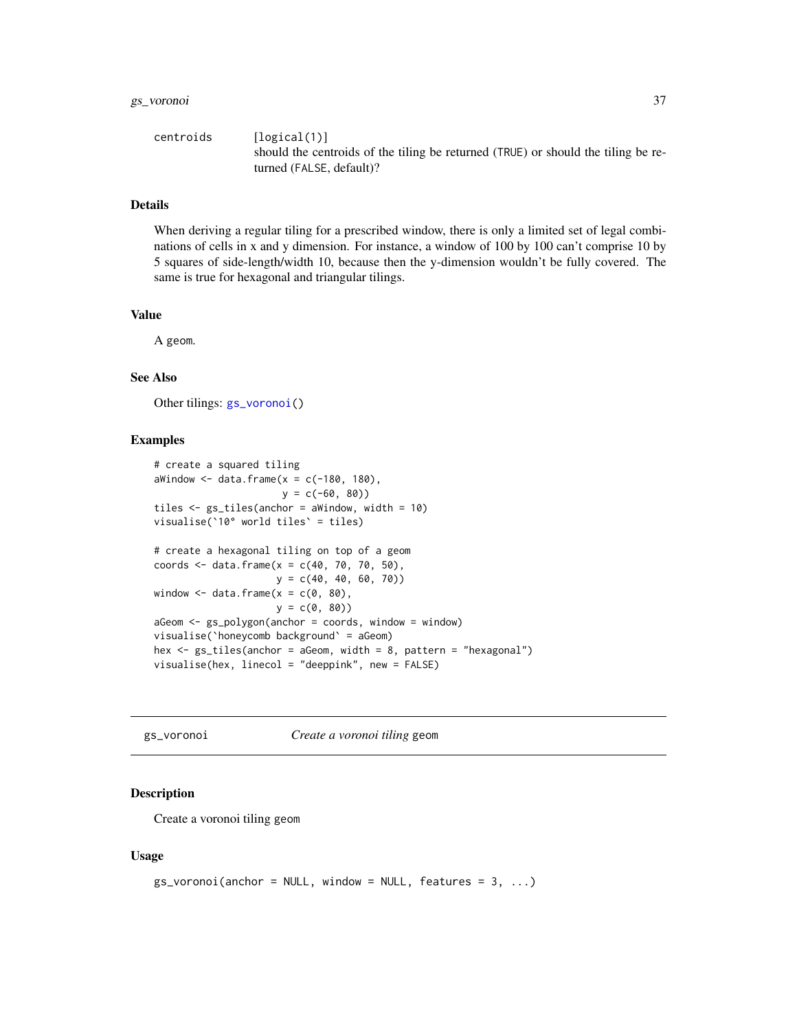| | |
|---|---|
| centroids | [logical(1)] should the centroids of the tiling be returned (TRUE) or should the tiling be returned (FALSE, default)? |

### Details

When deriving a regular tiling for a prescribed window, there is only a limited set of legal combinations of cells in x and y dimension. For instance, a window of 100 by 100 can't comprise 10 by 5 squares of side-length/width 10, because then the y-dimension wouldn't be fully covered. The same is true for hexagonal and triangular tilings.

### Value

A geom.

### See Also

Other tilings: gs_voronoi()

### Examples

```
# create a squared tiling
aWindow <- data.frame(x = c(-180, 180),
                      y = c(-60, 80))
tiles <- gs_tiles(anchor = aWindow, width = 10)
visualise(`10° world tiles` = tiles)

# create a hexagonal tiling on top of a geom
coords <- data.frame(x = c(40, 70, 70, 50),
                     y = c(40, 40, 60, 70))
window <- data.frame(x = c(0, 80),
                     y = c(0, 80))
aGeom <- gs_polygon(anchor = coords, window = window)
visualise(`honeycomb background` = aGeom)
hex <- gs_tiles(anchor = aGeom, width = 8, pattern = "hexagonal")
visualise(hex, linecol = "deeppink", new = FALSE)
```

---

## gs_voronoi — *Create a voronoi tiling* geom

### Description

Create a voronoi tiling geom

### Usage

```
gs_voronoi(anchor = NULL, window = NULL, features = 3, ...)
```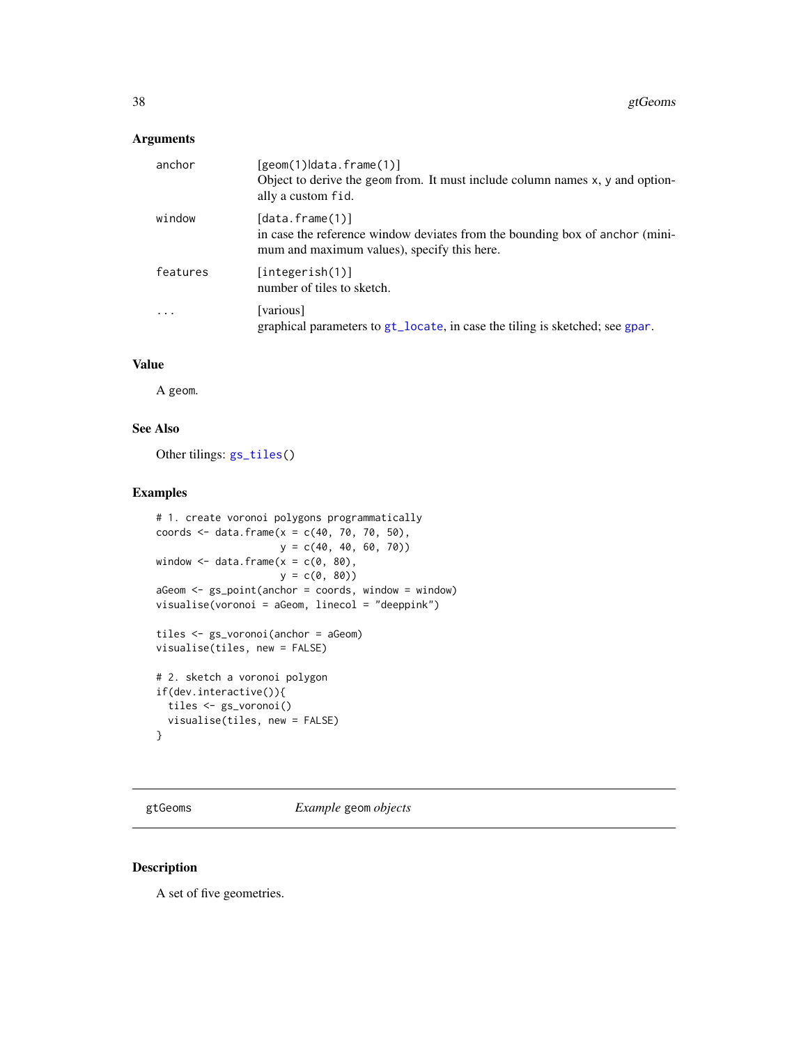## Arguments

| | |
|---|---|
| `anchor` | `[geom(1)|data.frame(1)]` Object to derive the geom from. It must include column names x, y and optionally a custom fid. |
| `window` | `[data.frame(1)]` in case the reference window deviates from the bounding box of anchor (minimum and maximum values), specify this here. |
| `features` | `[integerish(1)]` number of tiles to sketch. |
| `...` | [various] graphical parameters to gt_locate, in case the tiling is sketched; see gpar. |

## Value

A geom.

## See Also

Other tilings: gs_tiles()

## Examples

```
# 1. create voronoi polygons programmatically
coords <- data.frame(x = c(40, 70, 70, 50),
                     y = c(40, 40, 60, 70))
window <- data.frame(x = c(0, 80),
                     y = c(0, 80))
aGeom <- gs_point(anchor = coords, window = window)
visualise(voronoi = aGeom, linecol = "deeppink")

tiles <- gs_voronoi(anchor = aGeom)
visualise(tiles, new = FALSE)

# 2. sketch a voronoi polygon
if(dev.interactive()){
  tiles <- gs_voronoi()
  visualise(tiles, new = FALSE)
}
```

---

# gtGeoms *Example geom objects*

## Description

A set of five geometries.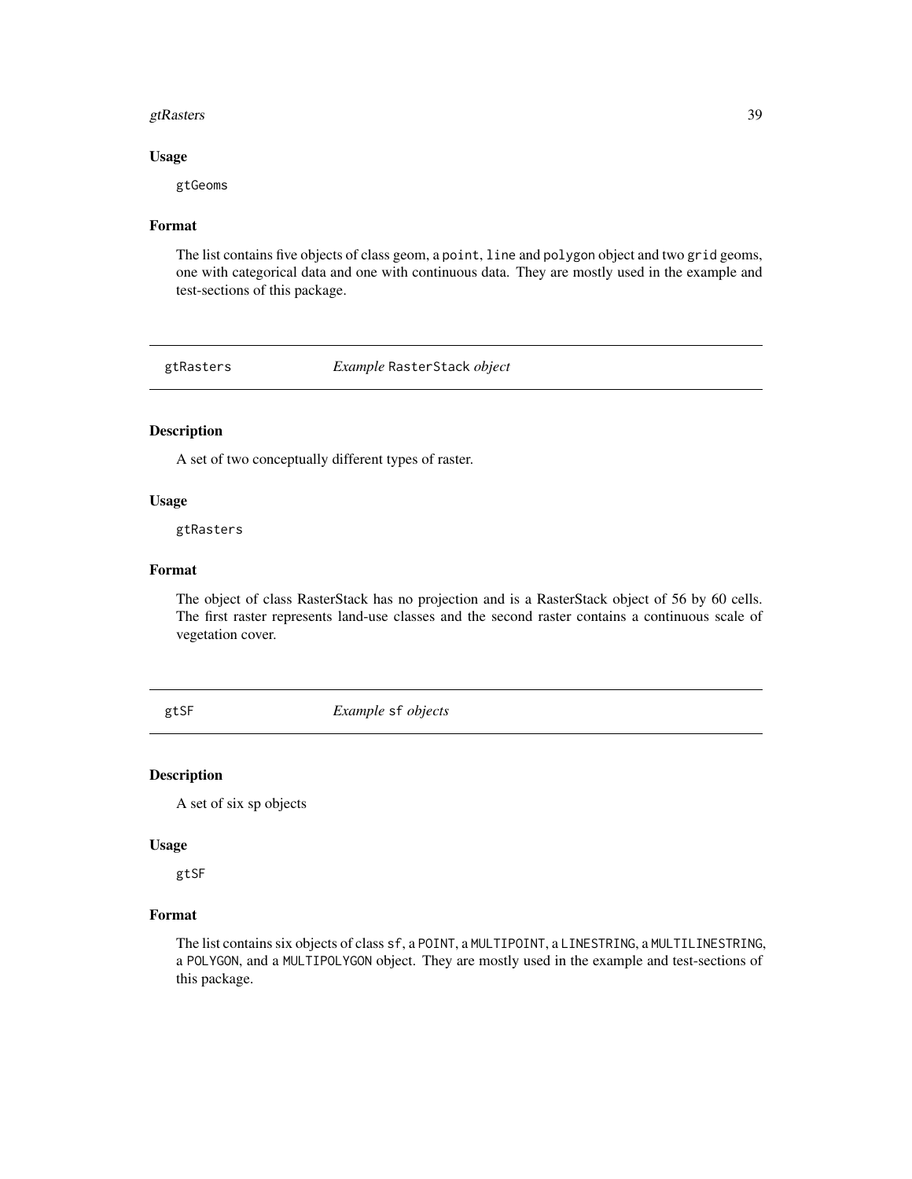### Usage

```
gtGeoms
```

### Format

The list contains five objects of class geom, a `point`, `line` and `polygon` object and two `grid` geoms, one with categorical data and one with continuous data. They are mostly used in the example and test-sections of this package.

## gtRasters — *Example* `RasterStack` *object*

### Description

A set of two conceptually different types of raster.

### Usage

```
gtRasters
```

### Format

The object of class RasterStack has no projection and is a RasterStack object of 56 by 60 cells. The first raster represents land-use classes and the second raster contains a continuous scale of vegetation cover.

## gtSF — *Example* `sf` *objects*

### Description

A set of six sp objects

### Usage

```
gtSF
```

### Format

The list contains six objects of class `sf`, a `POINT`, a `MULTIPOINT`, a `LINESTRING`, a `MULTILINESTRING`, a `POLYGON`, and a `MULTIPOLYGON` object. They are mostly used in the example and test-sections of this package.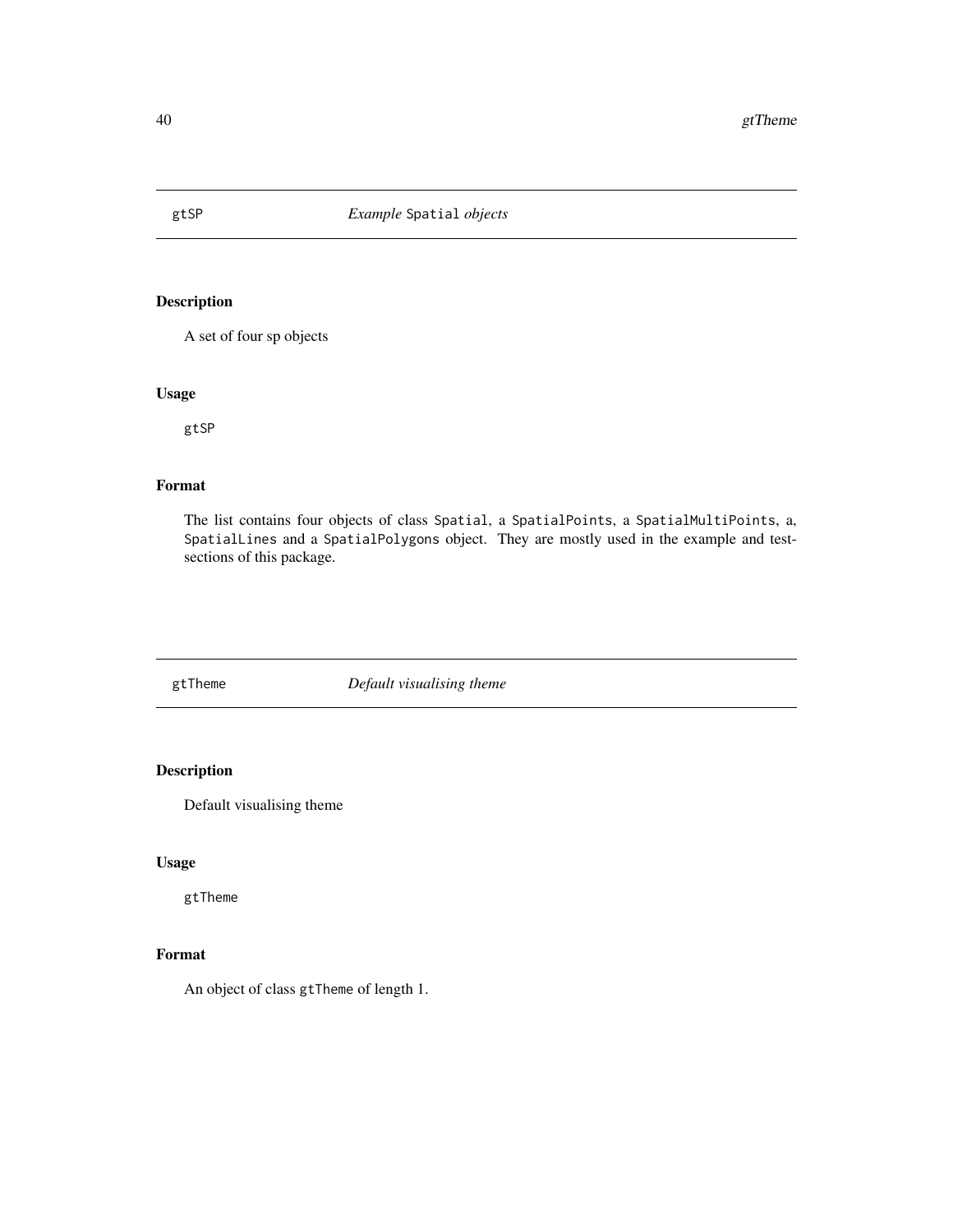## gtSP — *Example* Spatial *objects*

### Description

A set of four sp objects

### Usage

```
gtSP
```

### Format

The list contains four objects of class Spatial, a SpatialPoints, a SpatialMultiPoints, a, SpatialLines and a SpatialPolygons object. They are mostly used in the example and test-sections of this package.

## gtTheme — *Default visualising theme*

### Description

Default visualising theme

### Usage

```
gtTheme
```

### Format

An object of class gtTheme of length 1.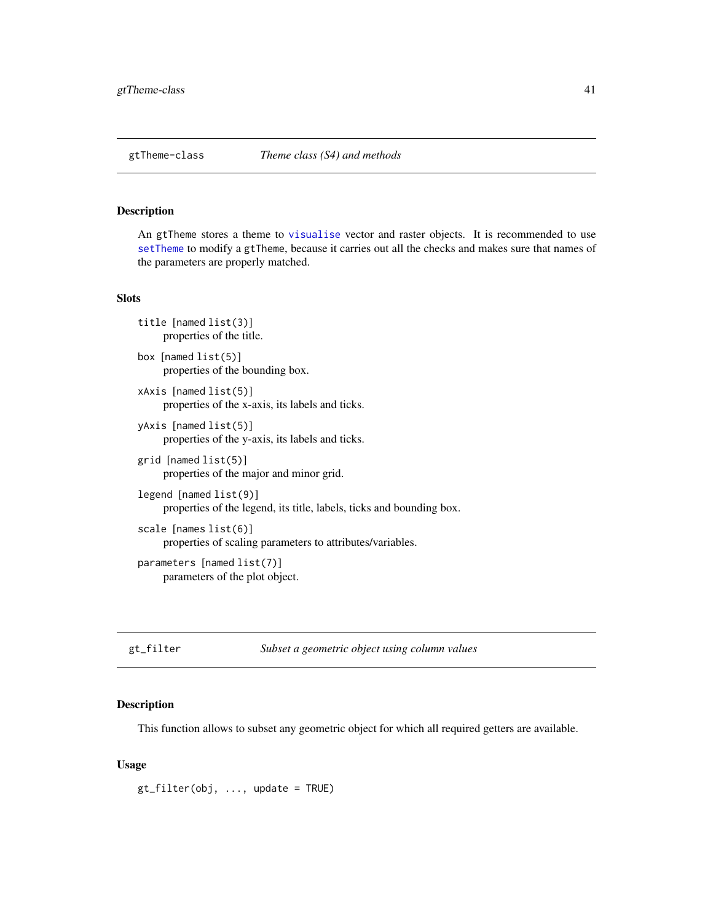## gtTheme-class — *Theme class (S4) and methods*

### Description

An gtTheme stores a theme to visualise vector and raster objects. It is recommended to use setTheme to modify a gtTheme, because it carries out all the checks and makes sure that names of the parameters are properly matched.

### Slots

`title` [named list(3)]
: properties of the title.

`box` [named list(5)]
: properties of the bounding box.

`xAxis` [named list(5)]
: properties of the x-axis, its labels and ticks.

`yAxis` [named list(5)]
: properties of the y-axis, its labels and ticks.

`grid` [named list(5)]
: properties of the major and minor grid.

`legend` [named list(9)]
: properties of the legend, its title, labels, ticks and bounding box.

`scale` [names list(6)]
: properties of scaling parameters to attributes/variables.

`parameters` [named list(7)]
: parameters of the plot object.

## gt_filter — *Subset a geometric object using column values*

### Description

This function allows to subset any geometric object for which all required getters are available.

### Usage

```
gt_filter(obj, ..., update = TRUE)
```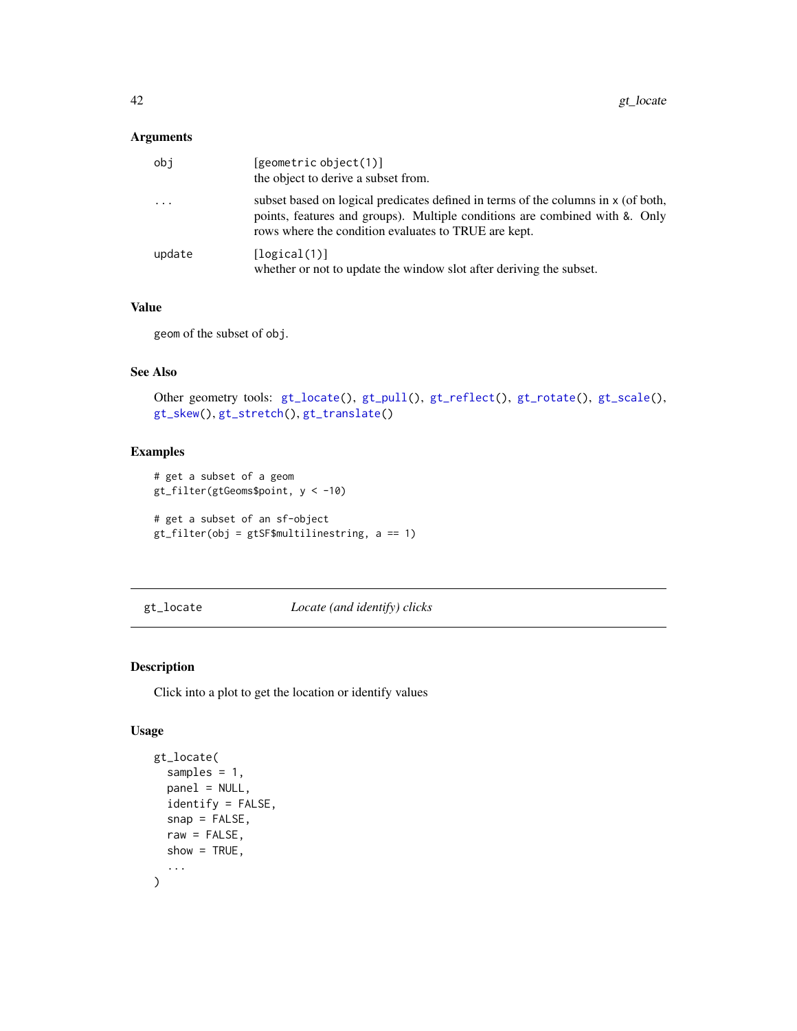### Arguments

| | |
|---|---|
| obj | [geometric object(1)] the object to derive a subset from. |
| ... | subset based on logical predicates defined in terms of the columns in x (of both, points, features and groups). Multiple conditions are combined with &. Only rows where the condition evaluates to TRUE are kept. |
| update | [logical(1)] whether or not to update the window slot after deriving the subset. |

### Value

geom of the subset of obj.

### See Also

Other geometry tools: gt_locate(), gt_pull(), gt_reflect(), gt_rotate(), gt_scale(), gt_skew(), gt_stretch(), gt_translate()

### Examples

```
# get a subset of a geom
gt_filter(gtGeoms$point, y < -10)

# get a subset of an sf-object
gt_filter(obj = gtSF$multilinestring, a == 1)
```

---

## gt_locate *Locate (and identify) clicks*

### Description

Click into a plot to get the location or identify values

### Usage

```
gt_locate(
  samples = 1,
  panel = NULL,
  identify = FALSE,
  snap = FALSE,
  raw = FALSE,
  show = TRUE,
  ...
)
```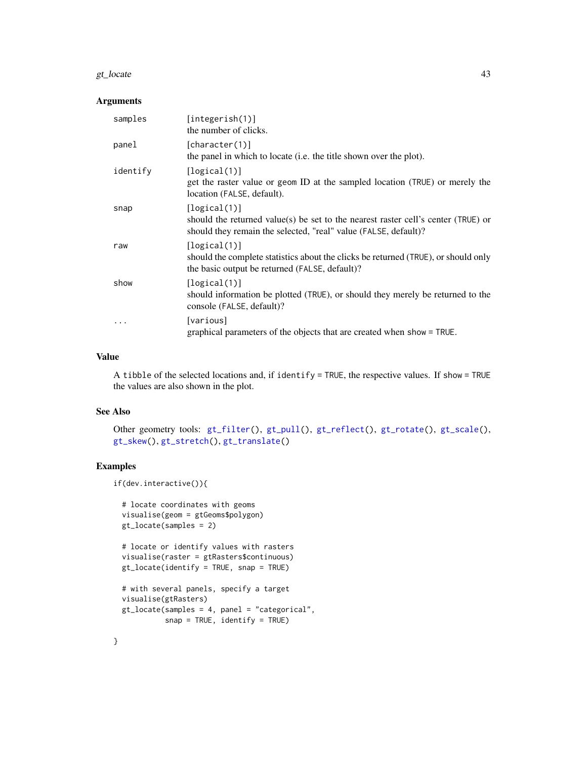## Arguments

| | |
|---|---|
| `samples` | `[integerish(1)]` the number of clicks. |
| `panel` | `[character(1)]` the panel in which to locate (i.e. the title shown over the plot). |
| `identify` | `[logical(1)]` get the raster value or geom ID at the sampled location (`TRUE`) or merely the location (`FALSE`, default). |
| `snap` | `[logical(1)]` should the returned value(s) be set to the nearest raster cell's center (`TRUE`) or should they remain the selected, "real" value (`FALSE`, default)? |
| `raw` | `[logical(1)]` should the complete statistics about the clicks be returned (`TRUE`), or should only the basic output be returned (`FALSE`, default)? |
| `show` | `[logical(1)]` should information be plotted (`TRUE`), or should they merely be returned to the console (`FALSE`, default)? |
| `...` | `[various]` graphical parameters of the objects that are created when `show = TRUE`. |

## Value

A `tibble` of the selected locations and, if `identify = TRUE`, the respective values. If `show = TRUE` the values are also shown in the plot.

## See Also

Other geometry tools: `gt_filter()`, `gt_pull()`, `gt_reflect()`, `gt_rotate()`, `gt_scale()`, `gt_skew()`, `gt_stretch()`, `gt_translate()`

## Examples

```
if(dev.interactive()){

  # locate coordinates with geoms
  visualise(geom = gtGeoms$polygon)
  gt_locate(samples = 2)

  # locate or identify values with rasters
  visualise(raster = gtRasters$continuous)
  gt_locate(identify = TRUE, snap = TRUE)

  # with several panels, specify a target
  visualise(gtRasters)
  gt_locate(samples = 4, panel = "categorical",
            snap = TRUE, identify = TRUE)

}
```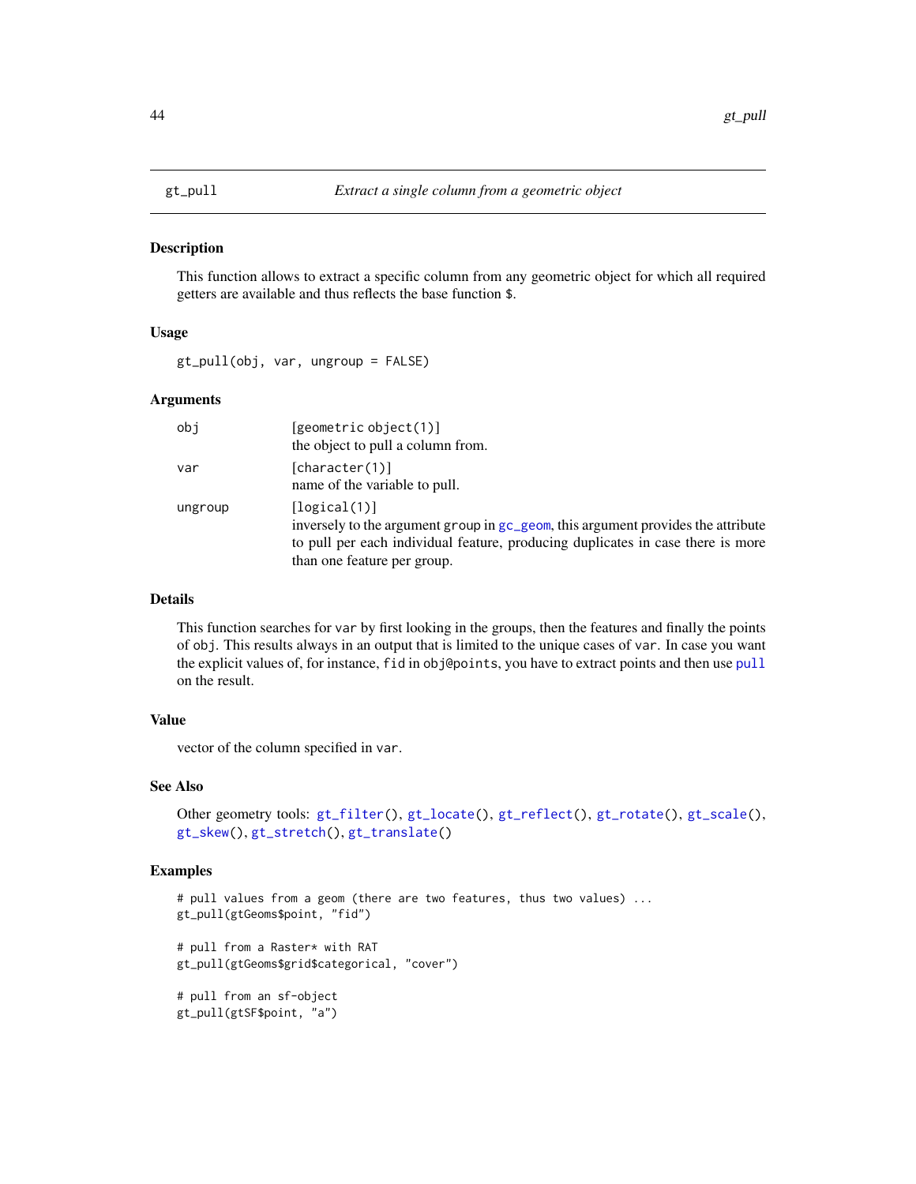# gt_pull — *Extract a single column from a geometric object*

## Description

This function allows to extract a specific column from any geometric object for which all required getters are available and thus reflects the base function `$`.

## Usage

```
gt_pull(obj, var, ungroup = FALSE)
```

## Arguments

| | |
|---|---|
| obj | [geometric object(1)] the object to pull a column from. |
| var | [character(1)] name of the variable to pull. |
| ungroup | [logical(1)] inversely to the argument `group` in gc_geom, this argument provides the attribute to pull per each individual feature, producing duplicates in case there is more than one feature per group. |

## Details

This function searches for `var` by first looking in the groups, then the features and finally the points of `obj`. This results always in an output that is limited to the unique cases of `var`. In case you want the explicit values of, for instance, `fid` in `obj@points`, you have to extract points and then use pull on the result.

## Value

vector of the column specified in `var`.

## See Also

Other geometry tools: `gt_filter()`, `gt_locate()`, `gt_reflect()`, `gt_rotate()`, `gt_scale()`, `gt_skew()`, `gt_stretch()`, `gt_translate()`

## Examples

```
# pull values from a geom (there are two features, thus two values) ...
gt_pull(gtGeoms$point, "fid")

# pull from a Raster* with RAT
gt_pull(gtGeoms$grid$categorical, "cover")

# pull from an sf-object
gt_pull(gtSF$point, "a")
```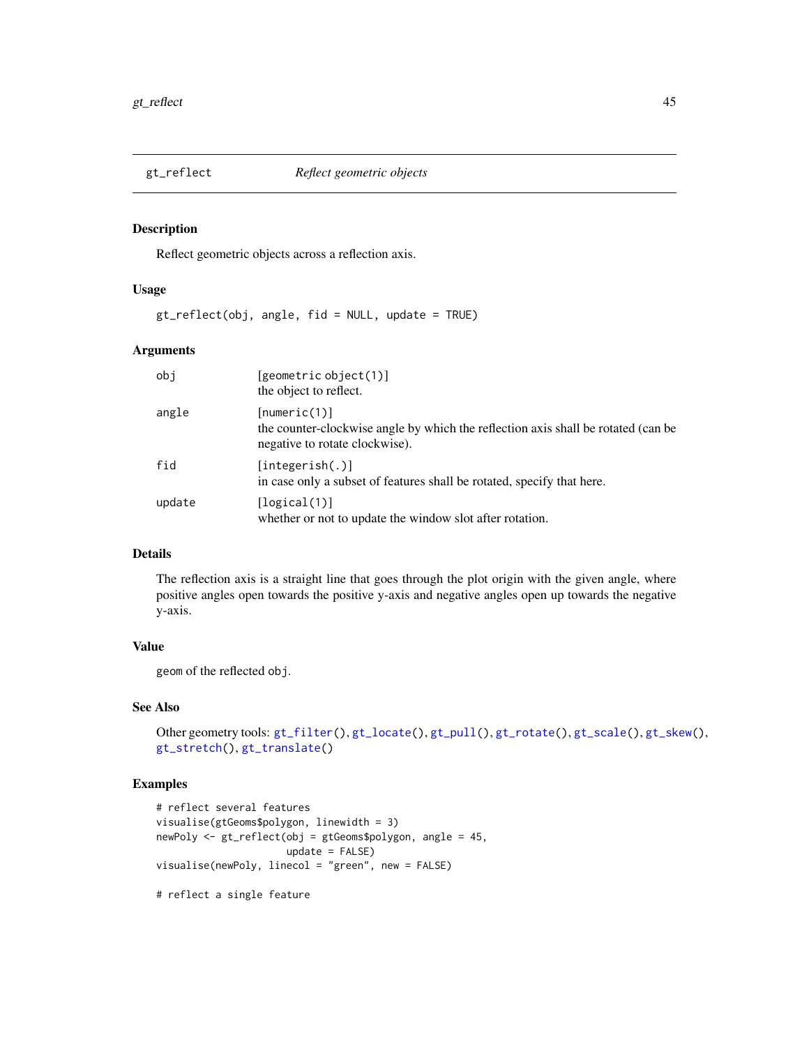## gt_reflect — *Reflect geometric objects*

### Description

Reflect geometric objects across a reflection axis.

### Usage

```
gt_reflect(obj, angle, fid = NULL, update = TRUE)
```

### Arguments

| | |
|---|---|
| obj | [geometric object(1)] the object to reflect. |
| angle | [numeric(1)] the counter-clockwise angle by which the reflection axis shall be rotated (can be negative to rotate clockwise). |
| fid | [integerish(.)] in case only a subset of features shall be rotated, specify that here. |
| update | [logical(1)] whether or not to update the window slot after rotation. |

### Details

The reflection axis is a straight line that goes through the plot origin with the given angle, where positive angles open towards the positive y-axis and negative angles open up towards the negative y-axis.

### Value

`geom` of the reflected `obj`.

### See Also

Other geometry tools: `gt_filter()`, `gt_locate()`, `gt_pull()`, `gt_rotate()`, `gt_scale()`, `gt_skew()`, `gt_stretch()`, `gt_translate()`

### Examples

```
# reflect several features
visualise(gtGeoms$polygon, linewidth = 3)
newPoly <- gt_reflect(obj = gtGeoms$polygon, angle = 45,
                      update = FALSE)
visualise(newPoly, linecol = "green", new = FALSE)

# reflect a single feature
```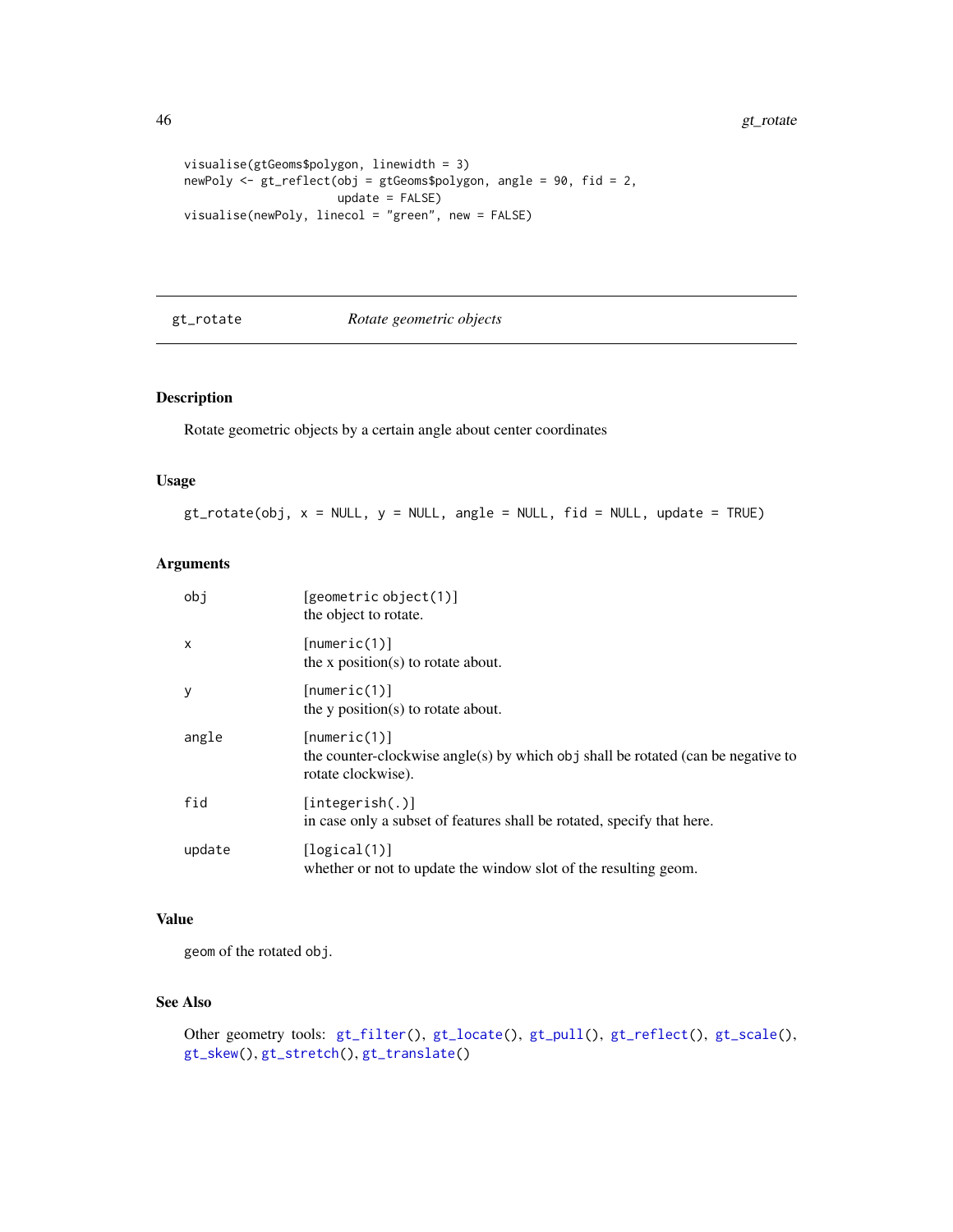```
visualise(gtGeoms$polygon, linewidth = 3)
newPoly <- gt_reflect(obj = gtGeoms$polygon, angle = 90, fid = 2,
                      update = FALSE)
visualise(newPoly, linecol = "green", new = FALSE)
```

---

## gt_rotate *Rotate geometric objects*

---

### Description

Rotate geometric objects by a certain angle about center coordinates

### Usage

```
gt_rotate(obj, x = NULL, y = NULL, angle = NULL, fid = NULL, update = TRUE)
```

### Arguments

| | |
|---|---|
| `obj` | `[geometric object(1)]` the object to rotate. |
| `x` | `[numeric(1)]` the x position(s) to rotate about. |
| `y` | `[numeric(1)]` the y position(s) to rotate about. |
| `angle` | `[numeric(1)]` the counter-clockwise angle(s) by which `obj` shall be rotated (can be negative to rotate clockwise). |
| `fid` | `[integerish(.)]` in case only a subset of features shall be rotated, specify that here. |
| `update` | `[logical(1)]` whether or not to update the window slot of the resulting geom. |

### Value

`geom` of the rotated `obj`.

### See Also

Other geometry tools: `gt_filter()`, `gt_locate()`, `gt_pull()`, `gt_reflect()`, `gt_scale()`, `gt_skew()`, `gt_stretch()`, `gt_translate()`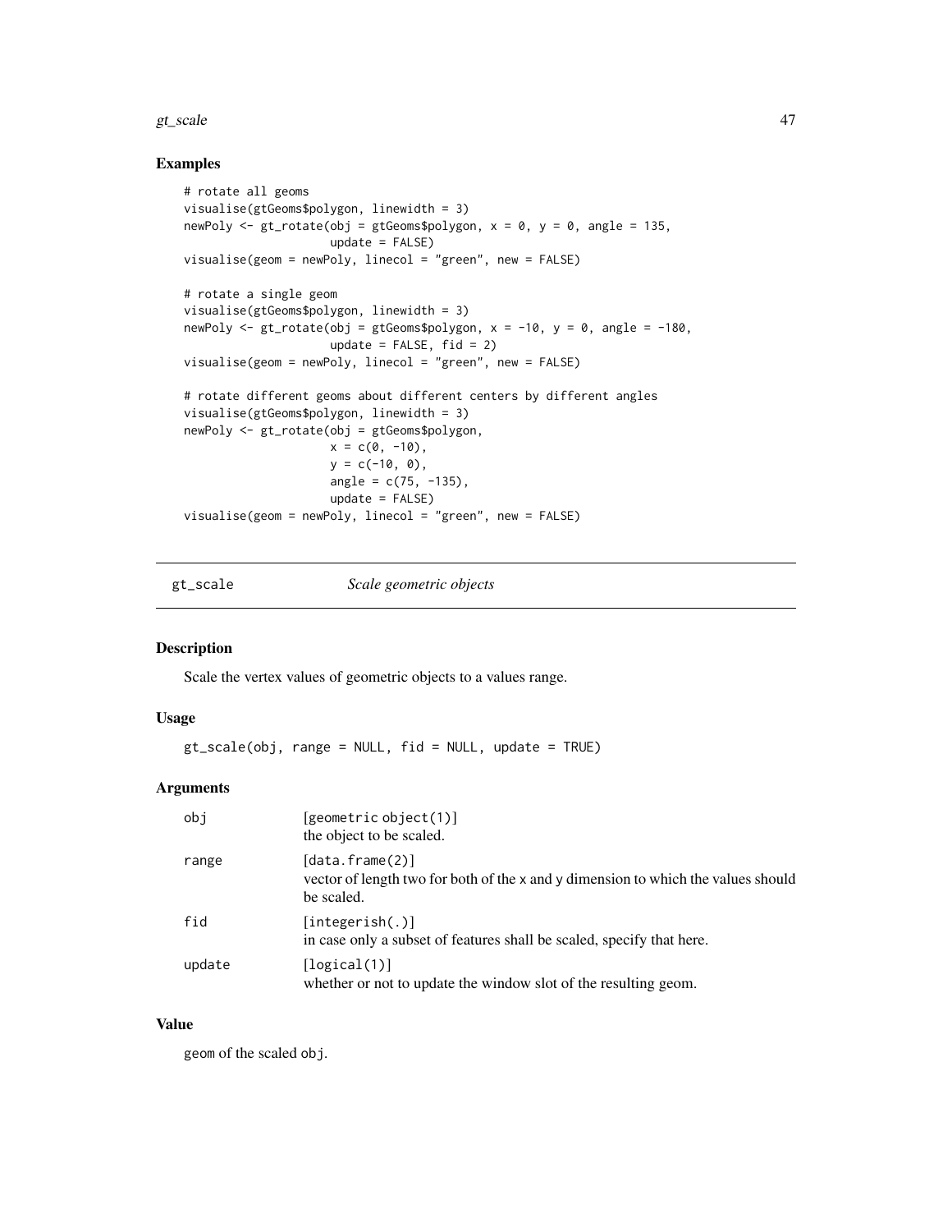## Examples

```
# rotate all geoms
visualise(gtGeoms$polygon, linewidth = 3)
newPoly <- gt_rotate(obj = gtGeoms$polygon, x = 0, y = 0, angle = 135,
                     update = FALSE)
visualise(geom = newPoly, linecol = "green", new = FALSE)

# rotate a single geom
visualise(gtGeoms$polygon, linewidth = 3)
newPoly <- gt_rotate(obj = gtGeoms$polygon, x = -10, y = 0, angle = -180,
                     update = FALSE, fid = 2)
visualise(geom = newPoly, linecol = "green", new = FALSE)

# rotate different geoms about different centers by different angles
visualise(gtGeoms$polygon, linewidth = 3)
newPoly <- gt_rotate(obj = gtGeoms$polygon,
                     x = c(0, -10),
                     y = c(-10, 0),
                     angle = c(75, -135),
                     update = FALSE)
visualise(geom = newPoly, linecol = "green", new = FALSE)
```

---

# gt_scale — *Scale geometric objects*

---

## Description

Scale the vertex values of geometric objects to a values range.

## Usage

```
gt_scale(obj, range = NULL, fid = NULL, update = TRUE)
```

## Arguments

| | |
|---|---|
| `obj` | `[geometric object(1)]` the object to be scaled. |
| `range` | `[data.frame(2)]` vector of length two for both of the x and y dimension to which the values should be scaled. |
| `fid` | `[integerish(.)]` in case only a subset of features shall be scaled, specify that here. |
| `update` | `[logical(1)]` whether or not to update the window slot of the resulting geom. |

## Value

`geom` of the scaled `obj`.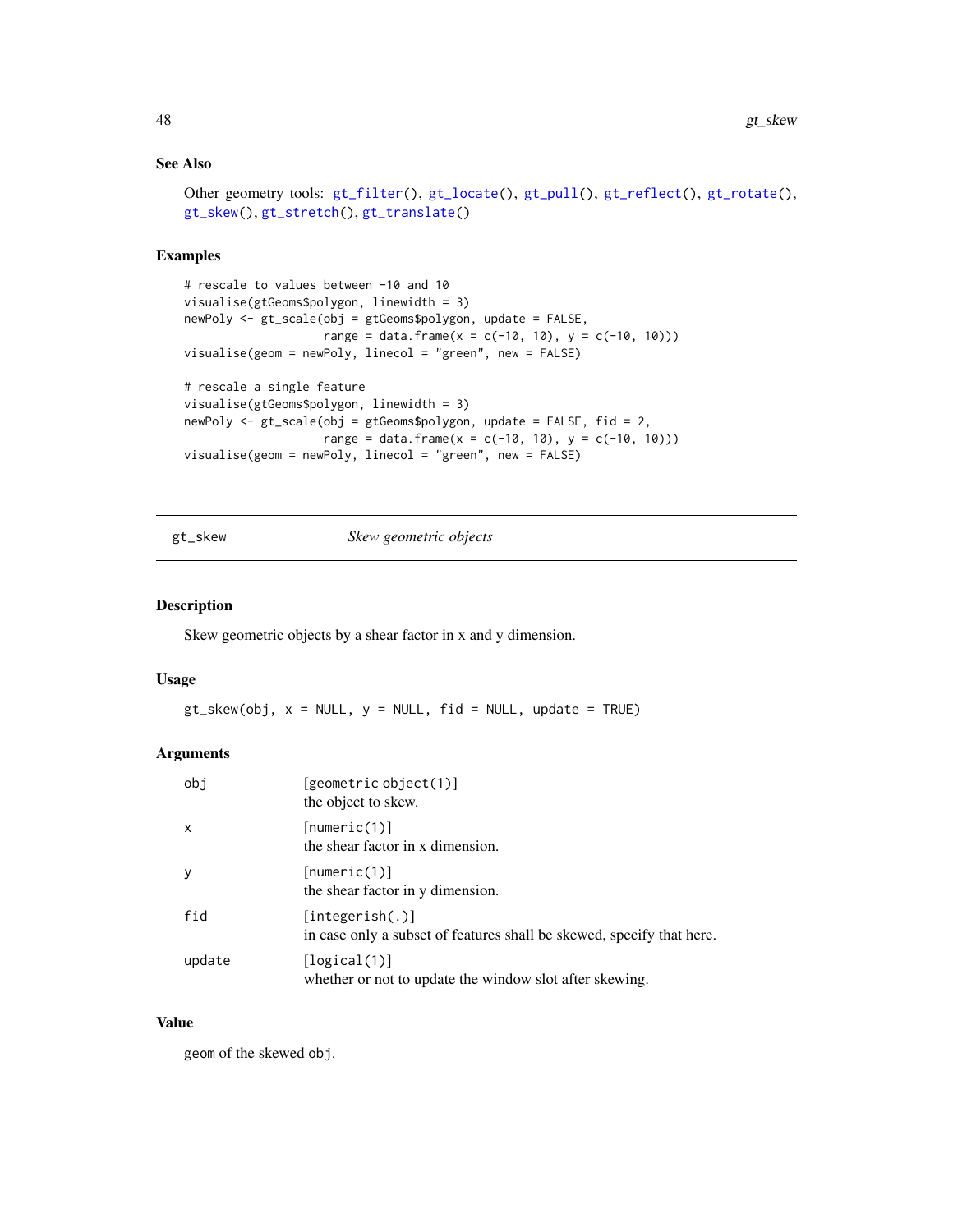### See Also

Other geometry tools: gt_filter(), gt_locate(), gt_pull(), gt_reflect(), gt_rotate(), gt_skew(), gt_stretch(), gt_translate()

### Examples

```
# rescale to values between -10 and 10
visualise(gtGeoms$polygon, linewidth = 3)
newPoly <- gt_scale(obj = gtGeoms$polygon, update = FALSE,
                    range = data.frame(x = c(-10, 10), y = c(-10, 10)))
visualise(geom = newPoly, linecol = "green", new = FALSE)

# rescale a single feature
visualise(gtGeoms$polygon, linewidth = 3)
newPoly <- gt_scale(obj = gtGeoms$polygon, update = FALSE, fid = 2,
                    range = data.frame(x = c(-10, 10), y = c(-10, 10)))
visualise(geom = newPoly, linecol = "green", new = FALSE)
```

---

## gt_skew — *Skew geometric objects*

### Description

Skew geometric objects by a shear factor in x and y dimension.

### Usage

```
gt_skew(obj, x = NULL, y = NULL, fid = NULL, update = TRUE)
```

### Arguments

| | |
|---|---|
| obj | [geometric object(1)] the object to skew. |
| x | [numeric(1)] the shear factor in x dimension. |
| y | [numeric(1)] the shear factor in y dimension. |
| fid | [integerish(.)] in case only a subset of features shall be skewed, specify that here. |
| update | [logical(1)] whether or not to update the window slot after skewing. |

### Value

geom of the skewed obj.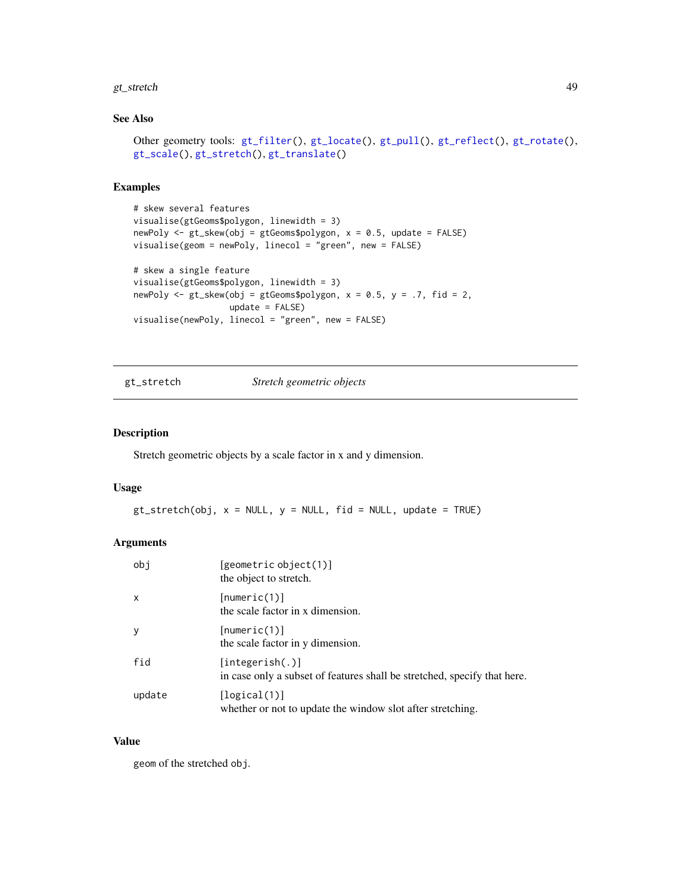### See Also

Other geometry tools: gt_filter(), gt_locate(), gt_pull(), gt_reflect(), gt_rotate(), gt_scale(), gt_stretch(), gt_translate()

### Examples

```
# skew several features
visualise(gtGeoms$polygon, linewidth = 3)
newPoly <- gt_skew(obj = gtGeoms$polygon, x = 0.5, update = FALSE)
visualise(geom = newPoly, linecol = "green", new = FALSE)

# skew a single feature
visualise(gtGeoms$polygon, linewidth = 3)
newPoly <- gt_skew(obj = gtGeoms$polygon, x = 0.5, y = .7, fid = 2,
                   update = FALSE)
visualise(newPoly, linecol = "green", new = FALSE)
```

---

## gt_stretch — *Stretch geometric objects*

### Description

Stretch geometric objects by a scale factor in x and y dimension.

### Usage

```
gt_stretch(obj, x = NULL, y = NULL, fid = NULL, update = TRUE)
```

### Arguments

| Argument | Description |
|---|---|
| obj | [geometric object(1)] the object to stretch. |
| x | [numeric(1)] the scale factor in x dimension. |
| y | [numeric(1)] the scale factor in y dimension. |
| fid | [integerish(.)] in case only a subset of features shall be stretched, specify that here. |
| update | [logical(1)] whether or not to update the window slot after stretching. |

### Value

geom of the stretched obj.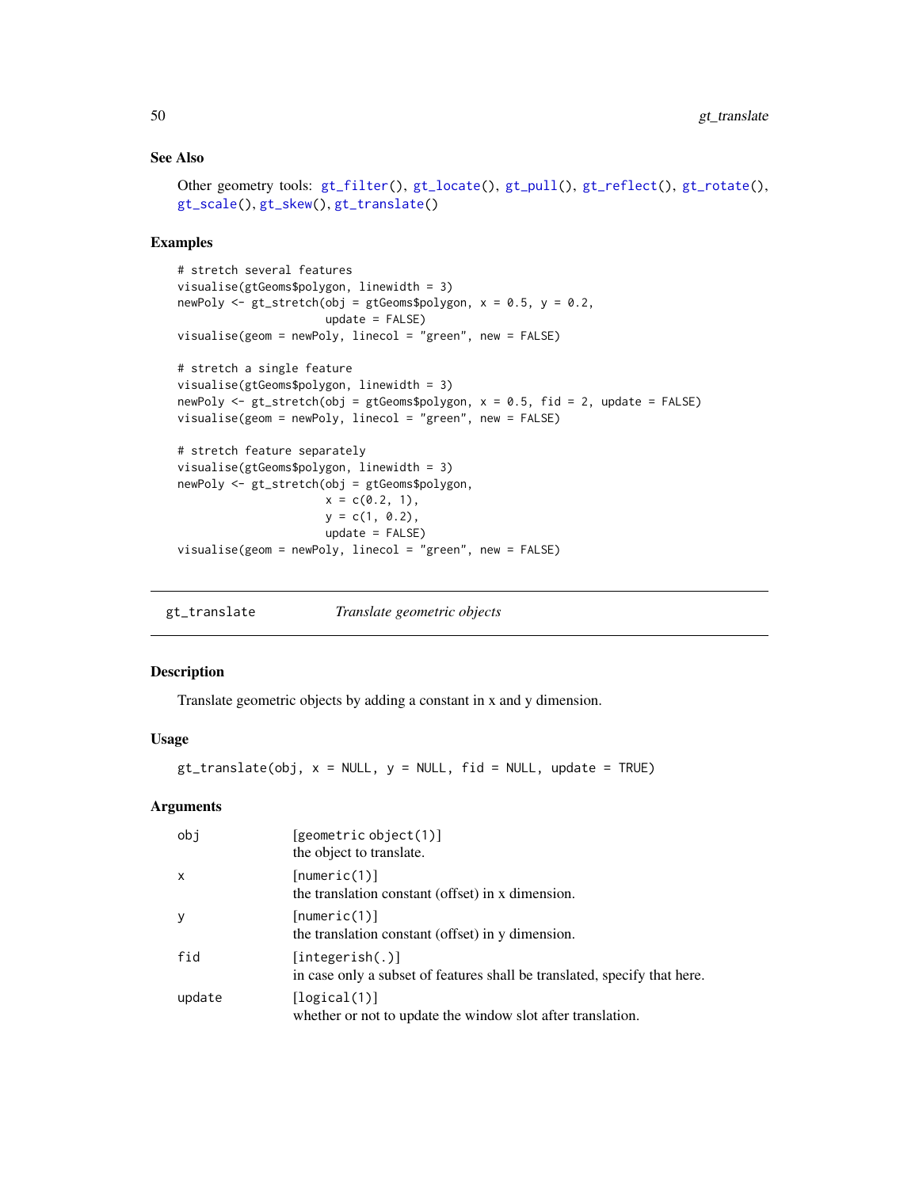### See Also

Other geometry tools: `gt_filter()`, `gt_locate()`, `gt_pull()`, `gt_reflect()`, `gt_rotate()`, `gt_scale()`, `gt_skew()`, `gt_translate()`

### Examples

```
# stretch several features
visualise(gtGeoms$polygon, linewidth = 3)
newPoly <- gt_stretch(obj = gtGeoms$polygon, x = 0.5, y = 0.2,
                      update = FALSE)
visualise(geom = newPoly, linecol = "green", new = FALSE)

# stretch a single feature
visualise(gtGeoms$polygon, linewidth = 3)
newPoly <- gt_stretch(obj = gtGeoms$polygon, x = 0.5, fid = 2, update = FALSE)
visualise(geom = newPoly, linecol = "green", new = FALSE)

# stretch feature separately
visualise(gtGeoms$polygon, linewidth = 3)
newPoly <- gt_stretch(obj = gtGeoms$polygon,
                      x = c(0.2, 1),
                      y = c(1, 0.2),
                      update = FALSE)
visualise(geom = newPoly, linecol = "green", new = FALSE)
```

---

## gt_translate    *Translate geometric objects*

---

### Description

Translate geometric objects by adding a constant in x and y dimension.

### Usage

```
gt_translate(obj, x = NULL, y = NULL, fid = NULL, update = TRUE)
```

### Arguments

| | |
|---|---|
| obj | [geometric object(1)]<br>the object to translate. |
| x | [numeric(1)]<br>the translation constant (offset) in x dimension. |
| y | [numeric(1)]<br>the translation constant (offset) in y dimension. |
| fid | [integerish(.)]<br>in case only a subset of features shall be translated, specify that here. |
| update | [logical(1)]<br>whether or not to update the window slot after translation. |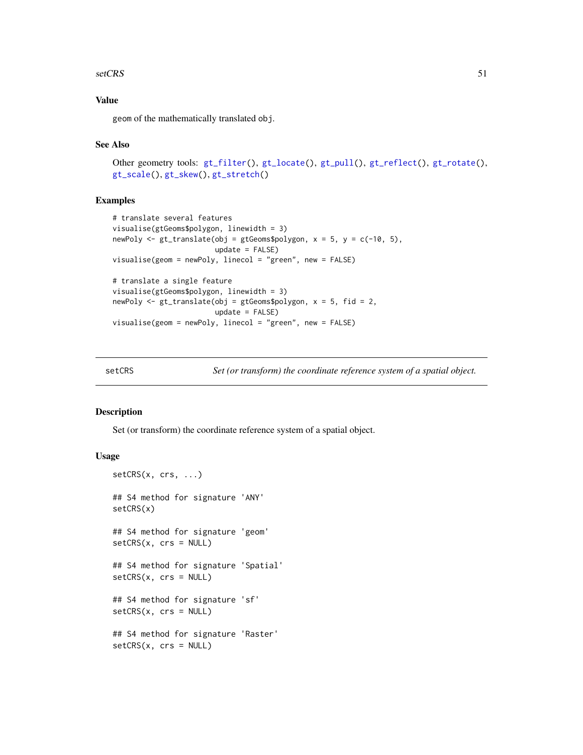### Value

`geom` of the mathematically translated `obj`.

### See Also

Other geometry tools: `gt_filter()`, `gt_locate()`, `gt_pull()`, `gt_reflect()`, `gt_rotate()`, `gt_scale()`, `gt_skew()`, `gt_stretch()`

### Examples

```
# translate several features
visualise(gtGeoms$polygon, linewidth = 3)
newPoly <- gt_translate(obj = gtGeoms$polygon, x = 5, y = c(-10, 5),
                        update = FALSE)
visualise(geom = newPoly, linecol = "green", new = FALSE)

# translate a single feature
visualise(gtGeoms$polygon, linewidth = 3)
newPoly <- gt_translate(obj = gtGeoms$polygon, x = 5, fid = 2,
                        update = FALSE)
visualise(geom = newPoly, linecol = "green", new = FALSE)
```

---

## setCRS — *Set (or transform) the coordinate reference system of a spatial object.*

---

### Description

Set (or transform) the coordinate reference system of a spatial object.

### Usage

```
setCRS(x, crs, ...)

## S4 method for signature 'ANY'
setCRS(x)

## S4 method for signature 'geom'
setCRS(x, crs = NULL)

## S4 method for signature 'Spatial'
setCRS(x, crs = NULL)

## S4 method for signature 'sf'
setCRS(x, crs = NULL)

## S4 method for signature 'Raster'
setCRS(x, crs = NULL)
```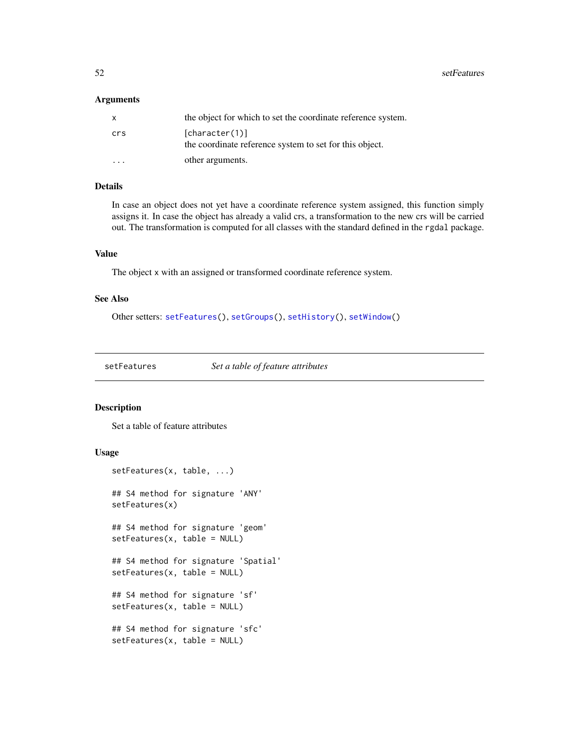### Arguments

| | |
|---|---|
| x | the object for which to set the coordinate reference system. |
| crs | [character(1)] the coordinate reference system to set for this object. |
| ... | other arguments. |

### Details

In case an object does not yet have a coordinate reference system assigned, this function simply assigns it. In case the object has already a valid crs, a transformation to the new crs will be carried out. The transformation is computed for all classes with the standard defined in the `rgdal` package.

### Value

The object `x` with an assigned or transformed coordinate reference system.

### See Also

Other setters: `setFeatures()`, `setGroups()`, `setHistory()`, `setWindow()`

---

## setFeatures — *Set a table of feature attributes*

---

### Description

Set a table of feature attributes

### Usage

```
setFeatures(x, table, ...)

## S4 method for signature 'ANY'
setFeatures(x)

## S4 method for signature 'geom'
setFeatures(x, table = NULL)

## S4 method for signature 'Spatial'
setFeatures(x, table = NULL)

## S4 method for signature 'sf'
setFeatures(x, table = NULL)

## S4 method for signature 'sfc'
setFeatures(x, table = NULL)
```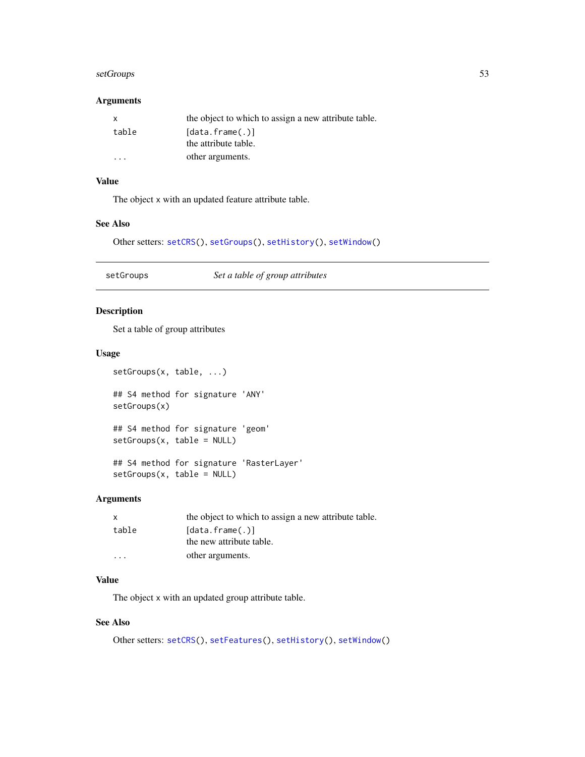### Arguments

| | |
|---|---|
| `x` | the object to which to assign a new attribute table. |
| `table` | `[data.frame(.)]` the attribute table. |
| `...` | other arguments. |

### Value

The object x with an updated feature attribute table.

### See Also

Other setters: `setCRS()`, `setGroups()`, `setHistory()`, `setWindow()`

---

## setGroups — *Set a table of group attributes*

### Description

Set a table of group attributes

### Usage

```
setGroups(x, table, ...)

## S4 method for signature 'ANY'
setGroups(x)

## S4 method for signature 'geom'
setGroups(x, table = NULL)

## S4 method for signature 'RasterLayer'
setGroups(x, table = NULL)
```

### Arguments

| | |
|---|---|
| `x` | the object to which to assign a new attribute table. |
| `table` | `[data.frame(.)]` the new attribute table. |
| `...` | other arguments. |

### Value

The object x with an updated group attribute table.

### See Also

Other setters: `setCRS()`, `setFeatures()`, `setHistory()`, `setWindow()`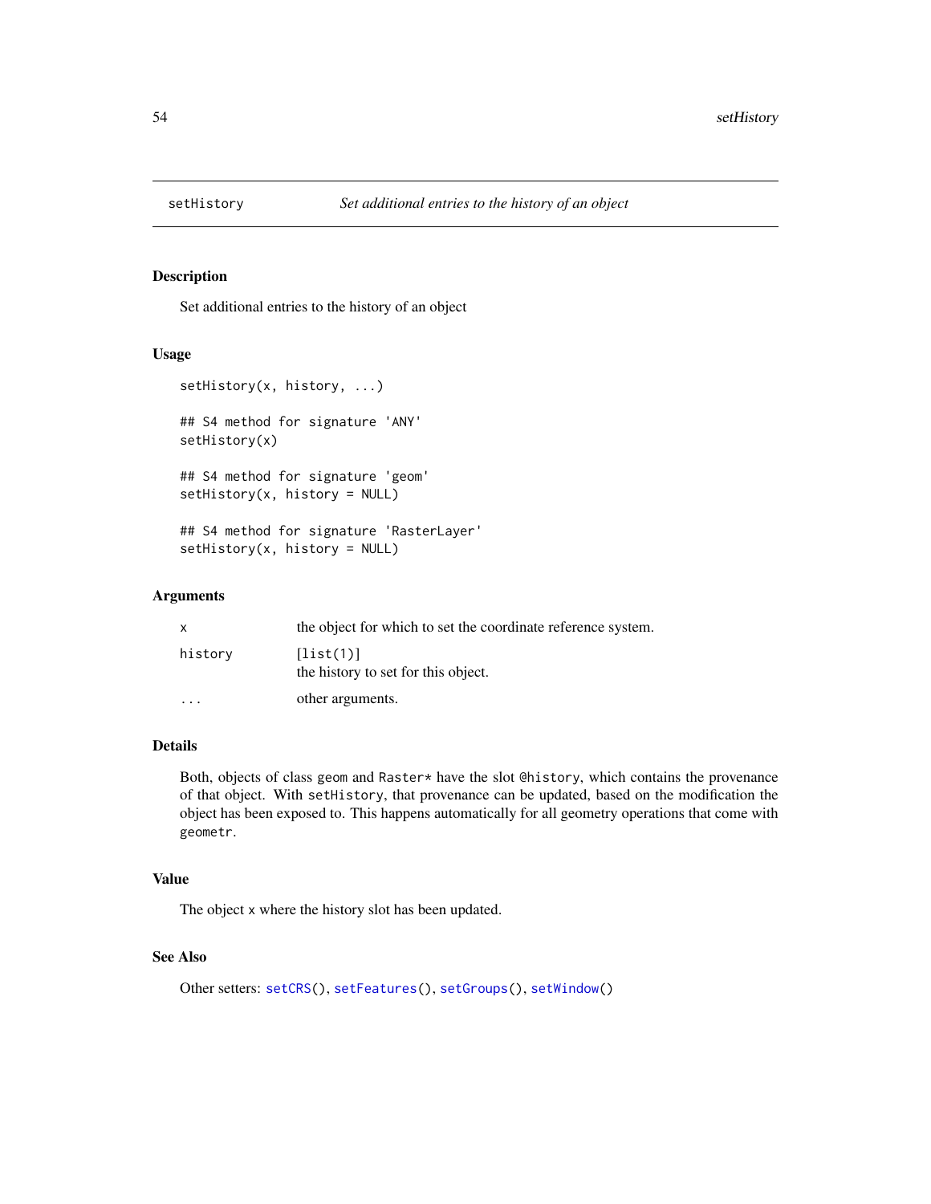# setHistory

*Set additional entries to the history of an object*

## Description

Set additional entries to the history of an object

## Usage

```
setHistory(x, history, ...)

## S4 method for signature 'ANY'
setHistory(x)

## S4 method for signature 'geom'
setHistory(x, history = NULL)

## S4 method for signature 'RasterLayer'
setHistory(x, history = NULL)
```

## Arguments

| | |
|---|---|
| `x` | the object for which to set the coordinate reference system. |
| `history` | `[list(1)]` the history to set for this object. |
| `...` | other arguments. |

## Details

Both, objects of class `geom` and `Raster*` have the slot `@history`, which contains the provenance of that object. With `setHistory`, that provenance can be updated, based on the modification the object has been exposed to. This happens automatically for all geometry operations that come with `geometr`.

## Value

The object `x` where the history slot has been updated.

## See Also

Other setters: `setCRS()`, `setFeatures()`, `setGroups()`, `setWindow()`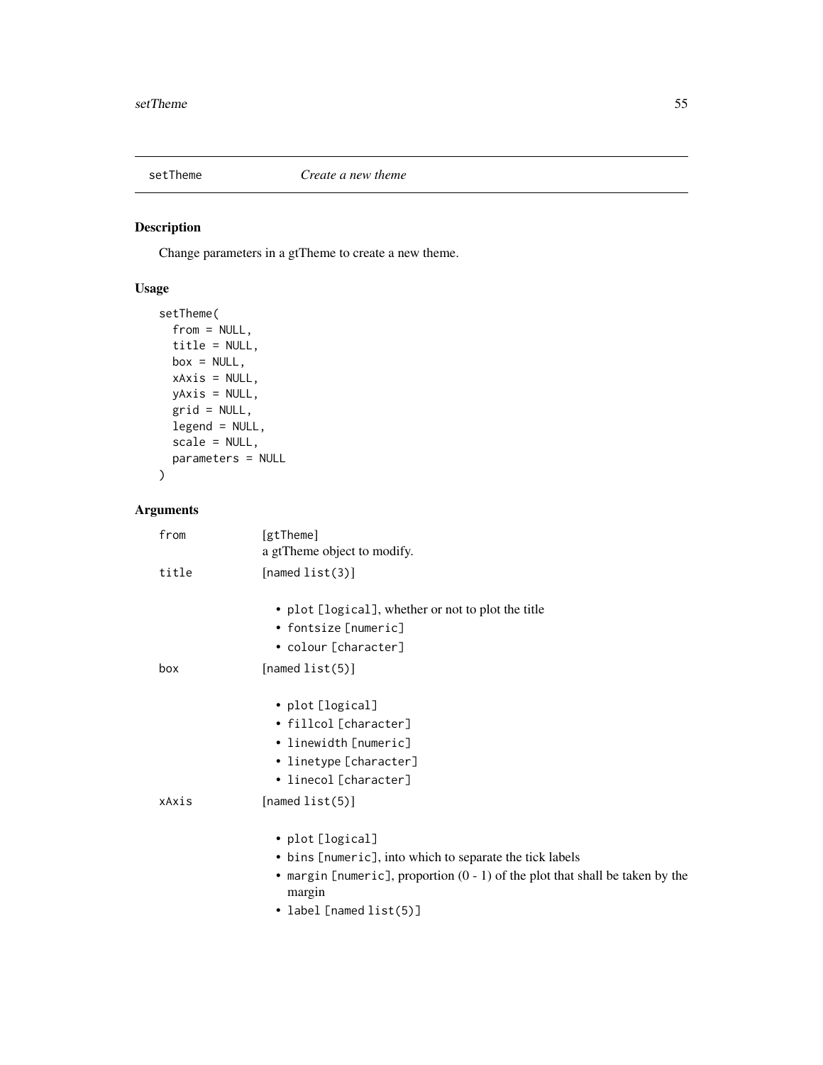## setTheme — *Create a new theme*

### Description

Change parameters in a gtTheme to create a new theme.

### Usage

```
setTheme(
  from = NULL,
  title = NULL,
  box = NULL,
  xAxis = NULL,
  yAxis = NULL,
  grid = NULL,
  legend = NULL,
  scale = NULL,
  parameters = NULL
)
```

### Arguments

`from` — [gtTheme]
a gtTheme object to modify.

`title` — [named list(3)]

- `plot` [logical], whether or not to plot the title
- `fontsize` [numeric]
- `colour` [character]

`box` — [named list(5)]

- `plot` [logical]
- `fillcol` [character]
- `linewidth` [numeric]
- `linetype` [character]
- `linecol` [character]

`xAxis` — [named list(5)]

- `plot` [logical]
- `bins` [numeric], into which to separate the tick labels
- `margin` [numeric], proportion (0 - 1) of the plot that shall be taken by the margin
- `label` [named list(5)]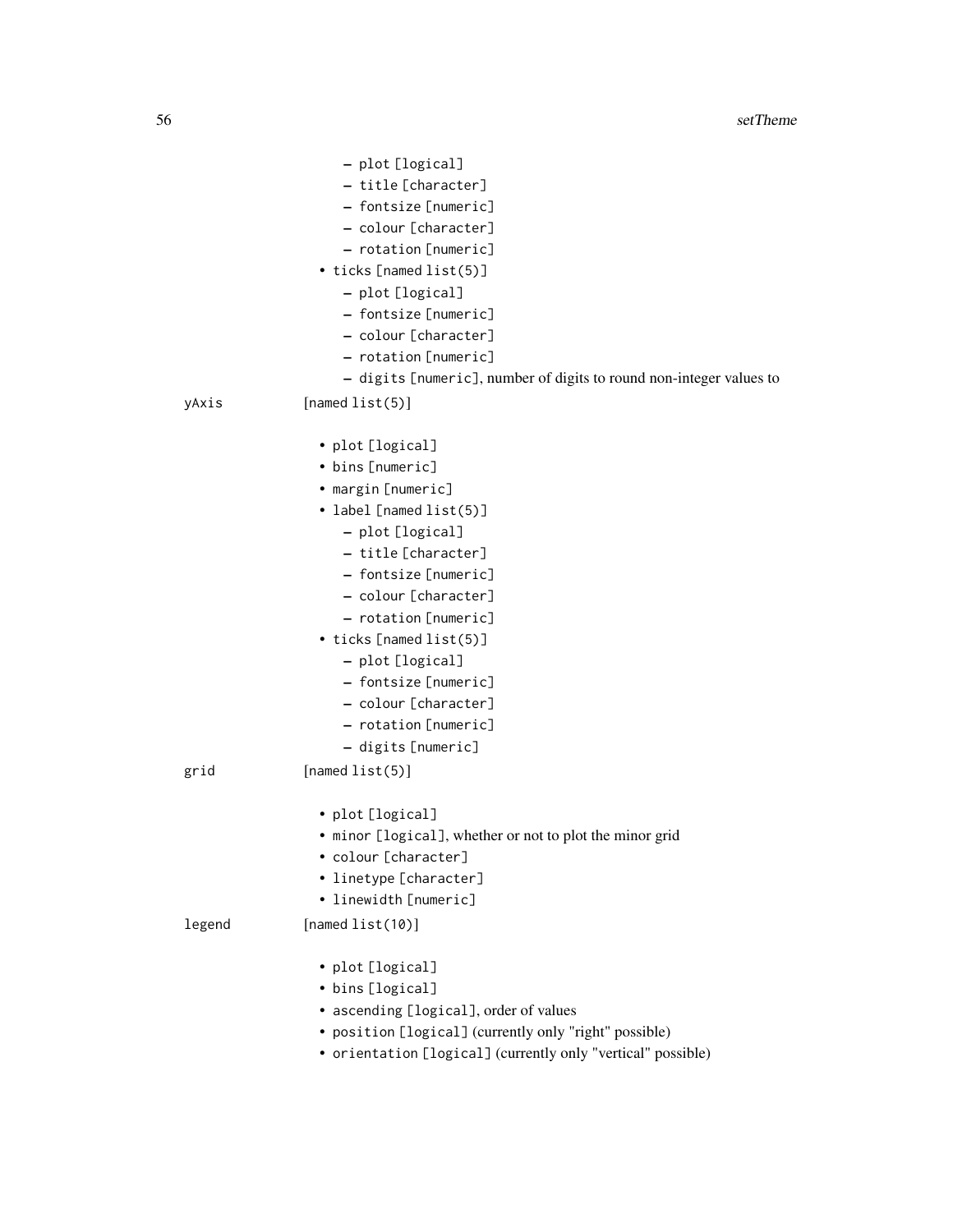- plot [logical]
  - title [character]
  - fontsize [numeric]
  - colour [character]
  - rotation [numeric]
- ticks [named list(5)]
  - plot [logical]
  - fontsize [numeric]
  - colour [character]
  - rotation [numeric]
  - digits [numeric], number of digits to round non-integer values to

yAxis [named list(5)]

- plot [logical]
- bins [numeric]
- margin [numeric]
- label [named list(5)]
  - plot [logical]
  - title [character]
  - fontsize [numeric]
  - colour [character]
  - rotation [numeric]
- ticks [named list(5)]
  - plot [logical]
  - fontsize [numeric]
  - colour [character]
  - rotation [numeric]
  - digits [numeric]

grid [named list(5)]

- plot [logical]
- minor [logical], whether or not to plot the minor grid
- colour [character]
- linetype [character]
- linewidth [numeric]

legend [named list(10)]

- plot [logical]
- bins [logical]
- ascending [logical], order of values
- position [logical] (currently only "right" possible)
- orientation [logical] (currently only "vertical" possible)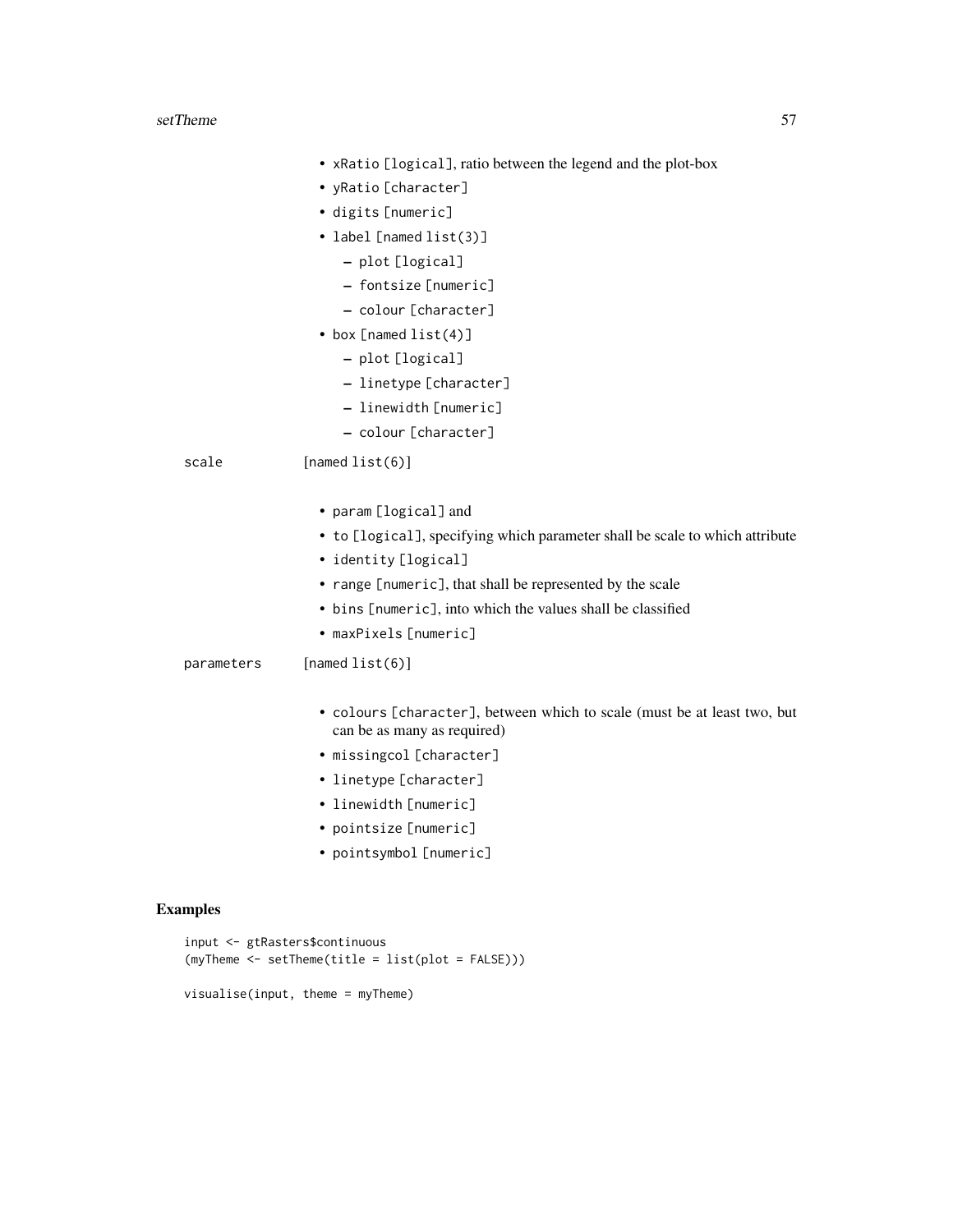- xRatio [logical], ratio between the legend and the plot-box
- yRatio [character]
- digits [numeric]
- label [named list(3)]
  - plot [logical]
  - fontsize [numeric]
  - colour [character]
- box [named list(4)]
  - plot [logical]
  - linetype [character]
  - linewidth [numeric]
  - colour [character]

scale [named list(6)]

- param [logical] and
- to [logical], specifying which parameter shall be scale to which attribute
- identity [logical]
- range [numeric], that shall be represented by the scale
- bins [numeric], into which the values shall be classified
- maxPixels [numeric]

parameters [named list(6)]

- colours [character], between which to scale (must be at least two, but can be as many as required)
- missingcol [character]
- linetype [character]
- linewidth [numeric]
- pointsize [numeric]
- pointsymbol [numeric]

## Examples

```
input <- gtRasters$continuous
(myTheme <- setTheme(title = list(plot = FALSE)))

visualise(input, theme = myTheme)
```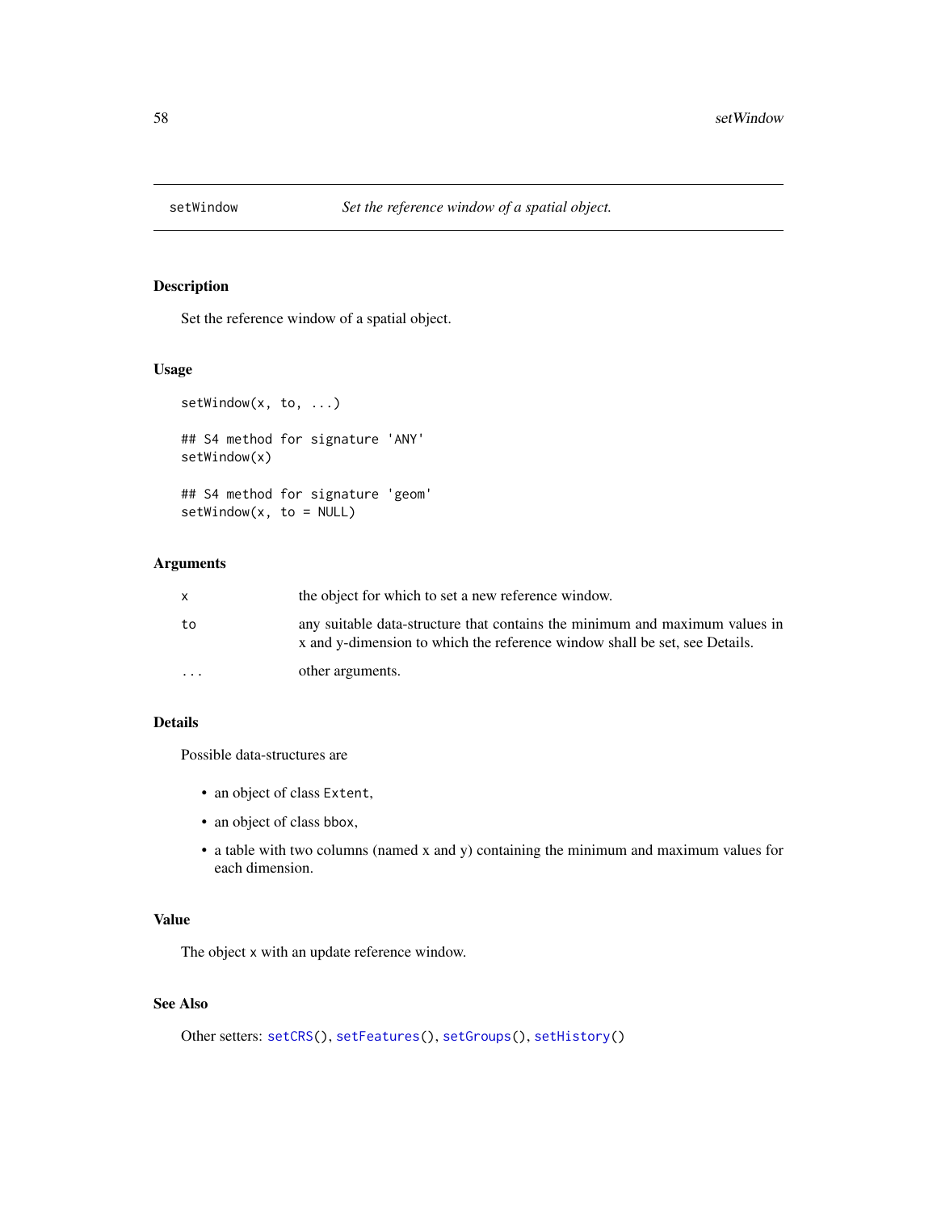setWindow *Set the reference window of a spatial object.*

## Description

Set the reference window of a spatial object.

## Usage

```
setWindow(x, to, ...)

## S4 method for signature 'ANY'
setWindow(x)

## S4 method for signature 'geom'
setWindow(x, to = NULL)
```

## Arguments

| | |
|---|---|
| x | the object for which to set a new reference window. |
| to | any suitable data-structure that contains the minimum and maximum values in x and y-dimension to which the reference window shall be set, see Details. |
| ... | other arguments. |

## Details

Possible data-structures are

- an object of class `Extent`,
- an object of class `bbox`,
- a table with two columns (named x and y) containing the minimum and maximum values for each dimension.

## Value

The object `x` with an update reference window.

## See Also

Other setters: `setCRS()`, `setFeatures()`, `setGroups()`, `setHistory()`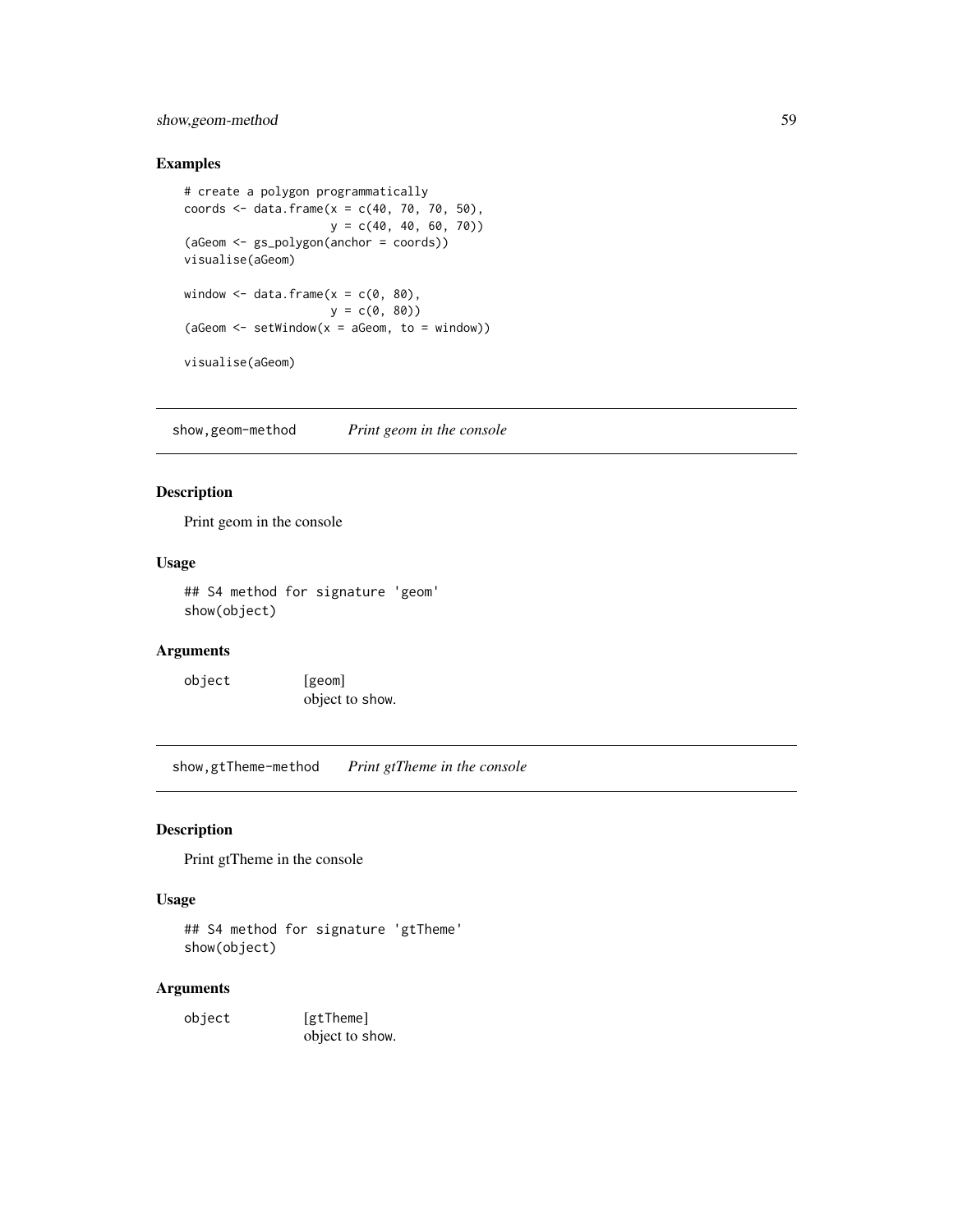## Examples

```
# create a polygon programmatically
coords <- data.frame(x = c(40, 70, 70, 50),
                     y = c(40, 40, 60, 70))
(aGeom <- gs_polygon(anchor = coords))
visualise(aGeom)

window <- data.frame(x = c(0, 80),
                     y = c(0, 80))
(aGeom <- setWindow(x = aGeom, to = window))

visualise(aGeom)
```

---

## show,geom-method    *Print geom in the console*

### Description

Print geom in the console

### Usage

```
## S4 method for signature 'geom'
show(object)
```

### Arguments

| | |
|---|---|
| object | [geom] object to show. |

---

## show,gtTheme-method    *Print gtTheme in the console*

### Description

Print gtTheme in the console

### Usage

```
## S4 method for signature 'gtTheme'
show(object)
```

### Arguments

| | |
|---|---|
| object | [gtTheme] object to show. |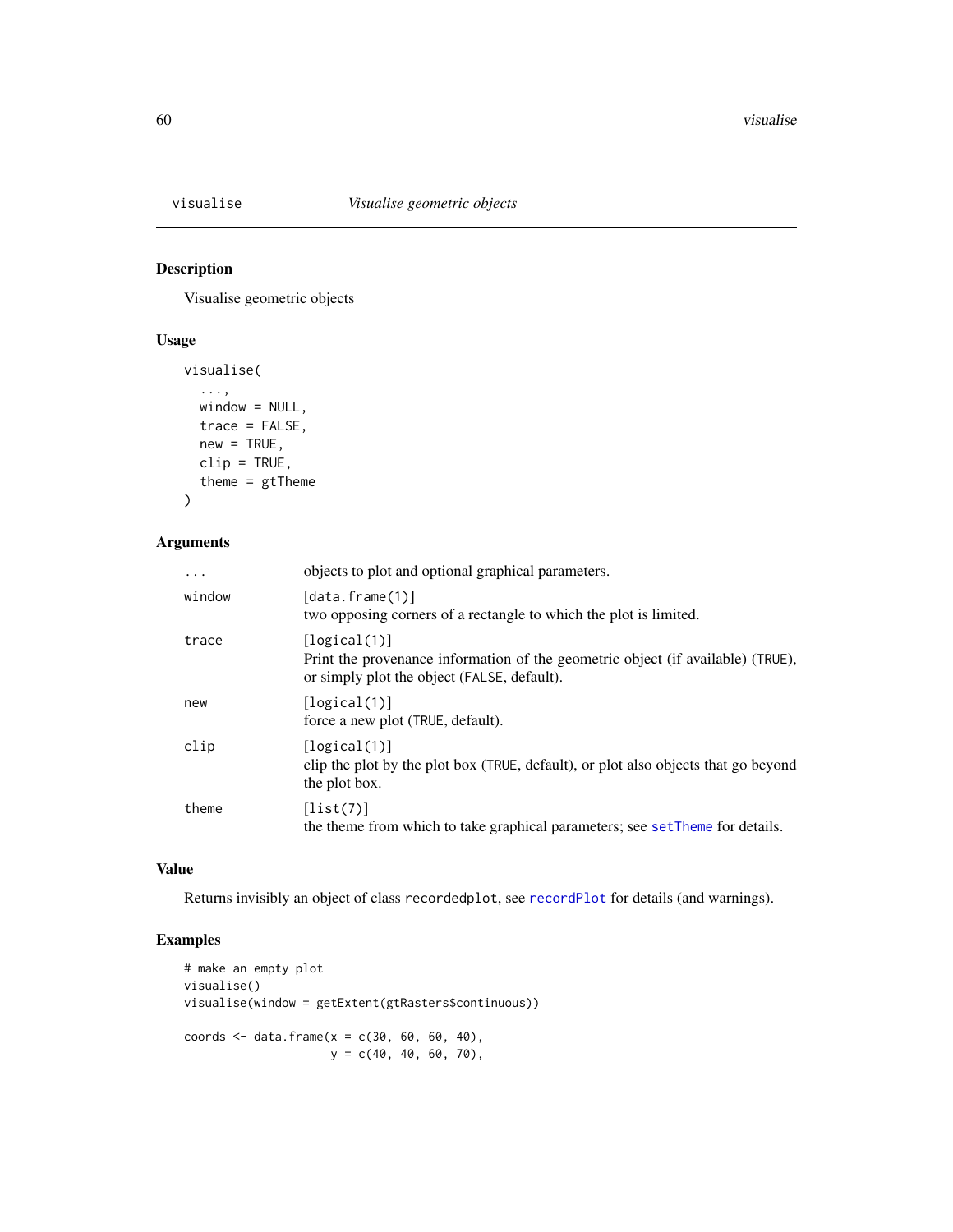## visualise — *Visualise geometric objects*

### Description

Visualise geometric objects

### Usage

```
visualise(
  ...,
  window = NULL,
  trace = FALSE,
  new = TRUE,
  clip = TRUE,
  theme = gtTheme
)
```

### Arguments

| | |
|---|---|
| `...` | objects to plot and optional graphical parameters. |
| `window` | [data.frame(1)]<br>two opposing corners of a rectangle to which the plot is limited. |
| `trace` | [logical(1)]<br>Print the provenance information of the geometric object (if available) (TRUE), or simply plot the object (FALSE, default). |
| `new` | [logical(1)]<br>force a new plot (TRUE, default). |
| `clip` | [logical(1)]<br>clip the plot by the plot box (TRUE, default), or plot also objects that go beyond the plot box. |
| `theme` | [list(7)]<br>the theme from which to take graphical parameters; see `setTheme` for details. |

### Value

Returns invisibly an object of class `recordedplot`, see `recordPlot` for details (and warnings).

### Examples

```
# make an empty plot
visualise()
visualise(window = getExtent(gtRasters$continuous))

coords <- data.frame(x = c(30, 60, 60, 40),
                     y = c(40, 40, 60, 70),
```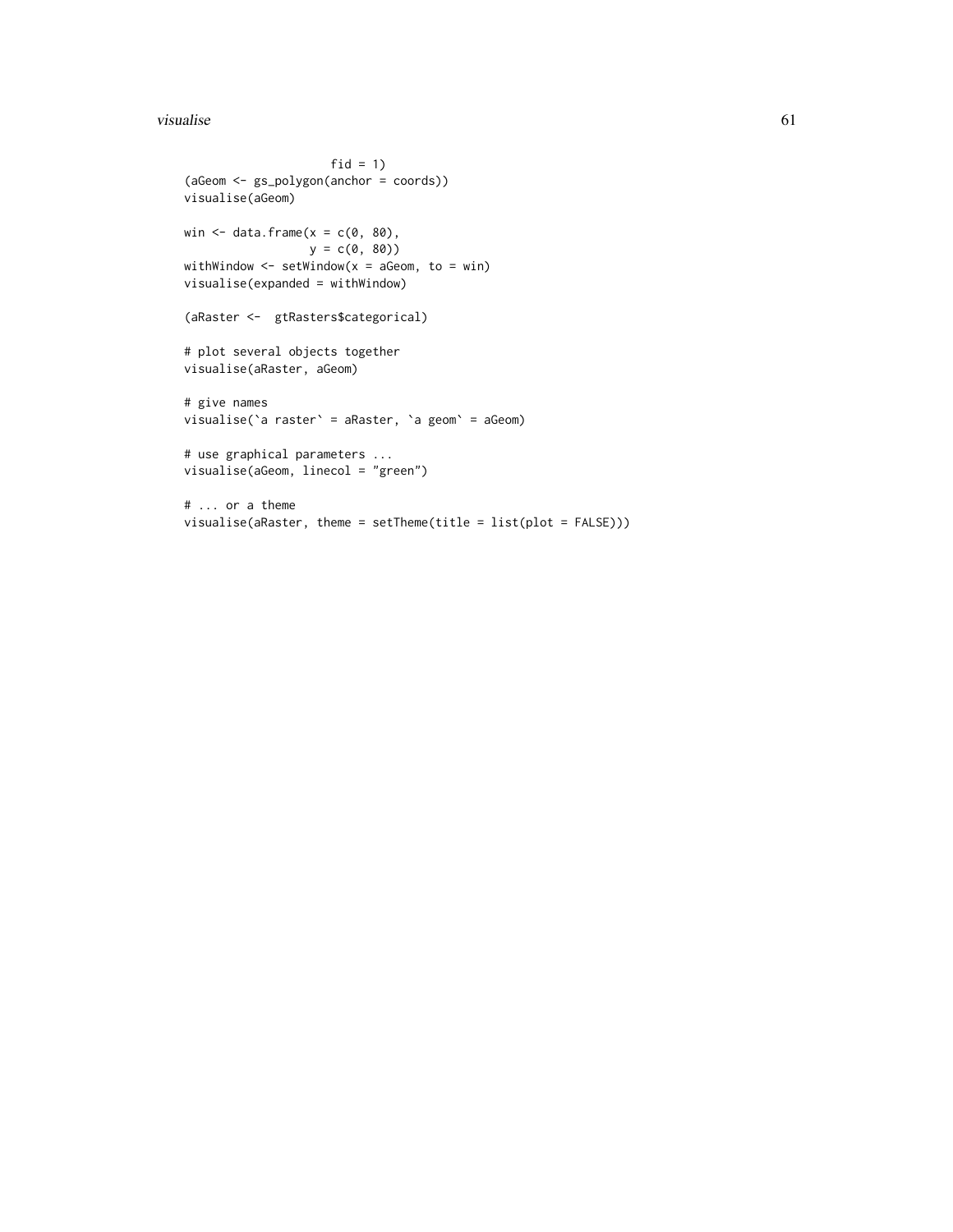```
                    fid = 1)
(aGeom <- gs_polygon(anchor = coords))
visualise(aGeom)

win <- data.frame(x = c(0, 80),
                  y = c(0, 80))
withWindow <- setWindow(x = aGeom, to = win)
visualise(expanded = withWindow)

(aRaster <-  gtRasters$categorical)

# plot several objects together
visualise(aRaster, aGeom)

# give names
visualise(`a raster` = aRaster, `a geom` = aGeom)

# use graphical parameters ...
visualise(aGeom, linecol = "green")

# ... or a theme
visualise(aRaster, theme = setTheme(title = list(plot = FALSE)))
```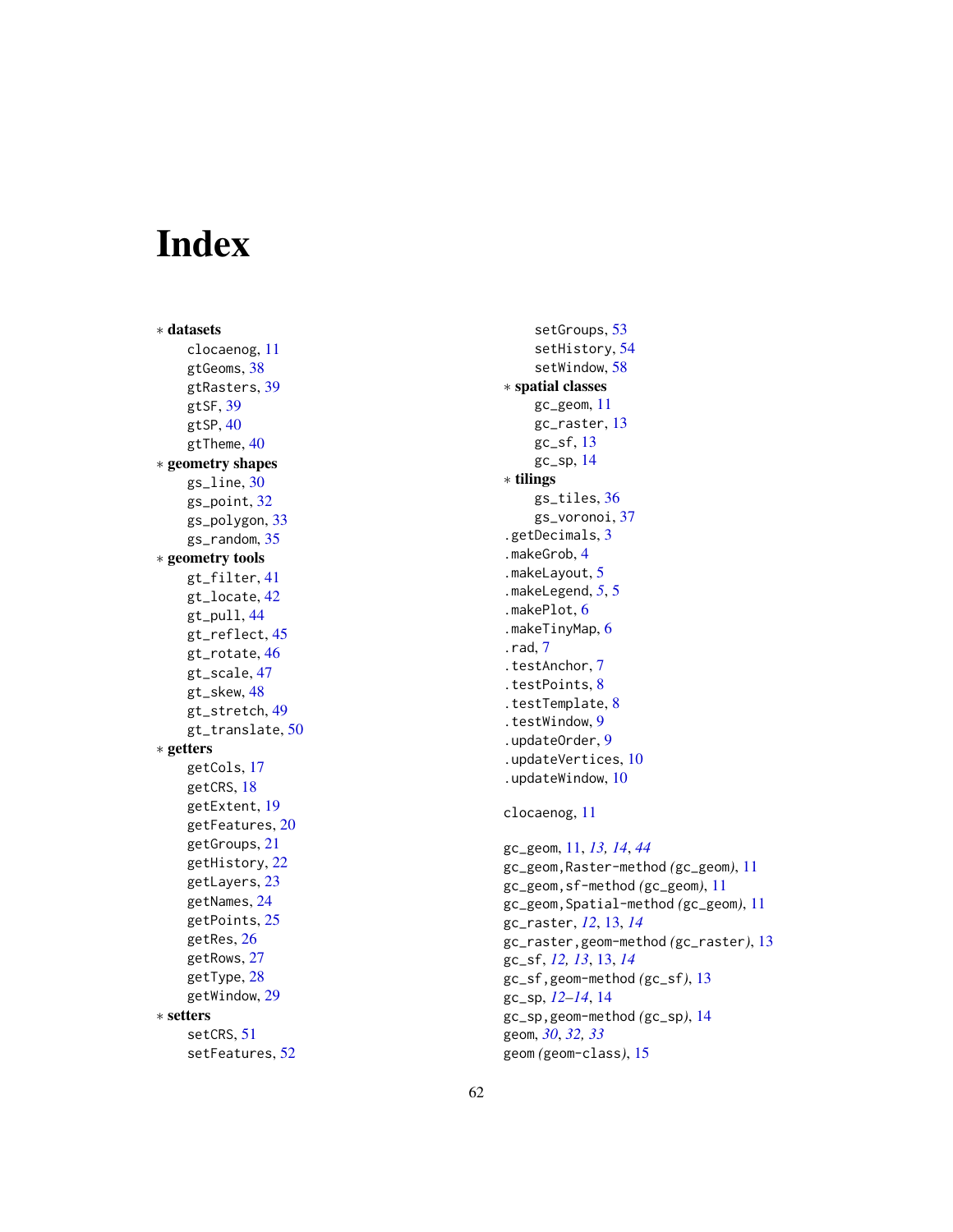# Index

* **datasets**
  - clocaenog, 11
  - gtGeoms, 38
  - gtRasters, 39
  - gtSF, 39
  - gtSP, 40
  - gtTheme, 40
* **geometry shapes**
  - gs_line, 30
  - gs_point, 32
  - gs_polygon, 33
  - gs_random, 35
* **geometry tools**
  - gt_filter, 41
  - gt_locate, 42
  - gt_pull, 44
  - gt_reflect, 45
  - gt_rotate, 46
  - gt_scale, 47
  - gt_skew, 48
  - gt_stretch, 49
  - gt_translate, 50
* **getters**
  - getCols, 17
  - getCRS, 18
  - getExtent, 19
  - getFeatures, 20
  - getGroups, 21
  - getHistory, 22
  - getLayers, 23
  - getNames, 24
  - getPoints, 25
  - getRes, 26
  - getRows, 27
  - getType, 28
  - getWindow, 29
* **setters**
  - setCRS, 51
  - setFeatures, 52
  - setGroups, 53
  - setHistory, 54
  - setWindow, 58
* **spatial classes**
  - gc_geom, 11
  - gc_raster, 13
  - gc_sf, 13
  - gc_sp, 14
* **tilings**
  - gs_tiles, 36
  - gs_voronoi, 37

.getDecimals, 3
.makeGrob, 4
.makeLayout, 5
.makeLegend, *5*, 5
.makePlot, 6
.makeTinyMap, 6
.rad, 7
.testAnchor, 7
.testPoints, 8
.testTemplate, 8
.testWindow, 9
.updateOrder, 9
.updateVertices, 10
.updateWindow, 10

clocaenog, 11

gc_geom, 11, *13, 14*, *44*
gc_geom,Raster-method *(*gc_geom*)*, 11
gc_geom,sf-method *(*gc_geom*)*, 11
gc_geom,Spatial-method *(*gc_geom*)*, 11
gc_raster, *12*, 13, *14*
gc_raster,geom-method *(*gc_raster*)*, 13
gc_sf, *12, 13*, 13, *14*
gc_sf,geom-method *(*gc_sf*)*, 13
gc_sp, *12–14*, 14
gc_sp,geom-method *(*gc_sp*)*, 14
geom, *30*, *32*, *33*
geom *(*geom-class*)*, 15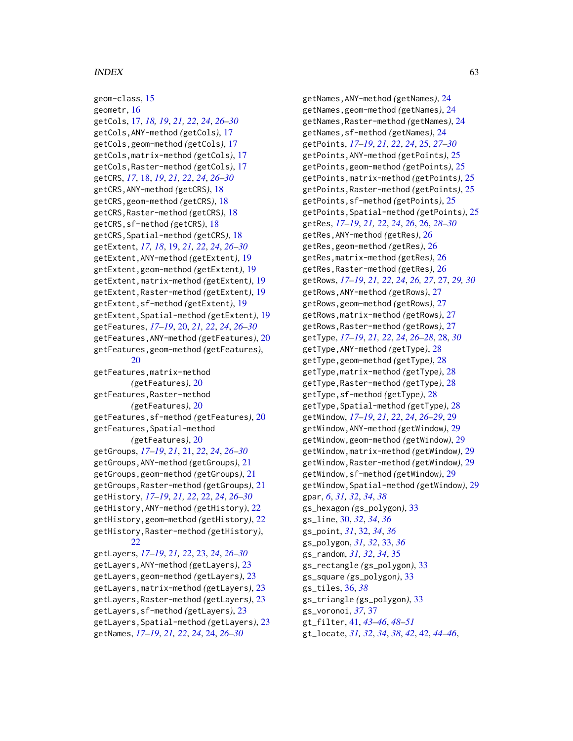geom-class, 15
geometr, 16
getCols, 17, *18, 19*, *21, 22*, *24*, *26–30*
getCols,ANY-method *(getCols)*, 17
getCols,geom-method *(getCols)*, 17
getCols,matrix-method *(getCols)*, 17
getCols,Raster-method *(getCols)*, 17
getCRS, *17*, 18, *19*, *21, 22*, *24*, *26–30*
getCRS,ANY-method *(getCRS)*, 18
getCRS,geom-method *(getCRS)*, 18
getCRS,Raster-method *(getCRS)*, 18
getCRS,sf-method *(getCRS)*, 18
getCRS,Spatial-method *(getCRS)*, 18
getExtent, *17, 18*, 19, *21, 22*, *24*, *26–30*
getExtent,ANY-method *(getExtent)*, 19
getExtent,geom-method *(getExtent)*, 19
getExtent,matrix-method *(getExtent)*, 19
getExtent,Raster-method *(getExtent)*, 19
getExtent,sf-method *(getExtent)*, 19
getExtent,Spatial-method *(getExtent)*, 19
getFeatures, *17–19*, 20, *21, 22*, *24*, *26–30*
getFeatures,ANY-method *(getFeatures)*, 20
getFeatures,geom-method *(getFeatures)*, 20
getFeatures,matrix-method *(getFeatures)*, 20
getFeatures,Raster-method *(getFeatures)*, 20
getFeatures,sf-method *(getFeatures)*, 20
getFeatures,Spatial-method *(getFeatures)*, 20
getGroups, *17–19*, *21*, 21, *22*, *24*, *26–30*
getGroups,ANY-method *(getGroups)*, 21
getGroups,geom-method *(getGroups)*, 21
getGroups,Raster-method *(getGroups)*, 21
getHistory, *17–19*, *21, 22*, 22, *24*, *26–30*
getHistory,ANY-method *(getHistory)*, 22
getHistory,geom-method *(getHistory)*, 22
getHistory,Raster-method *(getHistory)*, 22
getLayers, *17–19*, *21, 22*, 23, *24*, *26–30*
getLayers,ANY-method *(getLayers)*, 23
getLayers,geom-method *(getLayers)*, 23
getLayers,matrix-method *(getLayers)*, 23
getLayers,Raster-method *(getLayers)*, 23
getLayers,sf-method *(getLayers)*, 23
getLayers,Spatial-method *(getLayers)*, 23
getNames, *17–19*, *21, 22*, *24*, 24, *26–30*
getNames,ANY-method *(getNames)*, 24
getNames,geom-method *(getNames)*, 24
getNames,Raster-method *(getNames)*, 24
getNames,sf-method *(getNames)*, 24
getPoints, *17–19*, *21, 22*, *24*, 25, *27–30*
getPoints,ANY-method *(getPoints)*, 25
getPoints,geom-method *(getPoints)*, 25
getPoints,matrix-method *(getPoints)*, 25
getPoints,Raster-method *(getPoints)*, 25
getPoints,sf-method *(getPoints)*, 25
getPoints,Spatial-method *(getPoints)*, 25
getRes, *17–19*, *21, 22*, *24*, *26*, 26, *28–30*
getRes,ANY-method *(getRes)*, 26
getRes,geom-method *(getRes)*, 26
getRes,matrix-method *(getRes)*, 26
getRes,Raster-method *(getRes)*, 26
getRows, *17–19*, *21, 22*, *24*, *26, 27*, 27, *29, 30*
getRows,ANY-method *(getRows)*, 27
getRows,geom-method *(getRows)*, 27
getRows,matrix-method *(getRows)*, 27
getRows,Raster-method *(getRows)*, 27
getType, *17–19*, *21, 22*, *24*, *26–28*, 28, *30*
getType,ANY-method *(getType)*, 28
getType,geom-method *(getType)*, 28
getType,matrix-method *(getType)*, 28
getType,Raster-method *(getType)*, 28
getType,sf-method *(getType)*, 28
getType,Spatial-method *(getType)*, 28
getWindow, *17–19*, *21, 22*, *24*, *26–29*, 29
getWindow,ANY-method *(getWindow)*, 29
getWindow,geom-method *(getWindow)*, 29
getWindow,matrix-method *(getWindow)*, 29
getWindow,Raster-method *(getWindow)*, 29
getWindow,sf-method *(getWindow)*, 29
getWindow,Spatial-method *(getWindow)*, 29
gpar, *6*, *31, 32*, *34*, *38*
gs_hexagon *(gs_polygon)*, 33
gs_line, 30, *32*, *34*, *36*
gs_point, *31*, 32, *34*, *36*
gs_polygon, *31, 32*, 33, *36*
gs_random, *31, 32*, *34*, 35
gs_rectangle *(gs_polygon)*, 33
gs_square *(gs_polygon)*, 33
gs_tiles, 36, *38*
gs_triangle *(gs_polygon)*, 33
gs_voronoi, *37*, 37
gt_filter, 41, *43–46*, *48–51*
gt_locate, *31, 32*, *34*, *38*, *42*, 42, *44–46*,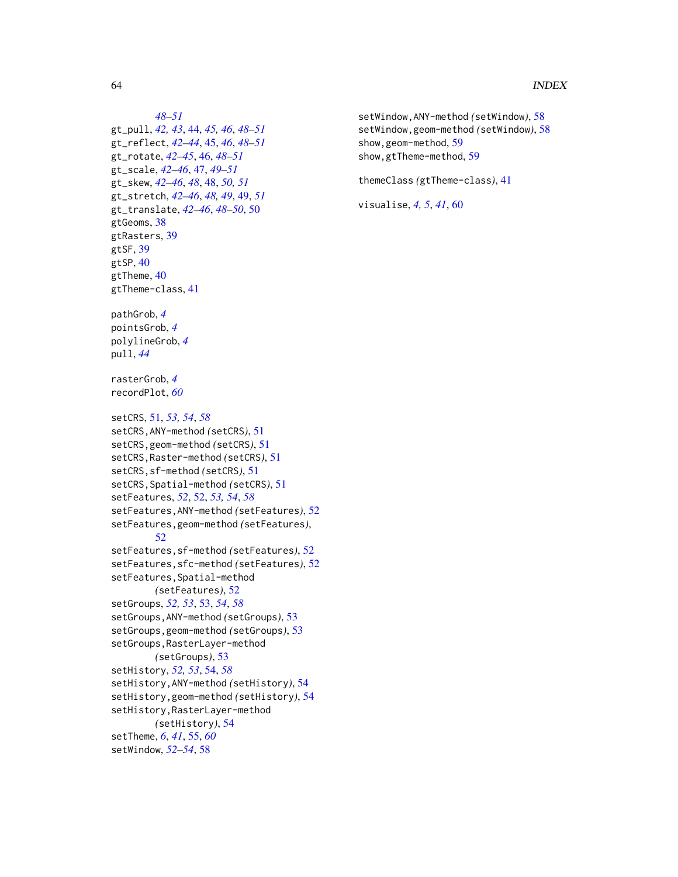*48–51*
gt_pull, *42, 43*, 44, *45, 46*, *48–51*
gt_reflect, *42–44*, 45, *46*, *48–51*
gt_rotate, *42–45*, 46, *48–51*
gt_scale, *42–46*, 47, *49–51*
gt_skew, *42–46*, *48*, 48, *50, 51*
gt_stretch, *42–46*, *48, 49*, 49, *51*
gt_translate, *42–46*, *48–50*, 50
gtGeoms, 38
gtRasters, 39
gtSF, 39
gtSP, 40
gtTheme, 40
gtTheme-class, 41

pathGrob, *4*
pointsGrob, *4*
polylineGrob, *4*
pull, *44*

rasterGrob, *4*
recordPlot, *60*

setCRS, 51, *53, 54*, *58*
setCRS,ANY-method *(setCRS)*, 51
setCRS,geom-method *(setCRS)*, 51
setCRS,Raster-method *(setCRS)*, 51
setCRS,sf-method *(setCRS)*, 51
setCRS,Spatial-method *(setCRS)*, 51
setFeatures, *52*, 52, *53, 54*, *58*
setFeatures,ANY-method *(setFeatures)*, 52
setFeatures,geom-method *(setFeatures)*, 52
setFeatures,sf-method *(setFeatures)*, 52
setFeatures,sfc-method *(setFeatures)*, 52
setFeatures,Spatial-method *(setFeatures)*, 52
setGroups, *52, 53*, 53, *54*, *58*
setGroups,ANY-method *(setGroups)*, 53
setGroups,geom-method *(setGroups)*, 53
setGroups,RasterLayer-method *(setGroups)*, 53
setHistory, *52, 53*, 54, *58*
setHistory,ANY-method *(setHistory)*, 54
setHistory,geom-method *(setHistory)*, 54
setHistory,RasterLayer-method *(setHistory)*, 54
setTheme, *6*, *41*, 55, *60*
setWindow, *52–54*, 58
setWindow,ANY-method *(setWindow)*, 58
setWindow,geom-method *(setWindow)*, 58
show,geom-method, 59
show,gtTheme-method, 59

themeClass *(gtTheme-class)*, 41

visualise, *4, 5*, *41*, 60